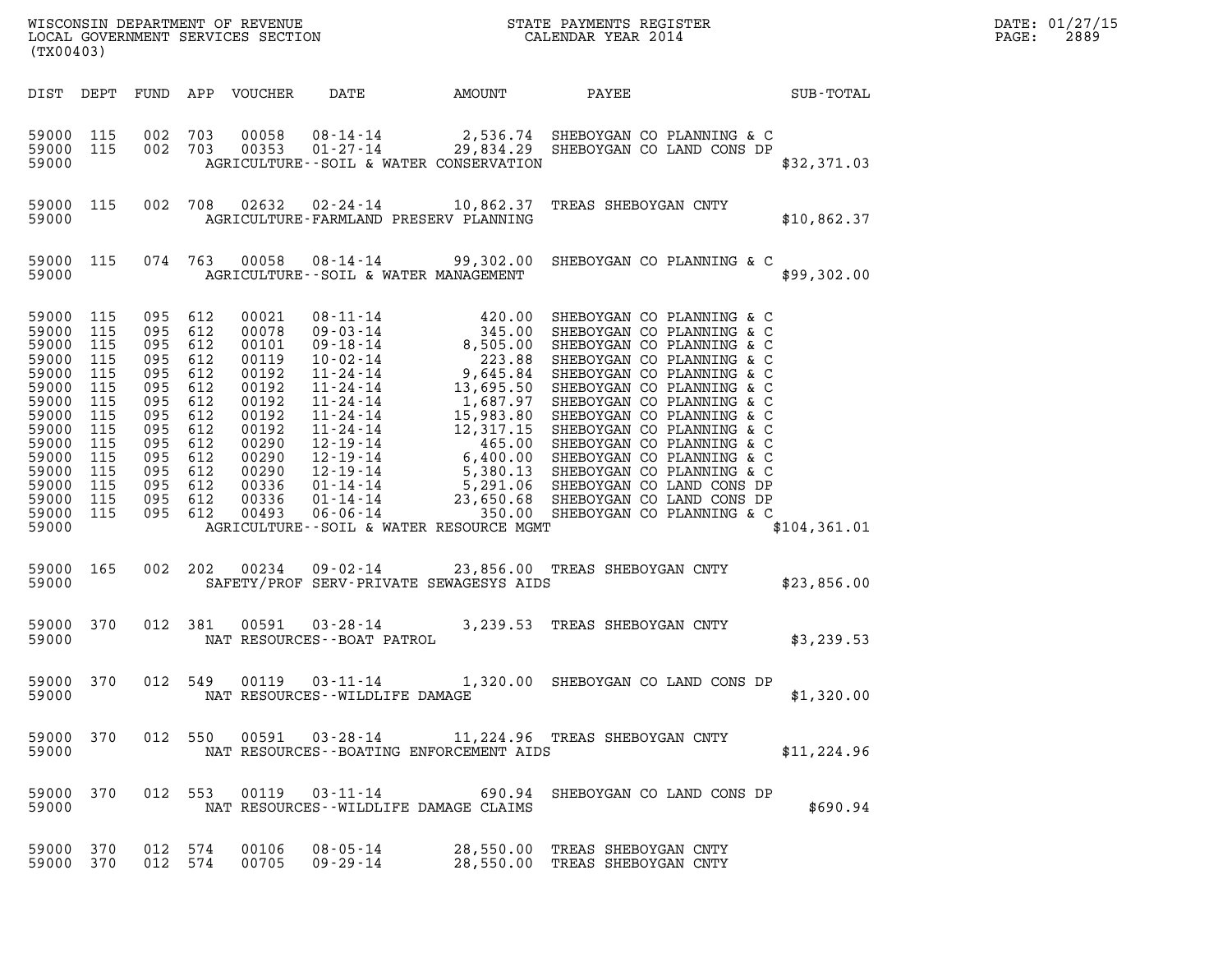WISCONSIN DEPARTMENT OF REVENUE
LOCAL GOVERNMENT SERVICES SECTION
(TX00403)

STATE PAYMENTS REGISTER
CALENDAR YEAR 2014

| DIST | DEPT | FUND | APP | VOUCHER | DATE | AMOUNT | PAYEE | SUB-TOTAL |
|---|---|---|---|---|---|---|---|---|
| 59000 | 115 | 002 | 703 | 00058 | 08-14-14 | 2,536.74 | SHEBOYGAN CO PLANNING & C | |
| 59000 | 115 | 002 | 703 | 00353 | 01-27-14 | 29,834.29 | SHEBOYGAN CO LAND CONS DP | |
| 59000 | | | | | AGRICULTURE--SOIL & WATER CONSERVATION | | | $32,371.03 |
| 59000 | 115 | 002 | 708 | 02632 | 02-24-14 | 10,862.37 | TREAS SHEBOYGAN CNTY | |
| 59000 | | | | | AGRICULTURE-FARMLAND PRESERV PLANNING | | | $10,862.37 |
| 59000 | 115 | 074 | 763 | 00058 | 08-14-14 | 99,302.00 | SHEBOYGAN CO PLANNING & C | |
| 59000 | | | | | AGRICULTURE--SOIL & WATER MANAGEMENT | | | $99,302.00 |
| 59000 | 115 | 095 | 612 | 00021 | 08-11-14 | 420.00 | SHEBOYGAN CO PLANNING & C | |
| 59000 | 115 | 095 | 612 | 00078 | 09-03-14 | 345.00 | SHEBOYGAN CO PLANNING & C | |
| 59000 | 115 | 095 | 612 | 00101 | 09-18-14 | 8,505.00 | SHEBOYGAN CO PLANNING & C | |
| 59000 | 115 | 095 | 612 | 00119 | 10-02-14 | 223.88 | SHEBOYGAN CO PLANNING & C | |
| 59000 | 115 | 095 | 612 | 00192 | 11-24-14 | 9,645.84 | SHEBOYGAN CO PLANNING & C | |
| 59000 | 115 | 095 | 612 | 00192 | 11-24-14 | 13,695.50 | SHEBOYGAN CO PLANNING & C | |
| 59000 | 115 | 095 | 612 | 00192 | 11-24-14 | 1,687.97 | SHEBOYGAN CO PLANNING & C | |
| 59000 | 115 | 095 | 612 | 00192 | 11-24-14 | 15,983.80 | SHEBOYGAN CO PLANNING & C | |
| 59000 | 115 | 095 | 612 | 00192 | 11-24-14 | 12,317.15 | SHEBOYGAN CO PLANNING & C | |
| 59000 | 115 | 095 | 612 | 00290 | 12-19-14 | 465.00 | SHEBOYGAN CO PLANNING & C | |
| 59000 | 115 | 095 | 612 | 00290 | 12-19-14 | 6,400.00 | SHEBOYGAN CO PLANNING & C | |
| 59000 | 115 | 095 | 612 | 00290 | 12-19-14 | 5,380.13 | SHEBOYGAN CO PLANNING & C | |
| 59000 | 115 | 095 | 612 | 00336 | 01-14-14 | 5,291.06 | SHEBOYGAN CO LAND CONS DP | |
| 59000 | 115 | 095 | 612 | 00336 | 01-14-14 | 23,650.68 | SHEBOYGAN CO LAND CONS DP | |
| 59000 | 115 | 095 | 612 | 00493 | 06-06-14 | 350.00 | SHEBOYGAN CO PLANNING & C | |
| 59000 | | | | | AGRICULTURE--SOIL & WATER RESOURCE MGMT | | | $104,361.01 |
| 59000 | 165 | 002 | 202 | 00234 | 09-02-14 | 23,856.00 | TREAS SHEBOYGAN CNTY | |
| 59000 | | | | | SAFETY/PROF SERV-PRIVATE SEWAGESYS AIDS | | | $23,856.00 |
| 59000 | 370 | 012 | 381 | 00591 | 03-28-14 | 3,239.53 | TREAS SHEBOYGAN CNTY | |
| 59000 | | | | | NAT RESOURCES--BOAT PATROL | | | $3,239.53 |
| 59000 | 370 | 012 | 549 | 00119 | 03-11-14 | 1,320.00 | SHEBOYGAN CO LAND CONS DP | |
| 59000 | | | | | NAT RESOURCES--WILDLIFE DAMAGE | | | $1,320.00 |
| 59000 | 370 | 012 | 550 | 00591 | 03-28-14 | 11,224.96 | TREAS SHEBOYGAN CNTY | |
| 59000 | | | | | NAT RESOURCES--BOATING ENFORCEMENT AIDS | | | $11,224.96 |
| 59000 | 370 | 012 | 553 | 00119 | 03-11-14 | 690.94 | SHEBOYGAN CO LAND CONS DP | |
| 59000 | | | | | NAT RESOURCES--WILDLIFE DAMAGE CLAIMS | | | $690.94 |
| 59000 | 370 | 012 | 574 | 00106 | 08-05-14 | 28,550.00 | TREAS SHEBOYGAN CNTY | |
| 59000 | 370 | 012 | 574 | 00705 | 09-29-14 | 28,550.00 | TREAS SHEBOYGAN CNTY | |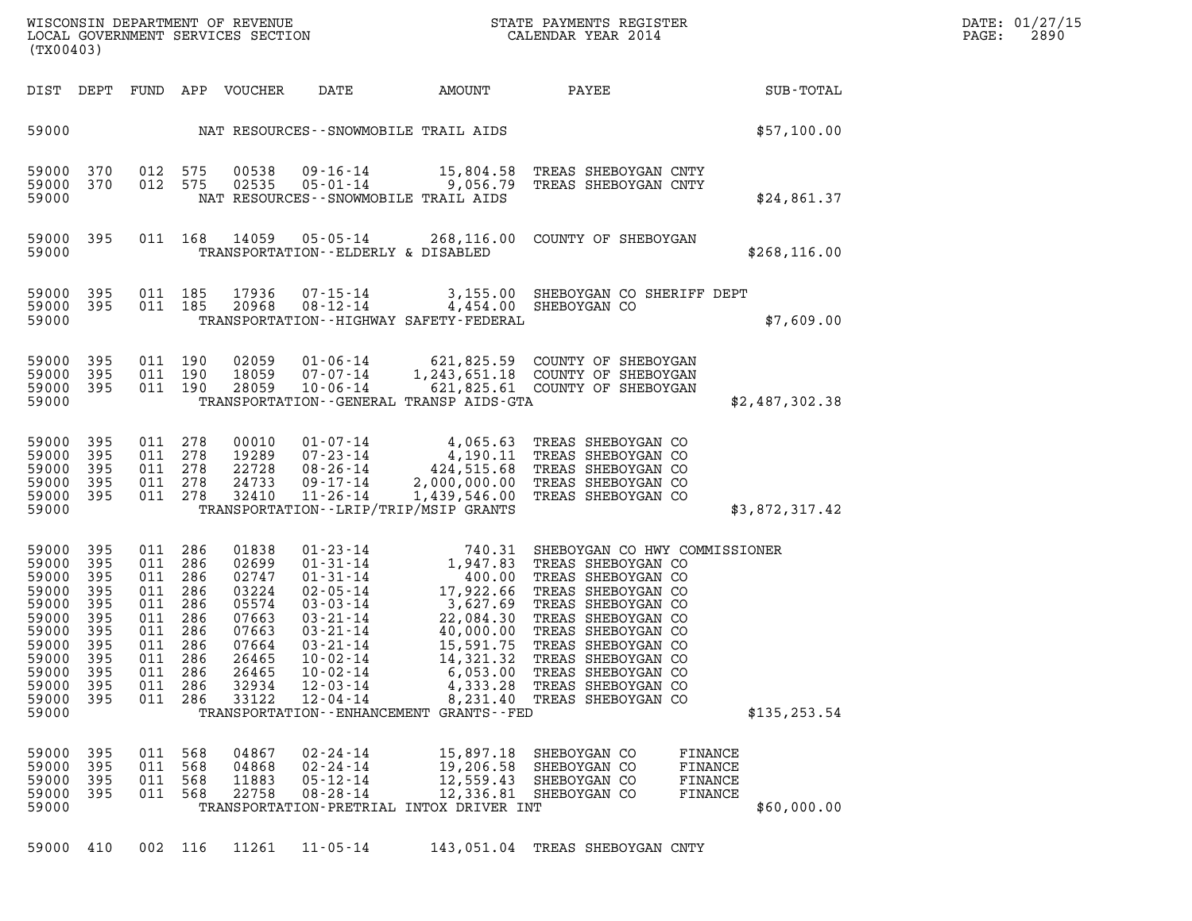WISCONSIN DEPARTMENT OF REVENUE
LOCAL GOVERNMENT SERVICES SECTION
(TX00403)

STATE PAYMENTS REGISTER
CALENDAR YEAR 2014

| DIST | DEPT | FUND | APP | VOUCHER | DATE | AMOUNT | PAYEE | SUB-TOTAL |
|---|---|---|---|---|---|---|---|---|
| 59000 | | | | | | NAT RESOURCES--SNOWMOBILE TRAIL AIDS | | $57,100.00 |
| 59000 | 370 | 012 | 575 | 00538 | 09-16-14 | 15,804.58 | TREAS SHEBOYGAN CNTY | |
| 59000 | 370 | 012 | 575 | 02535 | 05-01-14 | 9,056.79 | TREAS SHEBOYGAN CNTY | |
| 59000 | | | | | | NAT RESOURCES--SNOWMOBILE TRAIL AIDS | | $24,861.37 |
| 59000 | 395 | 011 | 168 | 14059 | 05-05-14 | 268,116.00 | COUNTY OF SHEBOYGAN | |
| 59000 | | | | | | TRANSPORTATION--ELDERLY & DISABLED | | $268,116.00 |
| 59000 | 395 | 011 | 185 | 17936 | 07-15-14 | 3,155.00 | SHEBOYGAN CO SHERIFF DEPT | |
| 59000 | 395 | 011 | 185 | 20968 | 08-12-14 | 4,454.00 | SHEBOYGAN CO | |
| 59000 | | | | | | TRANSPORTATION--HIGHWAY SAFETY-FEDERAL | | $7,609.00 |
| 59000 | 395 | 011 | 190 | 02059 | 01-06-14 | 621,825.59 | COUNTY OF SHEBOYGAN | |
| 59000 | 395 | 011 | 190 | 18059 | 07-07-14 | 1,243,651.18 | COUNTY OF SHEBOYGAN | |
| 59000 | 395 | 011 | 190 | 28059 | 10-06-14 | 621,825.61 | COUNTY OF SHEBOYGAN | |
| 59000 | | | | | | TRANSPORTATION--GENERAL TRANSP AIDS-GTA | | $2,487,302.38 |
| 59000 | 395 | 011 | 278 | 00010 | 01-07-14 | 4,065.63 | TREAS SHEBOYGAN CO | |
| 59000 | 395 | 011 | 278 | 19289 | 07-23-14 | 4,190.11 | TREAS SHEBOYGAN CO | |
| 59000 | 395 | 011 | 278 | 22728 | 08-26-14 | 424,515.68 | TREAS SHEBOYGAN CO | |
| 59000 | 395 | 011 | 278 | 24733 | 09-17-14 | 2,000,000.00 | TREAS SHEBOYGAN CO | |
| 59000 | 395 | 011 | 278 | 32410 | 11-26-14 | 1,439,546.00 | TREAS SHEBOYGAN CO | |
| 59000 | | | | | | TRANSPORTATION--LRIP/TRIP/MSIP GRANTS | | $3,872,317.42 |
| 59000 | 395 | 011 | 286 | 01838 | 01-23-14 | 740.31 | SHEBOYGAN CO HWY COMMISSIONER | |
| 59000 | 395 | 011 | 286 | 02699 | 01-31-14 | 1,947.83 | TREAS SHEBOYGAN CO | |
| 59000 | 395 | 011 | 286 | 02747 | 01-31-14 | 400.00 | TREAS SHEBOYGAN CO | |
| 59000 | 395 | 011 | 286 | 03224 | 02-05-14 | 17,922.66 | TREAS SHEBOYGAN CO | |
| 59000 | 395 | 011 | 286 | 05574 | 03-03-14 | 3,627.69 | TREAS SHEBOYGAN CO | |
| 59000 | 395 | 011 | 286 | 07663 | 03-21-14 | 22,084.30 | TREAS SHEBOYGAN CO | |
| 59000 | 395 | 011 | 286 | 07663 | 03-21-14 | 40,000.00 | TREAS SHEBOYGAN CO | |
| 59000 | 395 | 011 | 286 | 07664 | 03-21-14 | 15,591.75 | TREAS SHEBOYGAN CO | |
| 59000 | 395 | 011 | 286 | 26465 | 10-02-14 | 14,321.32 | TREAS SHEBOYGAN CO | |
| 59000 | 395 | 011 | 286 | 26465 | 10-02-14 | 6,053.00 | TREAS SHEBOYGAN CO | |
| 59000 | 395 | 011 | 286 | 32934 | 12-03-14 | 4,333.28 | TREAS SHEBOYGAN CO | |
| 59000 | 395 | 011 | 286 | 33122 | 12-04-14 | 8,231.40 | TREAS SHEBOYGAN CO | |
| 59000 | | | | | | TRANSPORTATION--ENHANCEMENT GRANTS--FED | | $135,253.54 |
| 59000 | 395 | 011 | 568 | 04867 | 02-24-14 | 15,897.18 | SHEBOYGAN CO FINANCE | |
| 59000 | 395 | 011 | 568 | 04868 | 02-24-14 | 19,206.58 | SHEBOYGAN CO FINANCE | |
| 59000 | 395 | 011 | 568 | 11883 | 05-12-14 | 12,559.43 | SHEBOYGAN CO FINANCE | |
| 59000 | 395 | 011 | 568 | 22758 | 08-28-14 | 12,336.81 | SHEBOYGAN CO FINANCE | |
| 59000 | | | | | | TRANSPORTATION-PRETRIAL INTOX DRIVER INT | | $60,000.00 |
| 59000 | 410 | 002 | 116 | 11261 | 11-05-14 | 143,051.04 | TREAS SHEBOYGAN CNTY | |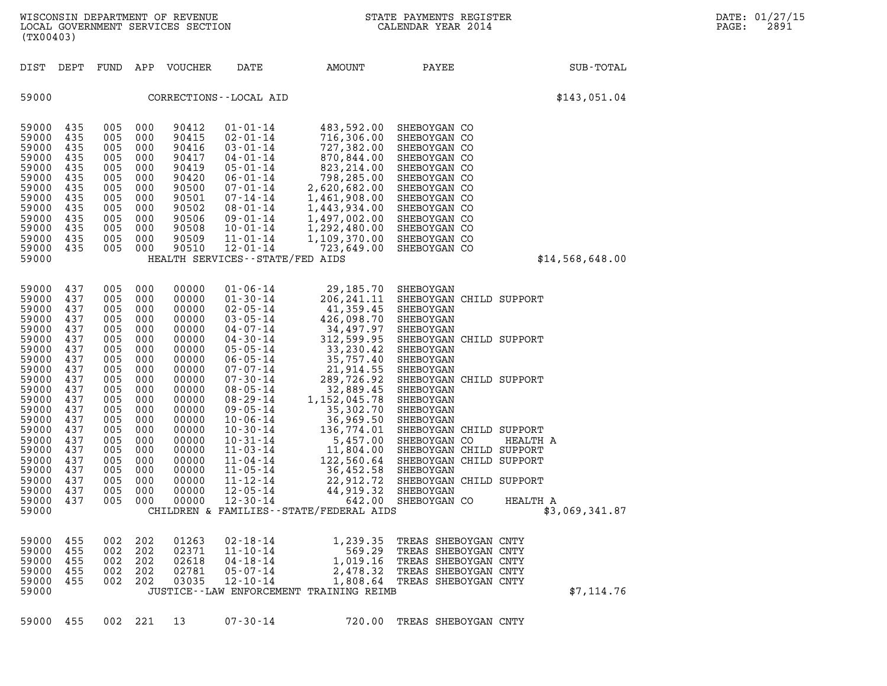| DIST | DEPT | FUND | APP | VOUCHER | DATE | AMOUNT | PAYEE | SUB-TOTAL |
|---|---|---|---|---|---|---|---|---|
| 59000 | | | | CORRECTIONS--LOCAL AID | | | | $143,051.04 |
| 59000 | 435 | 005 | 000 | 90412 | 01-01-14 | 483,592.00 | SHEBOYGAN CO | |
| 59000 | 435 | 005 | 000 | 90415 | 02-01-14 | 716,306.00 | SHEBOYGAN CO | |
| 59000 | 435 | 005 | 000 | 90416 | 03-01-14 | 727,382.00 | SHEBOYGAN CO | |
| 59000 | 435 | 005 | 000 | 90417 | 04-01-14 | 870,844.00 | SHEBOYGAN CO | |
| 59000 | 435 | 005 | 000 | 90419 | 05-01-14 | 823,214.00 | SHEBOYGAN CO | |
| 59000 | 435 | 005 | 000 | 90420 | 06-01-14 | 798,285.00 | SHEBOYGAN CO | |
| 59000 | 435 | 005 | 000 | 90500 | 07-01-14 | 2,620,682.00 | SHEBOYGAN CO | |
| 59000 | 435 | 005 | 000 | 90501 | 07-14-14 | 1,461,908.00 | SHEBOYGAN CO | |
| 59000 | 435 | 005 | 000 | 90502 | 08-01-14 | 1,443,934.00 | SHEBOYGAN CO | |
| 59000 | 435 | 005 | 000 | 90506 | 09-01-14 | 1,497,002.00 | SHEBOYGAN CO | |
| 59000 | 435 | 005 | 000 | 90508 | 10-01-14 | 1,292,480.00 | SHEBOYGAN CO | |
| 59000 | 435 | 005 | 000 | 90509 | 11-01-14 | 1,109,370.00 | SHEBOYGAN CO | |
| 59000 | 435 | 005 | 000 | 90510 | 12-01-14 | 723,649.00 | SHEBOYGAN CO | |
| 59000 | | | | HEALTH SERVICES--STATE/FED AIDS | | | | $14,568,648.00 |
| 59000 | 437 | 005 | 000 | 00000 | 01-06-14 | 29,185.70 | SHEBOYGAN | |
| 59000 | 437 | 005 | 000 | 00000 | 01-30-14 | 206,241.11 | SHEBOYGAN CHILD SUPPORT | |
| 59000 | 437 | 005 | 000 | 00000 | 02-05-14 | 41,359.45 | SHEBOYGAN | |
| 59000 | 437 | 005 | 000 | 00000 | 03-05-14 | 426,098.70 | SHEBOYGAN | |
| 59000 | 437 | 005 | 000 | 00000 | 04-07-14 | 34,497.97 | SHEBOYGAN | |
| 59000 | 437 | 005 | 000 | 00000 | 04-30-14 | 312,599.95 | SHEBOYGAN CHILD SUPPORT | |
| 59000 | 437 | 005 | 000 | 00000 | 05-05-14 | 33,230.42 | SHEBOYGAN | |
| 59000 | 437 | 005 | 000 | 00000 | 06-05-14 | 35,757.40 | SHEBOYGAN | |
| 59000 | 437 | 005 | 000 | 00000 | 07-07-14 | 21,914.55 | SHEBOYGAN | |
| 59000 | 437 | 005 | 000 | 00000 | 07-30-14 | 289,726.92 | SHEBOYGAN CHILD SUPPORT | |
| 59000 | 437 | 005 | 000 | 00000 | 08-05-14 | 32,889.45 | SHEBOYGAN | |
| 59000 | 437 | 005 | 000 | 00000 | 08-29-14 | 1,152,045.78 | SHEBOYGAN | |
| 59000 | 437 | 005 | 000 | 00000 | 09-05-14 | 35,302.70 | SHEBOYGAN | |
| 59000 | 437 | 005 | 000 | 00000 | 10-06-14 | 36,969.50 | SHEBOYGAN | |
| 59000 | 437 | 005 | 000 | 00000 | 10-30-14 | 136,774.01 | SHEBOYGAN CHILD SUPPORT | |
| 59000 | 437 | 005 | 000 | 00000 | 10-31-14 | 5,457.00 | SHEBOYGAN CO HEALTH A | |
| 59000 | 437 | 005 | 000 | 00000 | 11-03-14 | 11,804.00 | SHEBOYGAN CHILD SUPPORT | |
| 59000 | 437 | 005 | 000 | 00000 | 11-04-14 | 122,560.64 | SHEBOYGAN CHILD SUPPORT | |
| 59000 | 437 | 005 | 000 | 00000 | 11-05-14 | 36,452.58 | SHEBOYGAN | |
| 59000 | 437 | 005 | 000 | 00000 | 11-12-14 | 22,912.72 | SHEBOYGAN CHILD SUPPORT | |
| 59000 | 437 | 005 | 000 | 00000 | 12-05-14 | 44,919.32 | SHEBOYGAN | |
| 59000 | 437 | 005 | 000 | 00000 | 12-30-14 | 642.00 | SHEBOYGAN CO HEALTH A | |
| 59000 | | | | CHILDREN & FAMILIES--STATE/FEDERAL AIDS | | | | $3,069,341.87 |
| 59000 | 455 | 002 | 202 | 01263 | 02-18-14 | 1,239.35 | TREAS SHEBOYGAN CNTY | |
| 59000 | 455 | 002 | 202 | 02371 | 11-10-14 | 569.29 | TREAS SHEBOYGAN CNTY | |
| 59000 | 455 | 002 | 202 | 02618 | 04-18-14 | 1,019.16 | TREAS SHEBOYGAN CNTY | |
| 59000 | 455 | 002 | 202 | 02781 | 05-07-14 | 2,478.32 | TREAS SHEBOYGAN CNTY | |
| 59000 | 455 | 002 | 202 | 03035 | 12-10-14 | 1,808.64 | TREAS SHEBOYGAN CNTY | |
| 59000 | | | | JUSTICE--LAW ENFORCEMENT TRAINING REIMB | | | | $7,114.76 |
| 59000 | 455 | 002 | 221 | 13 | 07-30-14 | 720.00 | TREAS SHEBOYGAN CNTY | |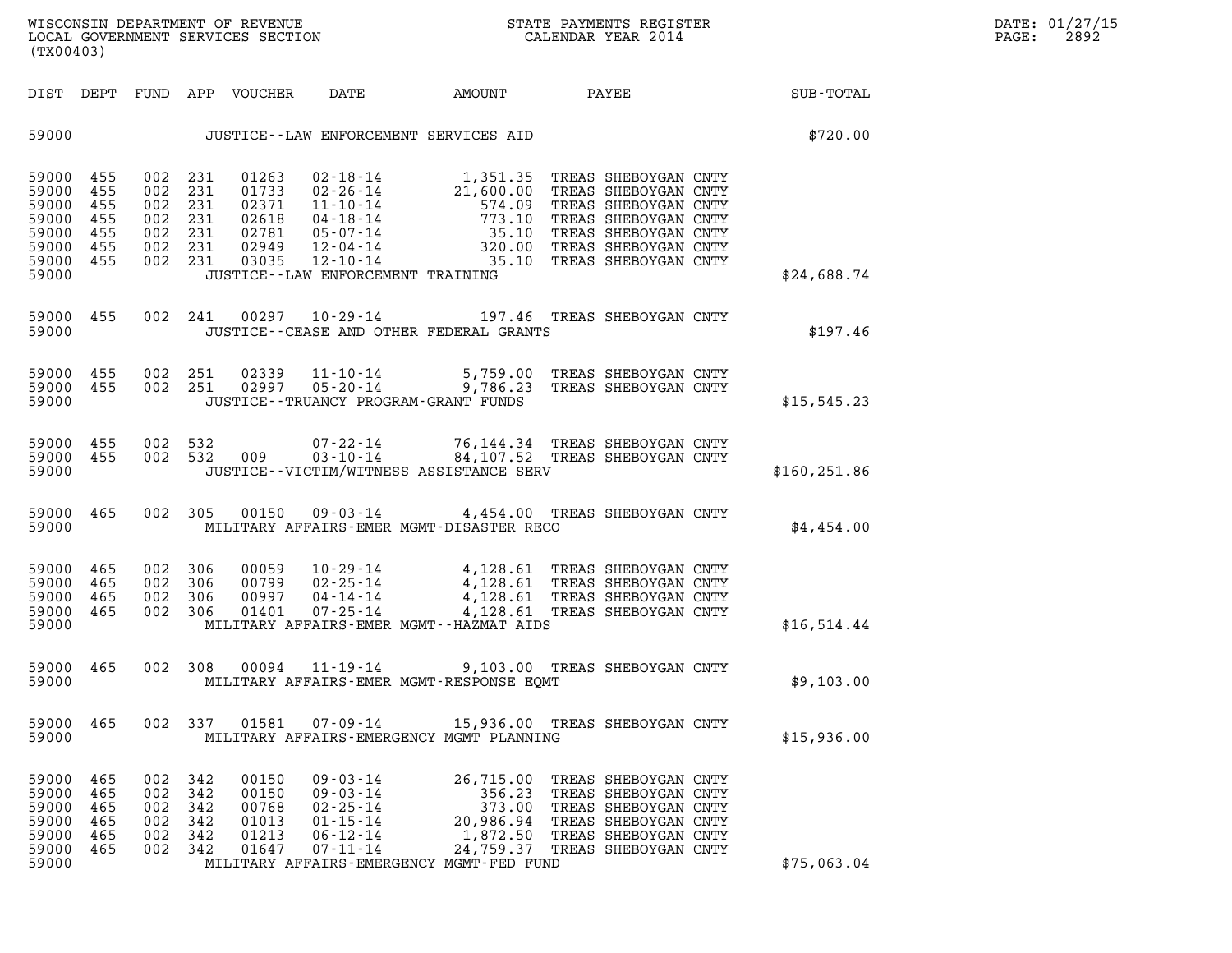WISCONSIN DEPARTMENT OF REVENUE
LOCAL GOVERNMENT SERVICES SECTION
(TX00403)

STATE PAYMENTS REGISTER
CALENDAR YEAR 2014

DATE: 01/27/15

| DIST | DEPT | FUND | APP | VOUCHER | DATE | AMOUNT | PAYEE | SUB-TOTAL |
|---|---|---|---|---|---|---|---|---|
| 59000 | | | | | JUSTICE--LAW ENFORCEMENT SERVICES AID | | | $720.00 |
| 59000 | 455 | 002 | 231 | 01263 | 02-18-14 | 1,351.35 | TREAS SHEBOYGAN CNTY | |
| 59000 | 455 | 002 | 231 | 01733 | 02-26-14 | 21,600.00 | TREAS SHEBOYGAN CNTY | |
| 59000 | 455 | 002 | 231 | 02371 | 11-10-14 | 574.09 | TREAS SHEBOYGAN CNTY | |
| 59000 | 455 | 002 | 231 | 02618 | 04-18-14 | 773.10 | TREAS SHEBOYGAN CNTY | |
| 59000 | 455 | 002 | 231 | 02781 | 05-07-14 | 35.10 | TREAS SHEBOYGAN CNTY | |
| 59000 | 455 | 002 | 231 | 02949 | 12-04-14 | 320.00 | TREAS SHEBOYGAN CNTY | |
| 59000 | 455 | 002 | 231 | 03035 | 12-10-14 | 35.10 | TREAS SHEBOYGAN CNTY | |
| 59000 | | | | | JUSTICE--LAW ENFORCEMENT TRAINING | | | $24,688.74 |
| 59000 | 455 | 002 | 241 | 00297 | 10-29-14 | 197.46 | TREAS SHEBOYGAN CNTY | |
| 59000 | | | | | JUSTICE--CEASE AND OTHER FEDERAL GRANTS | | | $197.46 |
| 59000 | 455 | 002 | 251 | 02339 | 11-10-14 | 5,759.00 | TREAS SHEBOYGAN CNTY | |
| 59000 | 455 | 002 | 251 | 02997 | 05-20-14 | 9,786.23 | TREAS SHEBOYGAN CNTY | |
| 59000 | | | | | JUSTICE--TRUANCY PROGRAM-GRANT FUNDS | | | $15,545.23 |
| 59000 | 455 | 002 | 532 | | 07-22-14 | 76,144.34 | TREAS SHEBOYGAN CNTY | |
| 59000 | 455 | 002 | 532 | 009 | 03-10-14 | 84,107.52 | TREAS SHEBOYGAN CNTY | |
| 59000 | | | | | JUSTICE--VICTIM/WITNESS ASSISTANCE SERV | | | $160,251.86 |
| 59000 | 465 | 002 | 305 | 00150 | 09-03-14 | 4,454.00 | TREAS SHEBOYGAN CNTY | |
| 59000 | | | | | MILITARY AFFAIRS-EMER MGMT-DISASTER RECO | | | $4,454.00 |
| 59000 | 465 | 002 | 306 | 00059 | 10-29-14 | 4,128.61 | TREAS SHEBOYGAN CNTY | |
| 59000 | 465 | 002 | 306 | 00799 | 02-25-14 | 4,128.61 | TREAS SHEBOYGAN CNTY | |
| 59000 | 465 | 002 | 306 | 00997 | 04-14-14 | 4,128.61 | TREAS SHEBOYGAN CNTY | |
| 59000 | 465 | 002 | 306 | 01401 | 07-25-14 | 4,128.61 | TREAS SHEBOYGAN CNTY | |
| 59000 | | | | | MILITARY AFFAIRS-EMER MGMT--HAZMAT AIDS | | | $16,514.44 |
| 59000 | 465 | 002 | 308 | 00094 | 11-19-14 | 9,103.00 | TREAS SHEBOYGAN CNTY | |
| 59000 | | | | | MILITARY AFFAIRS-EMER MGMT-RESPONSE EQMT | | | $9,103.00 |
| 59000 | 465 | 002 | 337 | 01581 | 07-09-14 | 15,936.00 | TREAS SHEBOYGAN CNTY | |
| 59000 | | | | | MILITARY AFFAIRS-EMERGENCY MGMT PLANNING | | | $15,936.00 |
| 59000 | 465 | 002 | 342 | 00150 | 09-03-14 | 26,715.00 | TREAS SHEBOYGAN CNTY | |
| 59000 | 465 | 002 | 342 | 00150 | 09-03-14 | 356.23 | TREAS SHEBOYGAN CNTY | |
| 59000 | 465 | 002 | 342 | 00768 | 02-25-14 | 373.00 | TREAS SHEBOYGAN CNTY | |
| 59000 | 465 | 002 | 342 | 01013 | 01-15-14 | 20,986.94 | TREAS SHEBOYGAN CNTY | |
| 59000 | 465 | 002 | 342 | 01213 | 06-12-14 | 1,872.50 | TREAS SHEBOYGAN CNTY | |
| 59000 | 465 | 002 | 342 | 01647 | 07-11-14 | 24,759.37 | TREAS SHEBOYGAN CNTY | |
| 59000 | | | | | MILITARY AFFAIRS-EMERGENCY MGMT-FED FUND | | | $75,063.04 |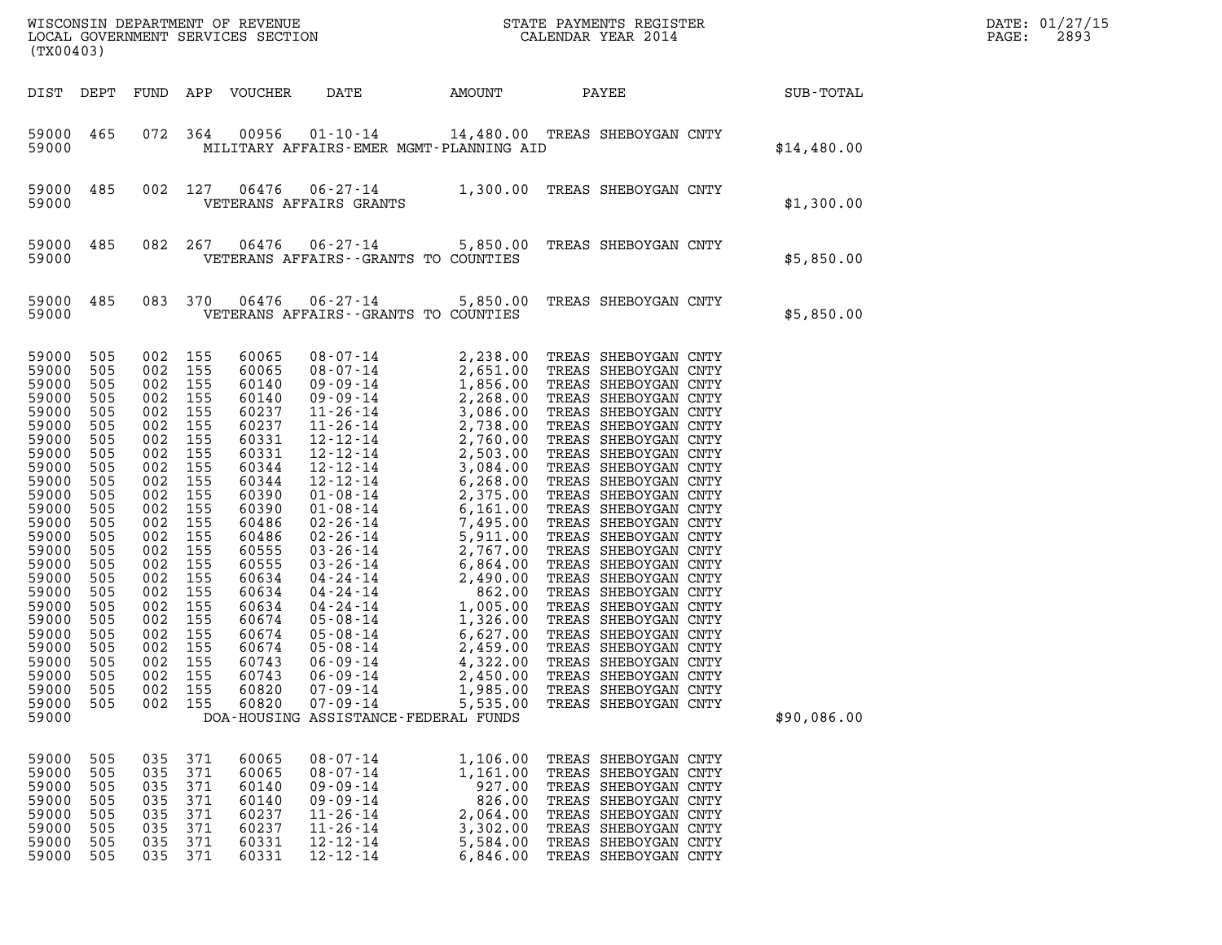WISCONSIN DEPARTMENT OF REVENUE
LOCAL GOVERNMENT SERVICES SECTION
(TX00403)

STATE PAYMENTS REGISTER
CALENDAR YEAR 2014

DATE: 01/27/15
PAGE: 2893

| DIST | DEPT | FUND | APP | VOUCHER | DATE | AMOUNT | PAYEE | SUB-TOTAL |
|---|---|---|---|---|---|---|---|---|
| 59000 | 465 | 072 | 364 | 00956 | 01-10-14 | 14,480.00 | TREAS SHEBOYGAN CNTY | |
| 59000 | | | | | MILITARY AFFAIRS-EMER MGMT-PLANNING AID | | | $14,480.00 |
| 59000 | 485 | 002 | 127 | 06476 | 06-27-14 | 1,300.00 | TREAS SHEBOYGAN CNTY | |
| 59000 | | | | | VETERANS AFFAIRS GRANTS | | | $1,300.00 |
| 59000 | 485 | 082 | 267 | 06476 | 06-27-14 | 5,850.00 | TREAS SHEBOYGAN CNTY | |
| 59000 | | | | | VETERANS AFFAIRS--GRANTS TO COUNTIES | | | $5,850.00 |
| 59000 | 485 | 083 | 370 | 06476 | 06-27-14 | 5,850.00 | TREAS SHEBOYGAN CNTY | |
| 59000 | | | | | VETERANS AFFAIRS--GRANTS TO COUNTIES | | | $5,850.00 |
| 59000 | 505 | 002 | 155 | 60065 | 08-07-14 | 2,238.00 | TREAS SHEBOYGAN CNTY | |
| 59000 | 505 | 002 | 155 | 60065 | 08-07-14 | 2,651.00 | TREAS SHEBOYGAN CNTY | |
| 59000 | 505 | 002 | 155 | 60140 | 09-09-14 | 1,856.00 | TREAS SHEBOYGAN CNTY | |
| 59000 | 505 | 002 | 155 | 60140 | 09-09-14 | 2,268.00 | TREAS SHEBOYGAN CNTY | |
| 59000 | 505 | 002 | 155 | 60237 | 11-26-14 | 3,086.00 | TREAS SHEBOYGAN CNTY | |
| 59000 | 505 | 002 | 155 | 60237 | 11-26-14 | 2,738.00 | TREAS SHEBOYGAN CNTY | |
| 59000 | 505 | 002 | 155 | 60331 | 12-12-14 | 2,760.00 | TREAS SHEBOYGAN CNTY | |
| 59000 | 505 | 002 | 155 | 60331 | 12-12-14 | 2,503.00 | TREAS SHEBOYGAN CNTY | |
| 59000 | 505 | 002 | 155 | 60344 | 12-12-14 | 3,084.00 | TREAS SHEBOYGAN CNTY | |
| 59000 | 505 | 002 | 155 | 60344 | 12-12-14 | 6,268.00 | TREAS SHEBOYGAN CNTY | |
| 59000 | 505 | 002 | 155 | 60390 | 01-08-14 | 2,375.00 | TREAS SHEBOYGAN CNTY | |
| 59000 | 505 | 002 | 155 | 60390 | 01-08-14 | 6,161.00 | TREAS SHEBOYGAN CNTY | |
| 59000 | 505 | 002 | 155 | 60486 | 02-26-14 | 7,495.00 | TREAS SHEBOYGAN CNTY | |
| 59000 | 505 | 002 | 155 | 60486 | 02-26-14 | 5,911.00 | TREAS SHEBOYGAN CNTY | |
| 59000 | 505 | 002 | 155 | 60555 | 03-26-14 | 2,767.00 | TREAS SHEBOYGAN CNTY | |
| 59000 | 505 | 002 | 155 | 60555 | 03-26-14 | 6,864.00 | TREAS SHEBOYGAN CNTY | |
| 59000 | 505 | 002 | 155 | 60634 | 04-24-14 | 2,490.00 | TREAS SHEBOYGAN CNTY | |
| 59000 | 505 | 002 | 155 | 60634 | 04-24-14 | 862.00 | TREAS SHEBOYGAN CNTY | |
| 59000 | 505 | 002 | 155 | 60634 | 04-24-14 | 1,005.00 | TREAS SHEBOYGAN CNTY | |
| 59000 | 505 | 002 | 155 | 60674 | 05-08-14 | 1,326.00 | TREAS SHEBOYGAN CNTY | |
| 59000 | 505 | 002 | 155 | 60674 | 05-08-14 | 6,627.00 | TREAS SHEBOYGAN CNTY | |
| 59000 | 505 | 002 | 155 | 60674 | 05-08-14 | 2,459.00 | TREAS SHEBOYGAN CNTY | |
| 59000 | 505 | 002 | 155 | 60743 | 06-09-14 | 4,322.00 | TREAS SHEBOYGAN CNTY | |
| 59000 | 505 | 002 | 155 | 60743 | 06-09-14 | 2,450.00 | TREAS SHEBOYGAN CNTY | |
| 59000 | 505 | 002 | 155 | 60820 | 07-09-14 | 1,985.00 | TREAS SHEBOYGAN CNTY | |
| 59000 | 505 | 002 | 155 | 60820 | 07-09-14 | 5,535.00 | TREAS SHEBOYGAN CNTY | |
| 59000 | | | | | DOA-HOUSING ASSISTANCE-FEDERAL FUNDS | | | $90,086.00 |
| 59000 | 505 | 035 | 371 | 60065 | 08-07-14 | 1,106.00 | TREAS SHEBOYGAN CNTY | |
| 59000 | 505 | 035 | 371 | 60065 | 08-07-14 | 1,161.00 | TREAS SHEBOYGAN CNTY | |
| 59000 | 505 | 035 | 371 | 60140 | 09-09-14 | 927.00 | TREAS SHEBOYGAN CNTY | |
| 59000 | 505 | 035 | 371 | 60140 | 09-09-14 | 826.00 | TREAS SHEBOYGAN CNTY | |
| 59000 | 505 | 035 | 371 | 60237 | 11-26-14 | 2,064.00 | TREAS SHEBOYGAN CNTY | |
| 59000 | 505 | 035 | 371 | 60237 | 11-26-14 | 3,302.00 | TREAS SHEBOYGAN CNTY | |
| 59000 | 505 | 035 | 371 | 60331 | 12-12-14 | 5,584.00 | TREAS SHEBOYGAN CNTY | |
| 59000 | 505 | 035 | 371 | 60331 | 12-12-14 | 6,846.00 | TREAS SHEBOYGAN CNTY | |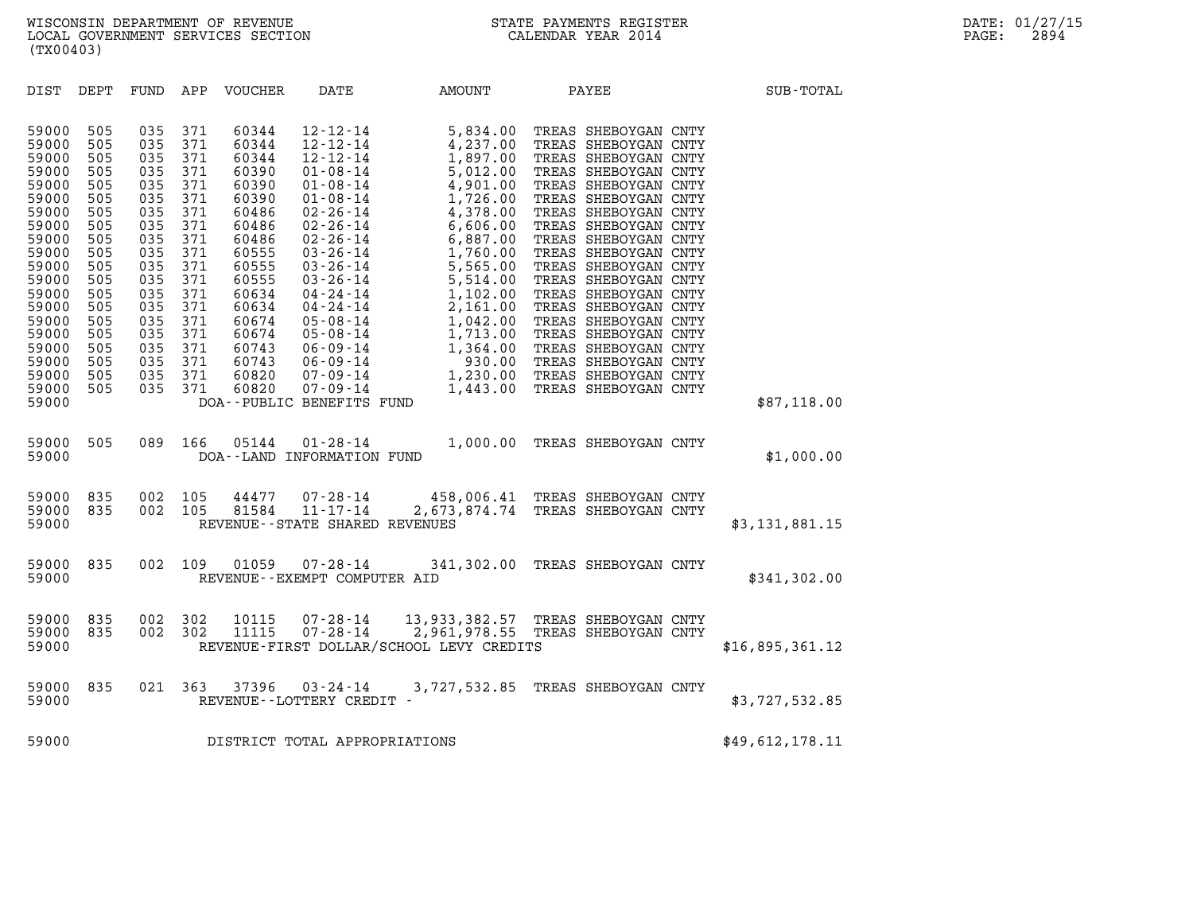WISCONSIN DEPARTMENT OF REVENUE
LOCAL GOVERNMENT SERVICES SECTION
(TX00403)

STATE PAYMENTS REGISTER
CALENDAR YEAR 2014

DATE: 01/27/15
PAGE: 2894

| DIST | DEPT | FUND | APP | VOUCHER | DATE | AMOUNT | PAYEE | SUB-TOTAL |
|---|---|---|---|---|---|---|---|---|
| 59000 | 505 | 035 | 371 | 60344 | 12-12-14 | 5,834.00 | TREAS SHEBOYGAN CNTY | |
| 59000 | 505 | 035 | 371 | 60344 | 12-12-14 | 4,237.00 | TREAS SHEBOYGAN CNTY | |
| 59000 | 505 | 035 | 371 | 60344 | 12-12-14 | 1,897.00 | TREAS SHEBOYGAN CNTY | |
| 59000 | 505 | 035 | 371 | 60390 | 01-08-14 | 5,012.00 | TREAS SHEBOYGAN CNTY | |
| 59000 | 505 | 035 | 371 | 60390 | 01-08-14 | 4,901.00 | TREAS SHEBOYGAN CNTY | |
| 59000 | 505 | 035 | 371 | 60390 | 01-08-14 | 1,726.00 | TREAS SHEBOYGAN CNTY | |
| 59000 | 505 | 035 | 371 | 60486 | 02-26-14 | 4,378.00 | TREAS SHEBOYGAN CNTY | |
| 59000 | 505 | 035 | 371 | 60486 | 02-26-14 | 6,606.00 | TREAS SHEBOYGAN CNTY | |
| 59000 | 505 | 035 | 371 | 60486 | 02-26-14 | 6,887.00 | TREAS SHEBOYGAN CNTY | |
| 59000 | 505 | 035 | 371 | 60555 | 03-26-14 | 1,760.00 | TREAS SHEBOYGAN CNTY | |
| 59000 | 505 | 035 | 371 | 60555 | 03-26-14 | 5,565.00 | TREAS SHEBOYGAN CNTY | |
| 59000 | 505 | 035 | 371 | 60555 | 03-26-14 | 5,514.00 | TREAS SHEBOYGAN CNTY | |
| 59000 | 505 | 035 | 371 | 60634 | 04-24-14 | 1,102.00 | TREAS SHEBOYGAN CNTY | |
| 59000 | 505 | 035 | 371 | 60634 | 04-24-14 | 2,161.00 | TREAS SHEBOYGAN CNTY | |
| 59000 | 505 | 035 | 371 | 60674 | 05-08-14 | 1,042.00 | TREAS SHEBOYGAN CNTY | |
| 59000 | 505 | 035 | 371 | 60674 | 05-08-14 | 1,713.00 | TREAS SHEBOYGAN CNTY | |
| 59000 | 505 | 035 | 371 | 60743 | 06-09-14 | 1,364.00 | TREAS SHEBOYGAN CNTY | |
| 59000 | 505 | 035 | 371 | 60743 | 06-09-14 | 930.00 | TREAS SHEBOYGAN CNTY | |
| 59000 | 505 | 035 | 371 | 60820 | 07-09-14 | 1,230.00 | TREAS SHEBOYGAN CNTY | |
| 59000 | 505 | 035 | 371 | 60820 | 07-09-14 | 1,443.00 | TREAS SHEBOYGAN CNTY | |
| 59000 | | | | DOA--PUBLIC BENEFITS FUND | | | | $87,118.00 |
| 59000 | 505 | 089 | 166 | 05144 | 01-28-14 | 1,000.00 | TREAS SHEBOYGAN CNTY | |
| 59000 | | | | DOA--LAND INFORMATION FUND | | | | $1,000.00 |
| 59000 | 835 | 002 | 105 | 44477 | 07-28-14 | 458,006.41 | TREAS SHEBOYGAN CNTY | |
| 59000 | 835 | 002 | 105 | 81584 | 11-17-14 | 2,673,874.74 | TREAS SHEBOYGAN CNTY | |
| 59000 | | | | REVENUE--STATE SHARED REVENUES | | | | $3,131,881.15 |
| 59000 | 835 | 002 | 109 | 01059 | 07-28-14 | 341,302.00 | TREAS SHEBOYGAN CNTY | |
| 59000 | | | | REVENUE--EXEMPT COMPUTER AID | | | | $341,302.00 |
| 59000 | 835 | 002 | 302 | 10115 | 07-28-14 | 13,933,382.57 | TREAS SHEBOYGAN CNTY | |
| 59000 | 835 | 002 | 302 | 11115 | 07-28-14 | 2,961,978.55 | TREAS SHEBOYGAN CNTY | |
| 59000 | | | | REVENUE-FIRST DOLLAR/SCHOOL LEVY CREDITS | | | | $16,895,361.12 |
| 59000 | 835 | 021 | 363 | 37396 | 03-24-14 | 3,727,532.85 | TREAS SHEBOYGAN CNTY | |
| 59000 | | | | REVENUE--LOTTERY CREDIT - | | | | $3,727,532.85 |
| 59000 | | | | DISTRICT TOTAL APPROPRIATIONS | | | | $49,612,178.11 |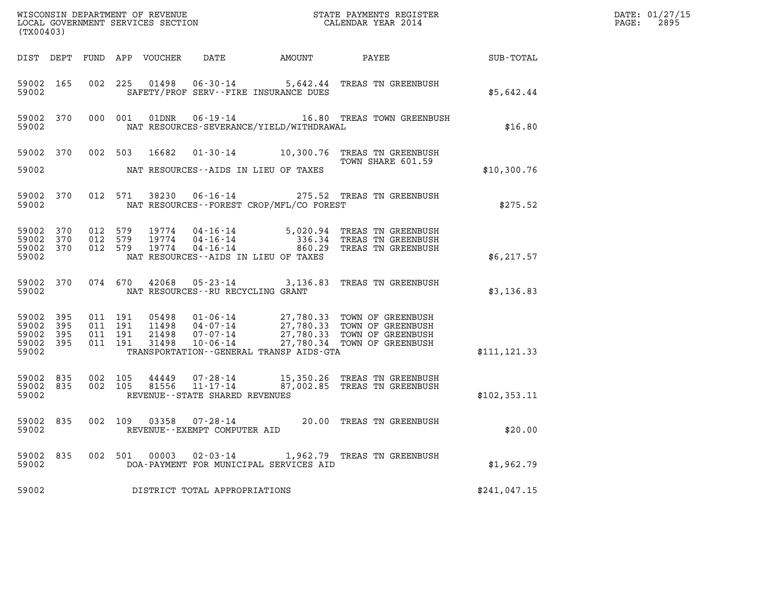WISCONSIN DEPARTMENT OF REVENUE
LOCAL GOVERNMENT SERVICES SECTION
(TX00403)

STATE PAYMENTS REGISTER
CALENDAR YEAR 2014

DATE: 01/27/15
PAGE: 2895

| DIST | DEPT | FUND | APP | VOUCHER | DATE | AMOUNT | PAYEE | SUB-TOTAL |
|---|---|---|---|---|---|---|---|---|
| 59002 | 165 | 002 | 225 | 01498 | 06-30-14 | 5,642.44 | TREAS TN GREENBUSH | |
| 59002 | | | | | SAFETY/PROF SERV--FIRE INSURANCE DUES | | | $5,642.44 |
| 59002 | 370 | 000 | 001 | 01DNR | 06-19-14 | 16.80 | TREAS TOWN GREENBUSH | |
| 59002 | | | | | NAT RESOURCES-SEVERANCE/YIELD/WITHDRAWAL | | | $16.80 |
| 59002 | 370 | 002 | 503 | 16682 | 01-30-14 | 10,300.76 | TREAS TN GREENBUSH TOWN SHARE 601.59 | |
| 59002 | | | | | NAT RESOURCES--AIDS IN LIEU OF TAXES | | | $10,300.76 |
| 59002 | 370 | 012 | 571 | 38230 | 06-16-14 | 275.52 | TREAS TN GREENBUSH | |
| 59002 | | | | | NAT RESOURCES--FOREST CROP/MFL/CO FOREST | | | $275.52 |
| 59002 | 370 | 012 | 579 | 19774 | 04-16-14 | 5,020.94 | TREAS TN GREENBUSH | |
| 59002 | 370 | 012 | 579 | 19774 | 04-16-14 | 336.34 | TREAS TN GREENBUSH | |
| 59002 | 370 | 012 | 579 | 19774 | 04-16-14 | 860.29 | TREAS TN GREENBUSH | |
| 59002 | | | | | NAT RESOURCES--AIDS IN LIEU OF TAXES | | | $6,217.57 |
| 59002 | 370 | 074 | 670 | 42068 | 05-23-14 | 3,136.83 | TREAS TN GREENBUSH | |
| 59002 | | | | | NAT RESOURCES--RU RECYCLING GRANT | | | $3,136.83 |
| 59002 | 395 | 011 | 191 | 05498 | 01-06-14 | 27,780.33 | TOWN OF GREENBUSH | |
| 59002 | 395 | 011 | 191 | 11498 | 04-07-14 | 27,780.33 | TOWN OF GREENBUSH | |
| 59002 | 395 | 011 | 191 | 21498 | 07-07-14 | 27,780.33 | TOWN OF GREENBUSH | |
| 59002 | 395 | 011 | 191 | 31498 | 10-06-14 | 27,780.34 | TOWN OF GREENBUSH | |
| 59002 | | | | | TRANSPORTATION--GENERAL TRANSP AIDS-GTA | | | $111,121.33 |
| 59002 | 835 | 002 | 105 | 44449 | 07-28-14 | 15,350.26 | TREAS TN GREENBUSH | |
| 59002 | 835 | 002 | 105 | 81556 | 11-17-14 | 87,002.85 | TREAS TN GREENBUSH | |
| 59002 | | | | | REVENUE--STATE SHARED REVENUES | | | $102,353.11 |
| 59002 | 835 | 002 | 109 | 03358 | 07-28-14 | 20.00 | TREAS TN GREENBUSH | |
| 59002 | | | | | REVENUE--EXEMPT COMPUTER AID | | | $20.00 |
| 59002 | 835 | 002 | 501 | 00003 | 02-03-14 | 1,962.79 | TREAS TN GREENBUSH | |
| 59002 | | | | | DOA-PAYMENT FOR MUNICIPAL SERVICES AID | | | $1,962.79 |
| 59002 | | | | | DISTRICT TOTAL APPROPRIATIONS | | | $241,047.15 |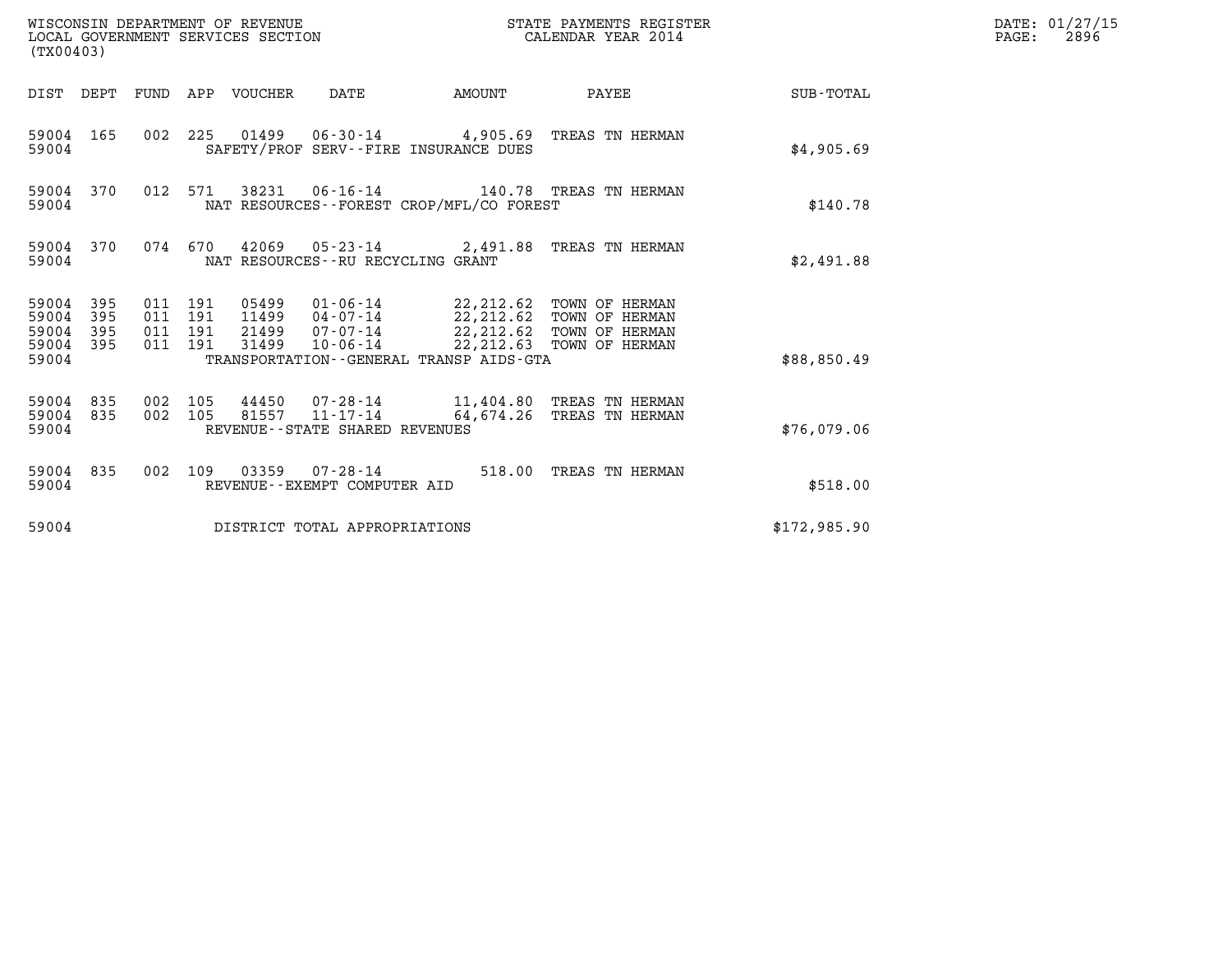WISCONSIN DEPARTMENT OF REVENUE
LOCAL GOVERNMENT SERVICES SECTION
(TX00403)

STATE PAYMENTS REGISTER
CALENDAR YEAR 2014

DATE: 01/27/15
PAGE: 2896

| DIST | DEPT | FUND | APP | VOUCHER | DATE | AMOUNT | PAYEE | SUB-TOTAL |
|---|---|---|---|---|---|---|---|---|
| 59004 | 165 | 002 | 225 | 01499 | 06-30-14 | 4,905.69 | TREAS TN HERMAN | |
| 59004 | | | | SAFETY/PROF SERV--FIRE INSURANCE DUES | | | | $4,905.69 |
| 59004 | 370 | 012 | 571 | 38231 | 06-16-14 | 140.78 | TREAS TN HERMAN | |
| 59004 | | | | NAT RESOURCES--FOREST CROP/MFL/CO FOREST | | | | $140.78 |
| 59004 | 370 | 074 | 670 | 42069 | 05-23-14 | 2,491.88 | TREAS TN HERMAN | |
| 59004 | | | | NAT RESOURCES--RU RECYCLING GRANT | | | | $2,491.88 |
| 59004 | 395 | 011 | 191 | 05499 | 01-06-14 | 22,212.62 | TOWN OF HERMAN | |
| 59004 | 395 | 011 | 191 | 11499 | 04-07-14 | 22,212.62 | TOWN OF HERMAN | |
| 59004 | 395 | 011 | 191 | 21499 | 07-07-14 | 22,212.62 | TOWN OF HERMAN | |
| 59004 | 395 | 011 | 191 | 31499 | 10-06-14 | 22,212.63 | TOWN OF HERMAN | |
| 59004 | | | | TRANSPORTATION--GENERAL TRANSP AIDS-GTA | | | | $88,850.49 |
| 59004 | 835 | 002 | 105 | 44450 | 07-28-14 | 11,404.80 | TREAS TN HERMAN | |
| 59004 | 835 | 002 | 105 | 81557 | 11-17-14 | 64,674.26 | TREAS TN HERMAN | |
| 59004 | | | | REVENUE--STATE SHARED REVENUES | | | | $76,079.06 |
| 59004 | 835 | 002 | 109 | 03359 | 07-28-14 | 518.00 | TREAS TN HERMAN | |
| 59004 | | | | REVENUE--EXEMPT COMPUTER AID | | | | $518.00 |
| 59004 | | | | DISTRICT TOTAL APPROPRIATIONS | | | | $172,985.90 |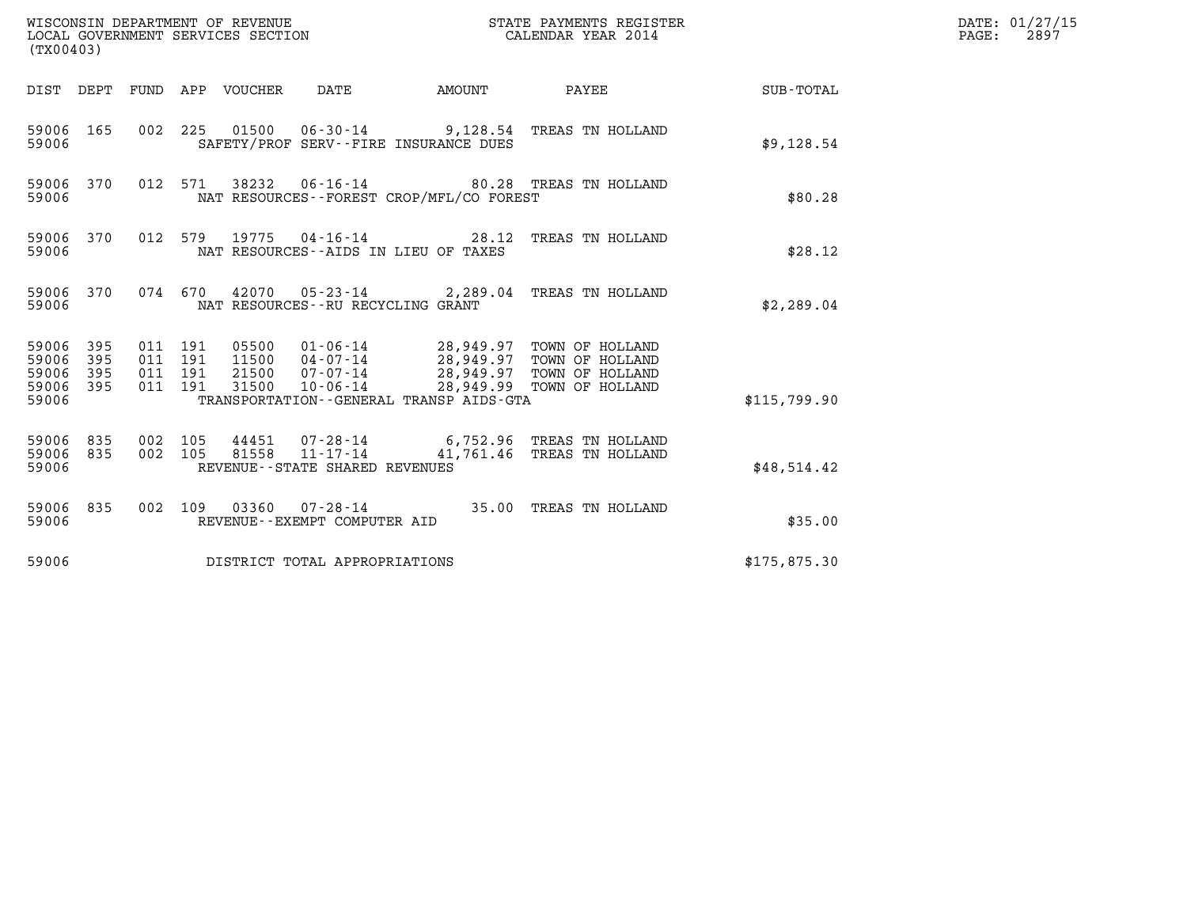WISCONSIN DEPARTMENT OF REVENUE
LOCAL GOVERNMENT SERVICES SECTION
(TX00403)

STATE PAYMENTS REGISTER
CALENDAR YEAR 2014

| DIST | DEPT | FUND | APP | VOUCHER | DATE | AMOUNT | PAYEE | SUB-TOTAL |
|---|---|---|---|---|---|---|---|---|
| 59006 | 165 | 002 | 225 | 01500 | 06-30-14 | 9,128.54 | TREAS TN HOLLAND | |
| 59006 | | | | SAFETY/PROF SERV--FIRE INSURANCE DUES | | | | $9,128.54 |
| 59006 | 370 | 012 | 571 | 38232 | 06-16-14 | 80.28 | TREAS TN HOLLAND | |
| 59006 | | | | NAT RESOURCES--FOREST CROP/MFL/CO FOREST | | | | $80.28 |
| 59006 | 370 | 012 | 579 | 19775 | 04-16-14 | 28.12 | TREAS TN HOLLAND | |
| 59006 | | | | NAT RESOURCES--AIDS IN LIEU OF TAXES | | | | $28.12 |
| 59006 | 370 | 074 | 670 | 42070 | 05-23-14 | 2,289.04 | TREAS TN HOLLAND | |
| 59006 | | | | NAT RESOURCES--RU RECYCLING GRANT | | | | $2,289.04 |
| 59006 | 395 | 011 | 191 | 05500 | 01-06-14 | 28,949.97 | TOWN OF HOLLAND | |
| 59006 | 395 | 011 | 191 | 11500 | 04-07-14 | 28,949.97 | TOWN OF HOLLAND | |
| 59006 | 395 | 011 | 191 | 21500 | 07-07-14 | 28,949.97 | TOWN OF HOLLAND | |
| 59006 | 395 | 011 | 191 | 31500 | 10-06-14 | 28,949.99 | TOWN OF HOLLAND | |
| 59006 | | | | TRANSPORTATION--GENERAL TRANSP AIDS-GTA | | | | $115,799.90 |
| 59006 | 835 | 002 | 105 | 44451 | 07-28-14 | 6,752.96 | TREAS TN HOLLAND | |
| 59006 | 835 | 002 | 105 | 81558 | 11-17-14 | 41,761.46 | TREAS TN HOLLAND | |
| 59006 | | | | REVENUE--STATE SHARED REVENUES | | | | $48,514.42 |
| 59006 | 835 | 002 | 109 | 03360 | 07-28-14 | 35.00 | TREAS TN HOLLAND | |
| 59006 | | | | REVENUE--EXEMPT COMPUTER AID | | | | $35.00 |
| 59006 | | | | DISTRICT TOTAL APPROPRIATIONS | | | | $175,875.30 |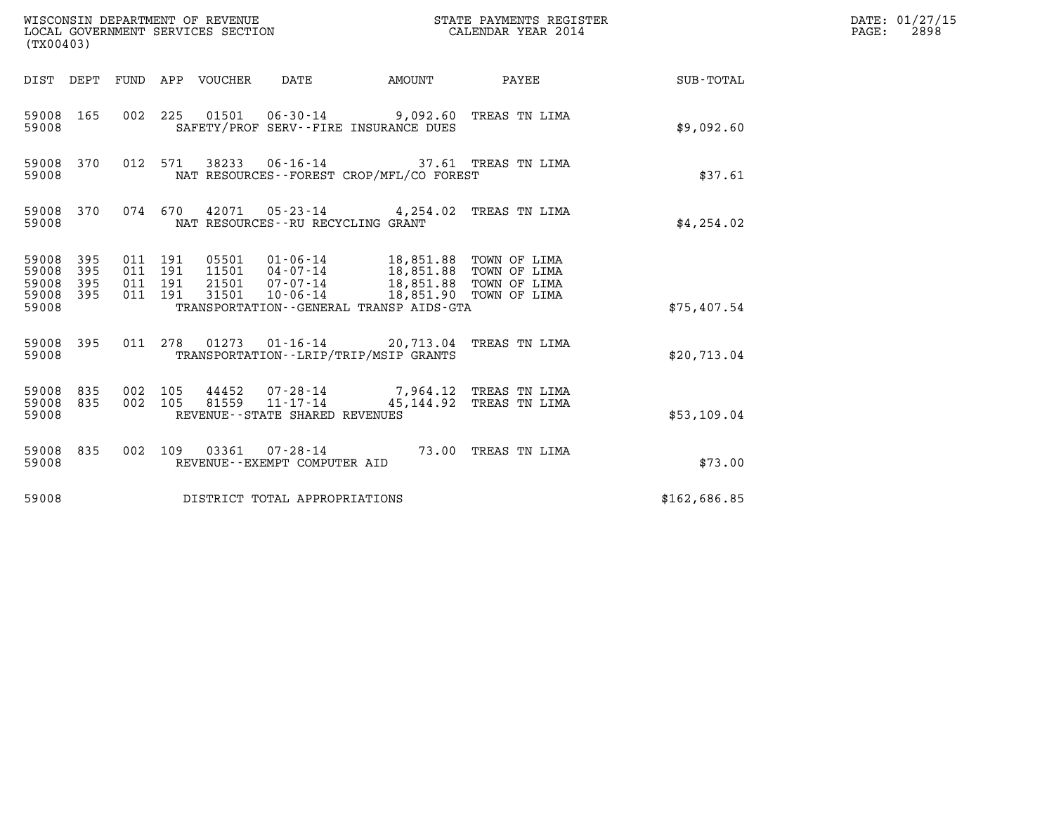WISCONSIN DEPARTMENT OF REVENUE
LOCAL GOVERNMENT SERVICES SECTION
(TX00403)

STATE PAYMENTS REGISTER
CALENDAR YEAR 2014

DATE: 01/27/15
PAGE: 2898

| DIST | DEPT | FUND | APP | VOUCHER | DATE | AMOUNT | PAYEE | SUB-TOTAL |
|---|---|---|---|---|---|---|---|---|
| 59008 | 165 | 002 | 225 | 01501 | 06-30-14 | 9,092.60 | TREAS TN LIMA | |
| 59008 | | | | SAFETY/PROF SERV--FIRE INSURANCE DUES | | | | $9,092.60 |
| 59008 | 370 | 012 | 571 | 38233 | 06-16-14 | 37.61 | TREAS TN LIMA | |
| 59008 | | | | NAT RESOURCES--FOREST CROP/MFL/CO FOREST | | | | $37.61 |
| 59008 | 370 | 074 | 670 | 42071 | 05-23-14 | 4,254.02 | TREAS TN LIMA | |
| 59008 | | | | NAT RESOURCES--RU RECYCLING GRANT | | | | $4,254.02 |
| 59008 | 395 | 011 | 191 | 05501 | 01-06-14 | 18,851.88 | TOWN OF LIMA | |
| 59008 | 395 | 011 | 191 | 11501 | 04-07-14 | 18,851.88 | TOWN OF LIMA | |
| 59008 | 395 | 011 | 191 | 21501 | 07-07-14 | 18,851.88 | TOWN OF LIMA | |
| 59008 | 395 | 011 | 191 | 31501 | 10-06-14 | 18,851.90 | TOWN OF LIMA | |
| 59008 | | | | TRANSPORTATION--GENERAL TRANSP AIDS-GTA | | | | $75,407.54 |
| 59008 | 395 | 011 | 278 | 01273 | 01-16-14 | 20,713.04 | TREAS TN LIMA | |
| 59008 | | | | TRANSPORTATION--LRIP/TRIP/MSIP GRANTS | | | | $20,713.04 |
| 59008 | 835 | 002 | 105 | 44452 | 07-28-14 | 7,964.12 | TREAS TN LIMA | |
| 59008 | 835 | 002 | 105 | 81559 | 11-17-14 | 45,144.92 | TREAS TN LIMA | |
| 59008 | | | | REVENUE--STATE SHARED REVENUES | | | | $53,109.04 |
| 59008 | 835 | 002 | 109 | 03361 | 07-28-14 | 73.00 | TREAS TN LIMA | |
| 59008 | | | | REVENUE--EXEMPT COMPUTER AID | | | | $73.00 |
| 59008 | | | | DISTRICT TOTAL APPROPRIATIONS | | | | $162,686.85 |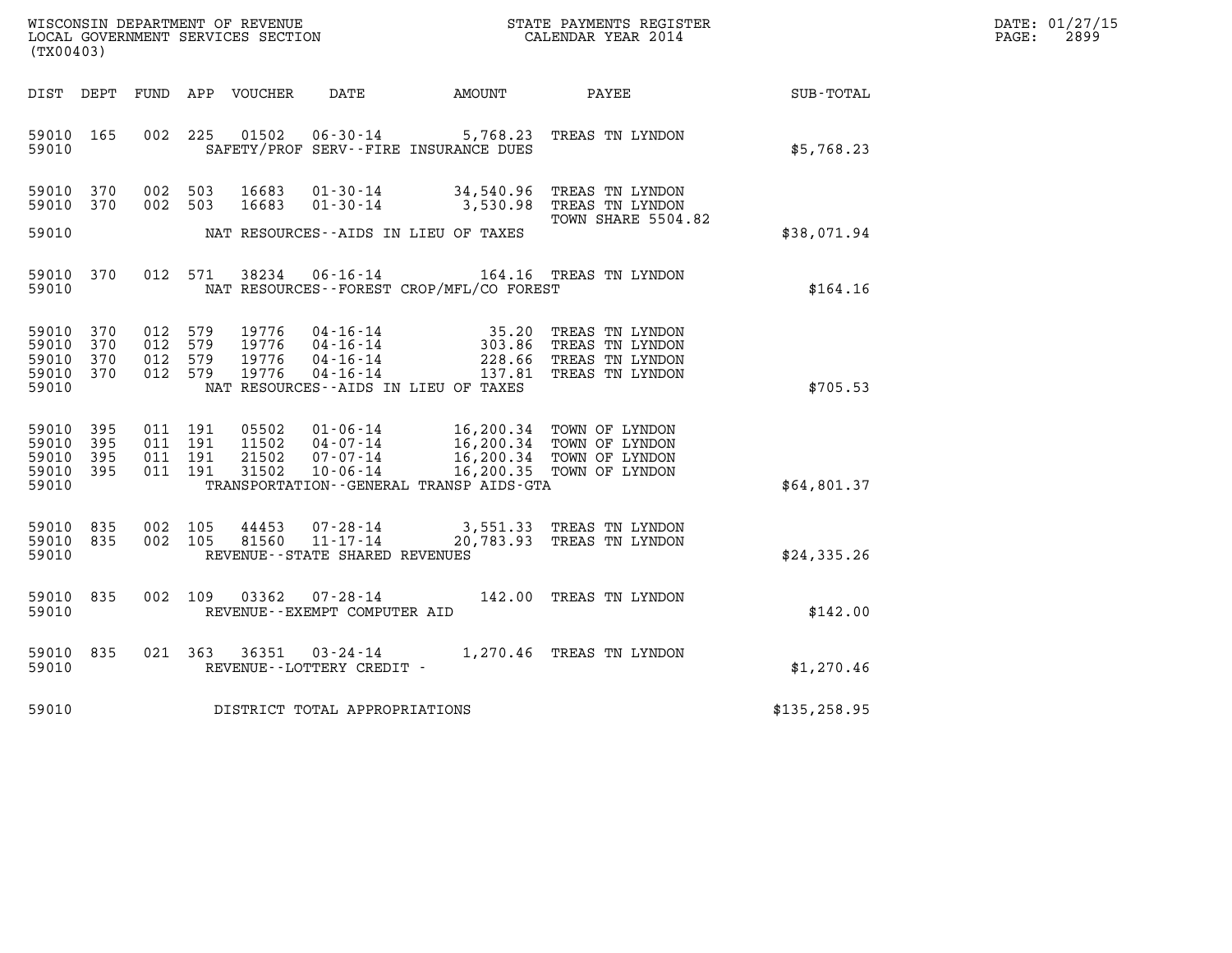WISCONSIN DEPARTMENT OF REVENUE
LOCAL GOVERNMENT SERVICES SECTION
(TX00403)

STATE PAYMENTS REGISTER
CALENDAR YEAR 2014

| DIST | DEPT | FUND | APP | VOUCHER | DATE | AMOUNT | PAYEE | SUB-TOTAL |
|---|---|---|---|---|---|---|---|---|
| 59010 | 165 | 002 | 225 | 01502 | 06-30-14 | 5,768.23 | TREAS TN LYNDON | |
| 59010 | | | | | SAFETY/PROF SERV--FIRE INSURANCE DUES | | | $5,768.23 |
| 59010 | 370 | 002 | 503 | 16683 | 01-30-14 | 34,540.96 | TREAS TN LYNDON | |
| 59010 | 370 | 002 | 503 | 16683 | 01-30-14 | 3,530.98 | TREAS TN LYNDON | |
| | | | | | | | TOWN SHARE 5504.82 | |
| 59010 | | | | | NAT RESOURCES--AIDS IN LIEU OF TAXES | | | $38,071.94 |
| 59010 | 370 | 012 | 571 | 38234 | 06-16-14 | 164.16 | TREAS TN LYNDON | |
| 59010 | | | | | NAT RESOURCES--FOREST CROP/MFL/CO FOREST | | | $164.16 |
| 59010 | 370 | 012 | 579 | 19776 | 04-16-14 | 35.20 | TREAS TN LYNDON | |
| 59010 | 370 | 012 | 579 | 19776 | 04-16-14 | 303.86 | TREAS TN LYNDON | |
| 59010 | 370 | 012 | 579 | 19776 | 04-16-14 | 228.66 | TREAS TN LYNDON | |
| 59010 | 370 | 012 | 579 | 19776 | 04-16-14 | 137.81 | TREAS TN LYNDON | |
| 59010 | | | | | NAT RESOURCES--AIDS IN LIEU OF TAXES | | | $705.53 |
| 59010 | 395 | 011 | 191 | 05502 | 01-06-14 | 16,200.34 | TOWN OF LYNDON | |
| 59010 | 395 | 011 | 191 | 11502 | 04-07-14 | 16,200.34 | TOWN OF LYNDON | |
| 59010 | 395 | 011 | 191 | 21502 | 07-07-14 | 16,200.34 | TOWN OF LYNDON | |
| 59010 | 395 | 011 | 191 | 31502 | 10-06-14 | 16,200.35 | TOWN OF LYNDON | |
| 59010 | | | | | TRANSPORTATION--GENERAL TRANSP AIDS-GTA | | | $64,801.37 |
| 59010 | 835 | 002 | 105 | 44453 | 07-28-14 | 3,551.33 | TREAS TN LYNDON | |
| 59010 | 835 | 002 | 105 | 81560 | 11-17-14 | 20,783.93 | TREAS TN LYNDON | |
| 59010 | | | | | REVENUE--STATE SHARED REVENUES | | | $24,335.26 |
| 59010 | 835 | 002 | 109 | 03362 | 07-28-14 | 142.00 | TREAS TN LYNDON | |
| 59010 | | | | | REVENUE--EXEMPT COMPUTER AID | | | $142.00 |
| 59010 | 835 | 021 | 363 | 36351 | 03-24-14 | 1,270.46 | TREAS TN LYNDON | |
| 59010 | | | | | REVENUE--LOTTERY CREDIT - | | | $1,270.46 |
| 59010 | | | | | DISTRICT TOTAL APPROPRIATIONS | | | $135,258.95 |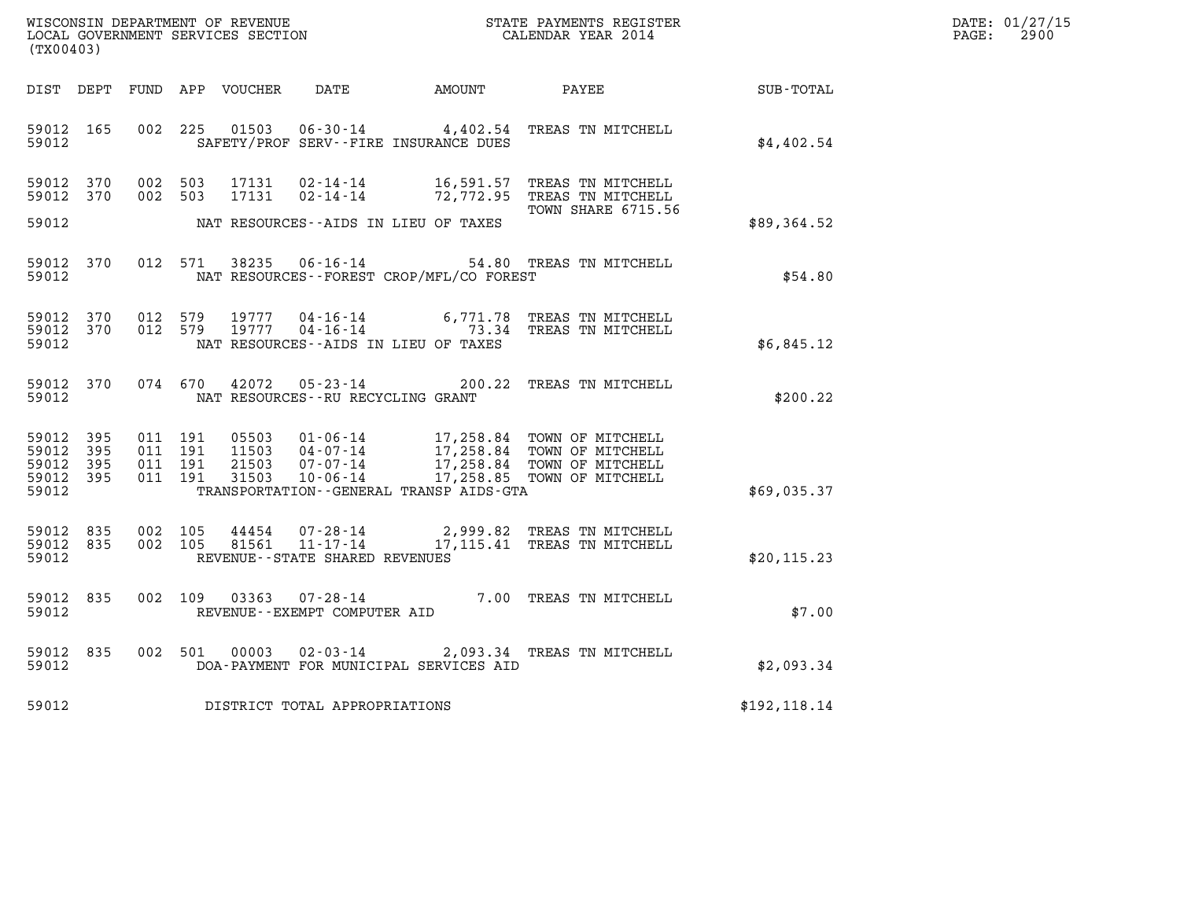WISCONSIN DEPARTMENT OF REVENUE
LOCAL GOVERNMENT SERVICES SECTION
(TX00403)

STATE PAYMENTS REGISTER
CALENDAR YEAR 2014

DATE: 01/27/15
PAGE: 2900

| DIST | DEPT | FUND | APP | VOUCHER | DATE | AMOUNT | PAYEE | SUB-TOTAL |
|---|---|---|---|---|---|---|---|---|
| 59012 | 165 | 002 | 225 | 01503 | 06-30-14 | 4,402.54 | TREAS TN MITCHELL | |
| 59012 | | | | | SAFETY/PROF SERV--FIRE INSURANCE DUES | | | $4,402.54 |
| 59012 | 370 | 002 | 503 | 17131 | 02-14-14 | 16,591.57 | TREAS TN MITCHELL | |
| 59012 | 370 | 002 | 503 | 17131 | 02-14-14 | 72,772.95 | TREAS TN MITCHELL | |
| | | | | | | | TOWN SHARE 6715.56 | |
| 59012 | | | | | NAT RESOURCES--AIDS IN LIEU OF TAXES | | | $89,364.52 |
| 59012 | 370 | 012 | 571 | 38235 | 06-16-14 | 54.80 | TREAS TN MITCHELL | |
| 59012 | | | | | NAT RESOURCES--FOREST CROP/MFL/CO FOREST | | | $54.80 |
| 59012 | 370 | 012 | 579 | 19777 | 04-16-14 | 6,771.78 | TREAS TN MITCHELL | |
| 59012 | 370 | 012 | 579 | 19777 | 04-16-14 | 73.34 | TREAS TN MITCHELL | |
| 59012 | | | | | NAT RESOURCES--AIDS IN LIEU OF TAXES | | | $6,845.12 |
| 59012 | 370 | 074 | 670 | 42072 | 05-23-14 | 200.22 | TREAS TN MITCHELL | |
| 59012 | | | | | NAT RESOURCES--RU RECYCLING GRANT | | | $200.22 |
| 59012 | 395 | 011 | 191 | 05503 | 01-06-14 | 17,258.84 | TOWN OF MITCHELL | |
| 59012 | 395 | 011 | 191 | 11503 | 04-07-14 | 17,258.84 | TOWN OF MITCHELL | |
| 59012 | 395 | 011 | 191 | 21503 | 07-07-14 | 17,258.84 | TOWN OF MITCHELL | |
| 59012 | 395 | 011 | 191 | 31503 | 10-06-14 | 17,258.85 | TOWN OF MITCHELL | |
| 59012 | | | | | TRANSPORTATION--GENERAL TRANSP AIDS-GTA | | | $69,035.37 |
| 59012 | 835 | 002 | 105 | 44454 | 07-28-14 | 2,999.82 | TREAS TN MITCHELL | |
| 59012 | 835 | 002 | 105 | 81561 | 11-17-14 | 17,115.41 | TREAS TN MITCHELL | |
| 59012 | | | | | REVENUE--STATE SHARED REVENUES | | | $20,115.23 |
| 59012 | 835 | 002 | 109 | 03363 | 07-28-14 | 7.00 | TREAS TN MITCHELL | |
| 59012 | | | | | REVENUE--EXEMPT COMPUTER AID | | | $7.00 |
| 59012 | 835 | 002 | 501 | 00003 | 02-03-14 | 2,093.34 | TREAS TN MITCHELL | |
| 59012 | | | | | DOA-PAYMENT FOR MUNICIPAL SERVICES AID | | | $2,093.34 |
| 59012 | | | | | DISTRICT TOTAL APPROPRIATIONS | | | $192,118.14 |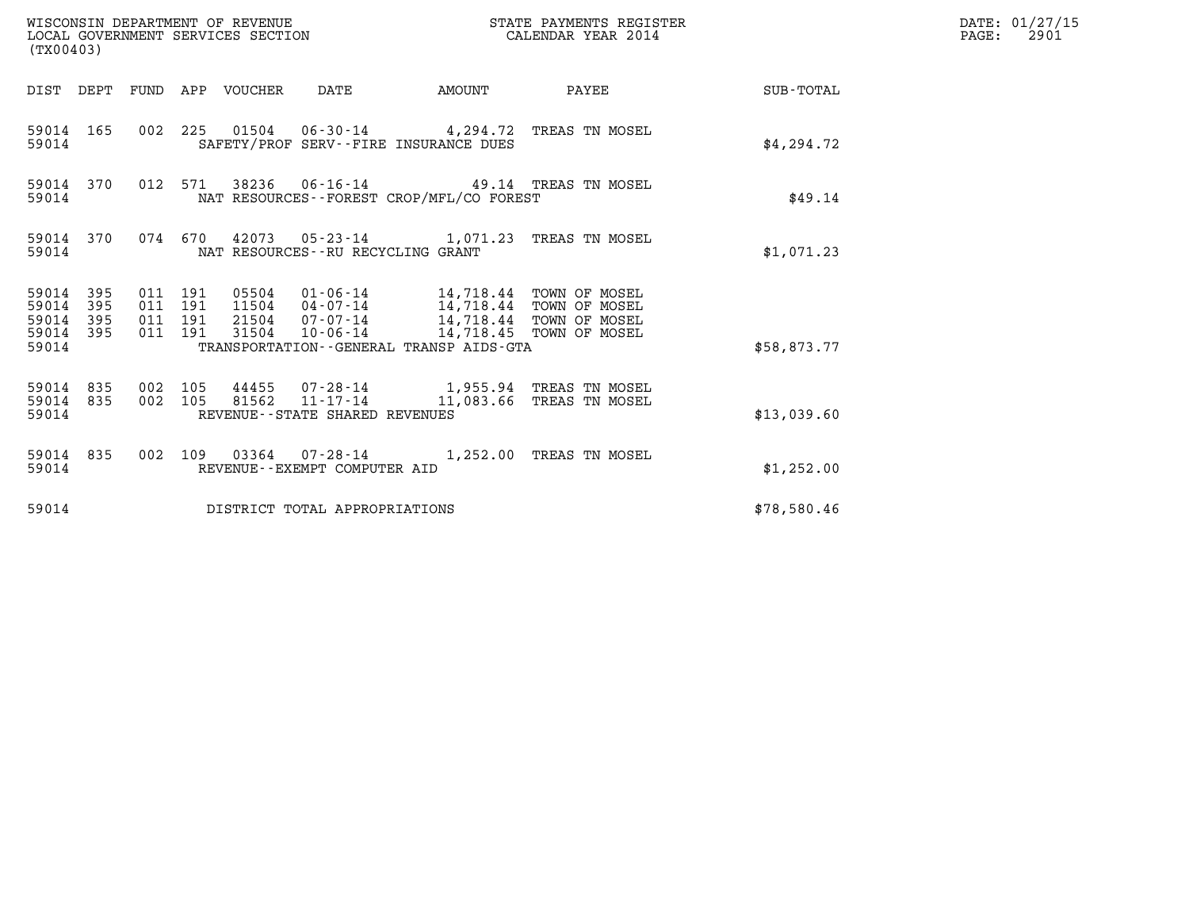WISCONSIN DEPARTMENT OF REVENUE
LOCAL GOVERNMENT SERVICES SECTION
(TX00403)

STATE PAYMENTS REGISTER
CALENDAR YEAR 2014

DATE: 01/27/15
PAGE: 2901

| DIST | DEPT | FUND | APP | VOUCHER | DATE | AMOUNT | PAYEE | SUB-TOTAL |
|---|---|---|---|---|---|---|---|---|
| 59014 | 165 | 002 | 225 | 01504 | 06-30-14 | 4,294.72 | TREAS TN MOSEL | |
| 59014 | | | | SAFETY/PROF SERV--FIRE INSURANCE DUES | | | | $4,294.72 |
| 59014 | 370 | 012 | 571 | 38236 | 06-16-14 | 49.14 | TREAS TN MOSEL | |
| 59014 | | | | NAT RESOURCES--FOREST CROP/MFL/CO FOREST | | | | $49.14 |
| 59014 | 370 | 074 | 670 | 42073 | 05-23-14 | 1,071.23 | TREAS TN MOSEL | |
| 59014 | | | | NAT RESOURCES--RU RECYCLING GRANT | | | | $1,071.23 |
| 59014 | 395 | 011 | 191 | 05504 | 01-06-14 | 14,718.44 | TOWN OF MOSEL | |
| 59014 | 395 | 011 | 191 | 11504 | 04-07-14 | 14,718.44 | TOWN OF MOSEL | |
| 59014 | 395 | 011 | 191 | 21504 | 07-07-14 | 14,718.44 | TOWN OF MOSEL | |
| 59014 | 395 | 011 | 191 | 31504 | 10-06-14 | 14,718.45 | TOWN OF MOSEL | |
| 59014 | | | | TRANSPORTATION--GENERAL TRANSP AIDS-GTA | | | | $58,873.77 |
| 59014 | 835 | 002 | 105 | 44455 | 07-28-14 | 1,955.94 | TREAS TN MOSEL | |
| 59014 | 835 | 002 | 105 | 81562 | 11-17-14 | 11,083.66 | TREAS TN MOSEL | |
| 59014 | | | | REVENUE--STATE SHARED REVENUES | | | | $13,039.60 |
| 59014 | 835 | 002 | 109 | 03364 | 07-28-14 | 1,252.00 | TREAS TN MOSEL | |
| 59014 | | | | REVENUE--EXEMPT COMPUTER AID | | | | $1,252.00 |
| 59014 | | | | DISTRICT TOTAL APPROPRIATIONS | | | | $78,580.46 |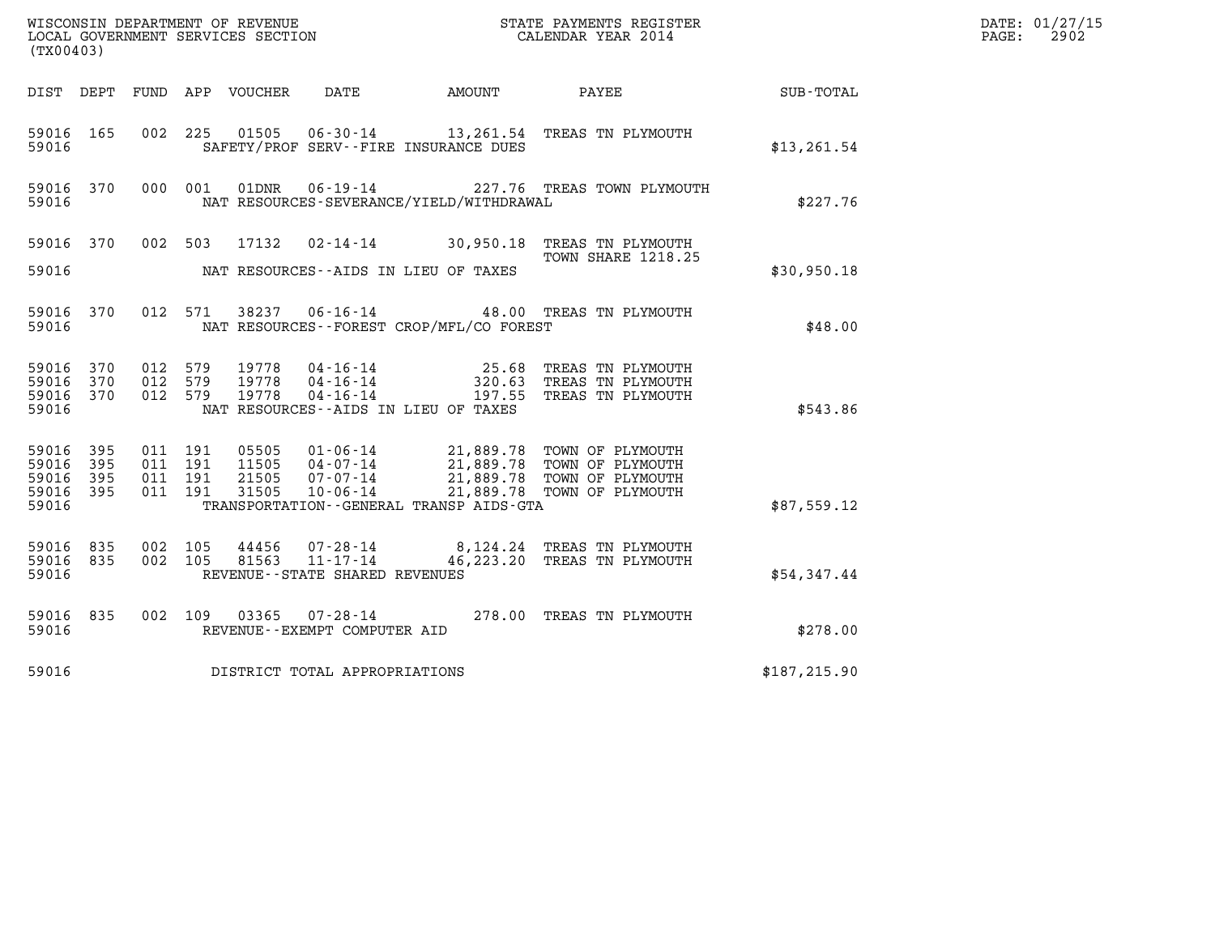WISCONSIN DEPARTMENT OF REVENUE
LOCAL GOVERNMENT SERVICES SECTION
(TX00403)

STATE PAYMENTS REGISTER
CALENDAR YEAR 2014

DATE: 01/27/15
PAGE: 2902

| DIST | DEPT | FUND | APP | VOUCHER | DATE | AMOUNT | PAYEE | SUB-TOTAL |
|---|---|---|---|---|---|---|---|---|
| 59016 | 165 | 002 | 225 | 01505 | 06-30-14 | 13,261.54 | TREAS TN PLYMOUTH | |
| 59016 | | | | | SAFETY/PROF SERV--FIRE INSURANCE DUES | | | $13,261.54 |
| 59016 | 370 | 000 | 001 | 01DNR | 06-19-14 | 227.76 | TREAS TOWN PLYMOUTH | |
| 59016 | | | | | NAT RESOURCES-SEVERANCE/YIELD/WITHDRAWAL | | | $227.76 |
| 59016 | 370 | 002 | 503 | 17132 | 02-14-14 | 30,950.18 | TREAS TN PLYMOUTH TOWN SHARE 1218.25 | |
| 59016 | | | | | NAT RESOURCES--AIDS IN LIEU OF TAXES | | | $30,950.18 |
| 59016 | 370 | 012 | 571 | 38237 | 06-16-14 | 48.00 | TREAS TN PLYMOUTH | |
| 59016 | | | | | NAT RESOURCES--FOREST CROP/MFL/CO FOREST | | | $48.00 |
| 59016 | 370 | 012 | 579 | 19778 | 04-16-14 | 25.68 | TREAS TN PLYMOUTH | |
| 59016 | 370 | 012 | 579 | 19778 | 04-16-14 | 320.63 | TREAS TN PLYMOUTH | |
| 59016 | 370 | 012 | 579 | 19778 | 04-16-14 | 197.55 | TREAS TN PLYMOUTH | |
| 59016 | | | | | NAT RESOURCES--AIDS IN LIEU OF TAXES | | | $543.86 |
| 59016 | 395 | 011 | 191 | 05505 | 01-06-14 | 21,889.78 | TOWN OF PLYMOUTH | |
| 59016 | 395 | 011 | 191 | 11505 | 04-07-14 | 21,889.78 | TOWN OF PLYMOUTH | |
| 59016 | 395 | 011 | 191 | 21505 | 07-07-14 | 21,889.78 | TOWN OF PLYMOUTH | |
| 59016 | 395 | 011 | 191 | 31505 | 10-06-14 | 21,889.78 | TOWN OF PLYMOUTH | |
| 59016 | | | | | TRANSPORTATION--GENERAL TRANSP AIDS-GTA | | | $87,559.12 |
| 59016 | 835 | 002 | 105 | 44456 | 07-28-14 | 8,124.24 | TREAS TN PLYMOUTH | |
| 59016 | 835 | 002 | 105 | 81563 | 11-17-14 | 46,223.20 | TREAS TN PLYMOUTH | |
| 59016 | | | | | REVENUE--STATE SHARED REVENUES | | | $54,347.44 |
| 59016 | 835 | 002 | 109 | 03365 | 07-28-14 | 278.00 | TREAS TN PLYMOUTH | |
| 59016 | | | | | REVENUE--EXEMPT COMPUTER AID | | | $278.00 |
| 59016 | | | | | DISTRICT TOTAL APPROPRIATIONS | | | $187,215.90 |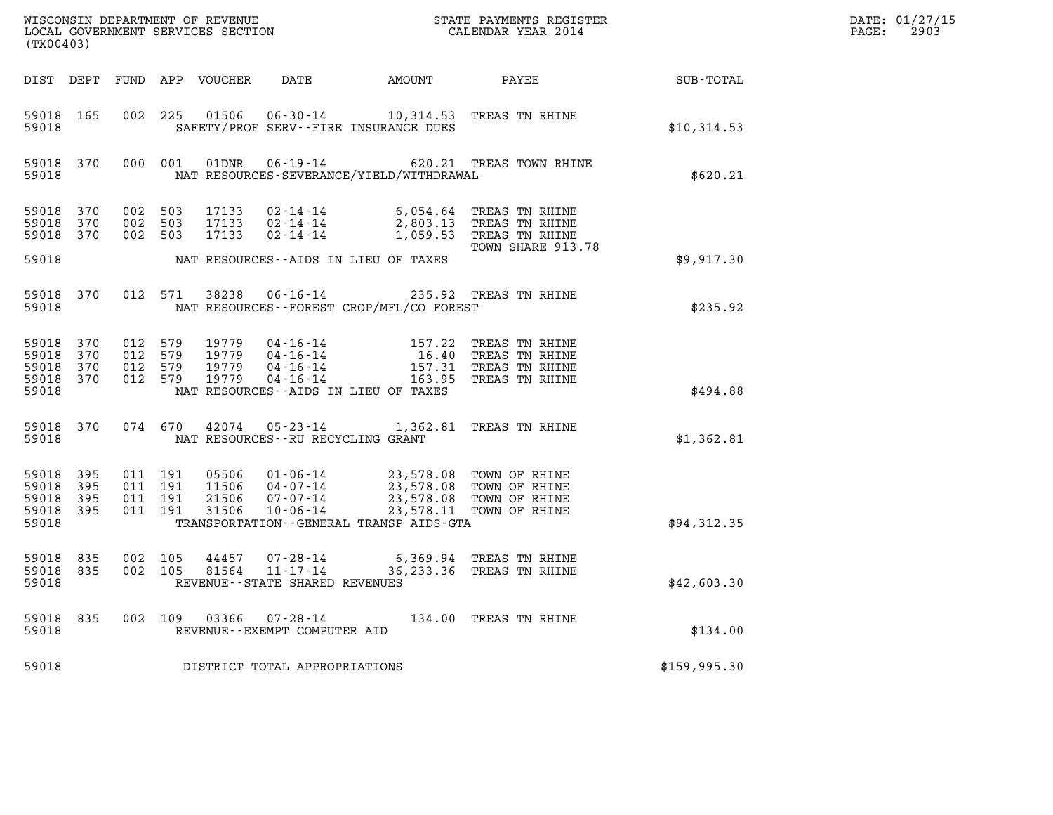WISCONSIN DEPARTMENT OF REVENUE
LOCAL GOVERNMENT SERVICES SECTION
(TX00403)

STATE PAYMENTS REGISTER
CALENDAR YEAR 2014

DATE: 01/27/15
PAGE: 2903

| DIST | DEPT | FUND | APP | VOUCHER | DATE | AMOUNT | PAYEE | SUB-TOTAL |
|---|---|---|---|---|---|---|---|---|
| 59018 | 165 | 002 | 225 | 01506 | 06-30-14 | 10,314.53 | TREAS TN RHINE | |
| 59018 | | | | | SAFETY/PROF SERV--FIRE INSURANCE DUES | | | $10,314.53 |
| 59018 | 370 | 000 | 001 | 01DNR | 06-19-14 | 620.21 | TREAS TOWN RHINE | |
| 59018 | | | | | NAT RESOURCES-SEVERANCE/YIELD/WITHDRAWAL | | | $620.21 |
| 59018 | 370 | 002 | 503 | 17133 | 02-14-14 | 6,054.64 | TREAS TN RHINE | |
| 59018 | 370 | 002 | 503 | 17133 | 02-14-14 | 2,803.13 | TREAS TN RHINE | |
| 59018 | 370 | 002 | 503 | 17133 | 02-14-14 | 1,059.53 | TREAS TN RHINE TOWN SHARE 913.78 | |
| 59018 | | | | | NAT RESOURCES--AIDS IN LIEU OF TAXES | | | $9,917.30 |
| 59018 | 370 | 012 | 571 | 38238 | 06-16-14 | 235.92 | TREAS TN RHINE | |
| 59018 | | | | | NAT RESOURCES--FOREST CROP/MFL/CO FOREST | | | $235.92 |
| 59018 | 370 | 012 | 579 | 19779 | 04-16-14 | 157.22 | TREAS TN RHINE | |
| 59018 | 370 | 012 | 579 | 19779 | 04-16-14 | 16.40 | TREAS TN RHINE | |
| 59018 | 370 | 012 | 579 | 19779 | 04-16-14 | 157.31 | TREAS TN RHINE | |
| 59018 | 370 | 012 | 579 | 19779 | 04-16-14 | 163.95 | TREAS TN RHINE | |
| 59018 | | | | | NAT RESOURCES--AIDS IN LIEU OF TAXES | | | $494.88 |
| 59018 | 370 | 074 | 670 | 42074 | 05-23-14 | 1,362.81 | TREAS TN RHINE | |
| 59018 | | | | | NAT RESOURCES--RU RECYCLING GRANT | | | $1,362.81 |
| 59018 | 395 | 011 | 191 | 05506 | 01-06-14 | 23,578.08 | TOWN OF RHINE | |
| 59018 | 395 | 011 | 191 | 11506 | 04-07-14 | 23,578.08 | TOWN OF RHINE | |
| 59018 | 395 | 011 | 191 | 21506 | 07-07-14 | 23,578.08 | TOWN OF RHINE | |
| 59018 | 395 | 011 | 191 | 31506 | 10-06-14 | 23,578.11 | TOWN OF RHINE | |
| 59018 | | | | | TRANSPORTATION--GENERAL TRANSP AIDS-GTA | | | $94,312.35 |
| 59018 | 835 | 002 | 105 | 44457 | 07-28-14 | 6,369.94 | TREAS TN RHINE | |
| 59018 | 835 | 002 | 105 | 81564 | 11-17-14 | 36,233.36 | TREAS TN RHINE | |
| 59018 | | | | | REVENUE--STATE SHARED REVENUES | | | $42,603.30 |
| 59018 | 835 | 002 | 109 | 03366 | 07-28-14 | 134.00 | TREAS TN RHINE | |
| 59018 | | | | | REVENUE--EXEMPT COMPUTER AID | | | $134.00 |
| 59018 | | | | | DISTRICT TOTAL APPROPRIATIONS | | | $159,995.30 |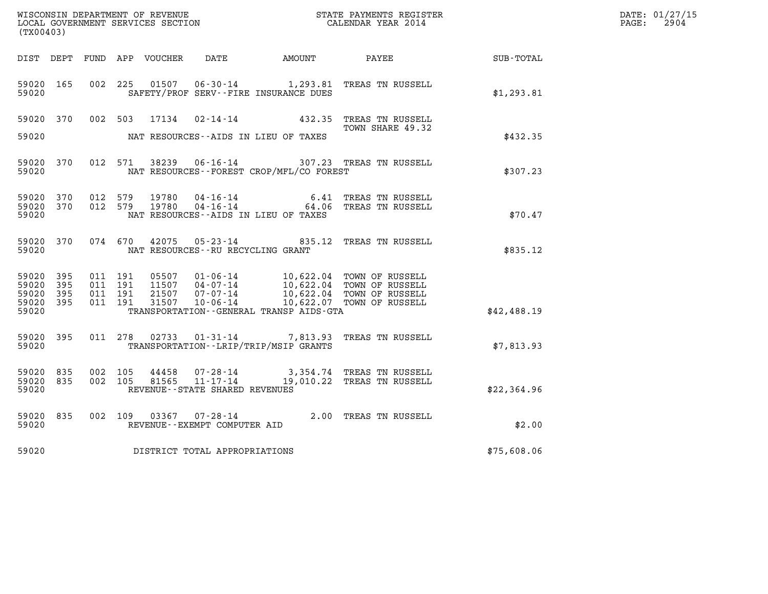WISCONSIN DEPARTMENT OF REVENUE
LOCAL GOVERNMENT SERVICES SECTION
(TX00403)

STATE PAYMENTS REGISTER
CALENDAR YEAR 2014

| DIST | DEPT | FUND | APP | VOUCHER | DATE | AMOUNT | PAYEE | SUB-TOTAL |
|---|---|---|---|---|---|---|---|---|
| 59020 | 165 | 002 | 225 | 01507 | 06-30-14 | 1,293.81 | TREAS TN RUSSELL | |
| 59020 | | | | | SAFETY/PROF SERV--FIRE INSURANCE DUES | | | $1,293.81 |
| 59020 | 370 | 002 | 503 | 17134 | 02-14-14 | 432.35 | TREAS TN RUSSELL TOWN SHARE 49.32 | |
| 59020 | | | | | NAT RESOURCES--AIDS IN LIEU OF TAXES | | | $432.35 |
| 59020 | 370 | 012 | 571 | 38239 | 06-16-14 | 307.23 | TREAS TN RUSSELL | |
| 59020 | | | | | NAT RESOURCES--FOREST CROP/MFL/CO FOREST | | | $307.23 |
| 59020 | 370 | 012 | 579 | 19780 | 04-16-14 | 6.41 | TREAS TN RUSSELL | |
| 59020 | 370 | 012 | 579 | 19780 | 04-16-14 | 64.06 | TREAS TN RUSSELL | |
| 59020 | | | | | NAT RESOURCES--AIDS IN LIEU OF TAXES | | | $70.47 |
| 59020 | 370 | 074 | 670 | 42075 | 05-23-14 | 835.12 | TREAS TN RUSSELL | |
| 59020 | | | | | NAT RESOURCES--RU RECYCLING GRANT | | | $835.12 |
| 59020 | 395 | 011 | 191 | 05507 | 01-06-14 | 10,622.04 | TOWN OF RUSSELL | |
| 59020 | 395 | 011 | 191 | 11507 | 04-07-14 | 10,622.04 | TOWN OF RUSSELL | |
| 59020 | 395 | 011 | 191 | 21507 | 07-07-14 | 10,622.04 | TOWN OF RUSSELL | |
| 59020 | 395 | 011 | 191 | 31507 | 10-06-14 | 10,622.07 | TOWN OF RUSSELL | |
| 59020 | | | | | TRANSPORTATION--GENERAL TRANSP AIDS-GTA | | | $42,488.19 |
| 59020 | 395 | 011 | 278 | 02733 | 01-31-14 | 7,813.93 | TREAS TN RUSSELL | |
| 59020 | | | | | TRANSPORTATION--LRIP/TRIP/MSIP GRANTS | | | $7,813.93 |
| 59020 | 835 | 002 | 105 | 44458 | 07-28-14 | 3,354.74 | TREAS TN RUSSELL | |
| 59020 | 835 | 002 | 105 | 81565 | 11-17-14 | 19,010.22 | TREAS TN RUSSELL | |
| 59020 | | | | | REVENUE--STATE SHARED REVENUES | | | $22,364.96 |
| 59020 | 835 | 002 | 109 | 03367 | 07-28-14 | 2.00 | TREAS TN RUSSELL | |
| 59020 | | | | | REVENUE--EXEMPT COMPUTER AID | | | $2.00 |
| 59020 | | | | | DISTRICT TOTAL APPROPRIATIONS | | | $75,608.06 |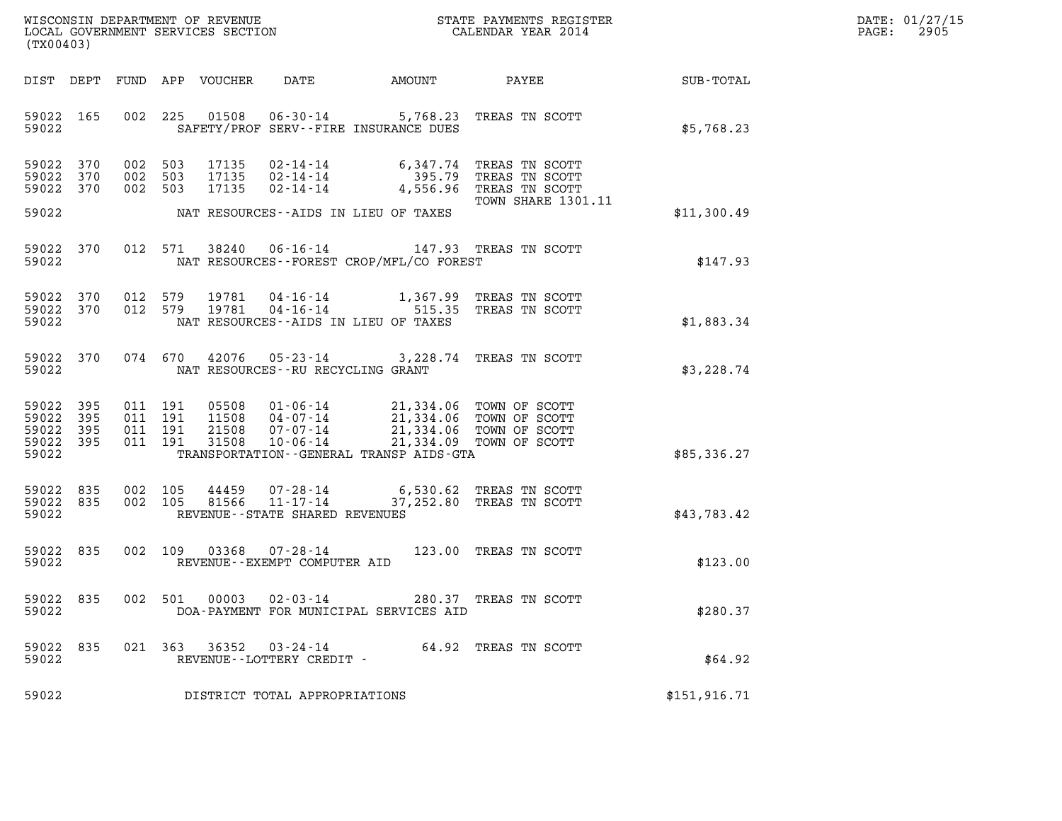WISCONSIN DEPARTMENT OF REVENUE
LOCAL GOVERNMENT SERVICES SECTION
(TX00403)

STATE PAYMENTS REGISTER
CALENDAR YEAR 2014

DATE: 01/27/15
PAGE: 2905

| DIST | DEPT | FUND | APP | VOUCHER | DATE | AMOUNT | PAYEE | SUB-TOTAL |
|---|---|---|---|---|---|---|---|---|
| 59022 | 165 | 002 | 225 | 01508 | 06-30-14 | 5,768.23 | TREAS TN SCOTT | |
| 59022 | | | | | SAFETY/PROF SERV--FIRE INSURANCE DUES | | | $5,768.23 |
| 59022 | 370 | 002 | 503 | 17135 | 02-14-14 | 6,347.74 | TREAS TN SCOTT | |
| 59022 | 370 | 002 | 503 | 17135 | 02-14-14 | 395.79 | TREAS TN SCOTT | |
| 59022 | 370 | 002 | 503 | 17135 | 02-14-14 | 4,556.96 | TREAS TN SCOTT | |
| | | | | | | | TOWN SHARE 1301.11 | |
| 59022 | | | | | NAT RESOURCES--AIDS IN LIEU OF TAXES | | | $11,300.49 |
| 59022 | 370 | 012 | 571 | 38240 | 06-16-14 | 147.93 | TREAS TN SCOTT | |
| 59022 | | | | | NAT RESOURCES--FOREST CROP/MFL/CO FOREST | | | $147.93 |
| 59022 | 370 | 012 | 579 | 19781 | 04-16-14 | 1,367.99 | TREAS TN SCOTT | |
| 59022 | 370 | 012 | 579 | 19781 | 04-16-14 | 515.35 | TREAS TN SCOTT | |
| 59022 | | | | | NAT RESOURCES--AIDS IN LIEU OF TAXES | | | $1,883.34 |
| 59022 | 370 | 074 | 670 | 42076 | 05-23-14 | 3,228.74 | TREAS TN SCOTT | |
| 59022 | | | | | NAT RESOURCES--RU RECYCLING GRANT | | | $3,228.74 |
| 59022 | 395 | 011 | 191 | 05508 | 01-06-14 | 21,334.06 | TOWN OF SCOTT | |
| 59022 | 395 | 011 | 191 | 11508 | 04-07-14 | 21,334.06 | TOWN OF SCOTT | |
| 59022 | 395 | 011 | 191 | 21508 | 07-07-14 | 21,334.06 | TOWN OF SCOTT | |
| 59022 | 395 | 011 | 191 | 31508 | 10-06-14 | 21,334.09 | TOWN OF SCOTT | |
| 59022 | | | | | TRANSPORTATION--GENERAL TRANSP AIDS-GTA | | | $85,336.27 |
| 59022 | 835 | 002 | 105 | 44459 | 07-28-14 | 6,530.62 | TREAS TN SCOTT | |
| 59022 | 835 | 002 | 105 | 81566 | 11-17-14 | 37,252.80 | TREAS TN SCOTT | |
| 59022 | | | | | REVENUE--STATE SHARED REVENUES | | | $43,783.42 |
| 59022 | 835 | 002 | 109 | 03368 | 07-28-14 | 123.00 | TREAS TN SCOTT | |
| 59022 | | | | | REVENUE--EXEMPT COMPUTER AID | | | $123.00 |
| 59022 | 835 | 002 | 501 | 00003 | 02-03-14 | 280.37 | TREAS TN SCOTT | |
| 59022 | | | | | DOA-PAYMENT FOR MUNICIPAL SERVICES AID | | | $280.37 |
| 59022 | 835 | 021 | 363 | 36352 | 03-24-14 | 64.92 | TREAS TN SCOTT | |
| 59022 | | | | | REVENUE--LOTTERY CREDIT - | | | $64.92 |
| 59022 | | | | | DISTRICT TOTAL APPROPRIATIONS | | | $151,916.71 |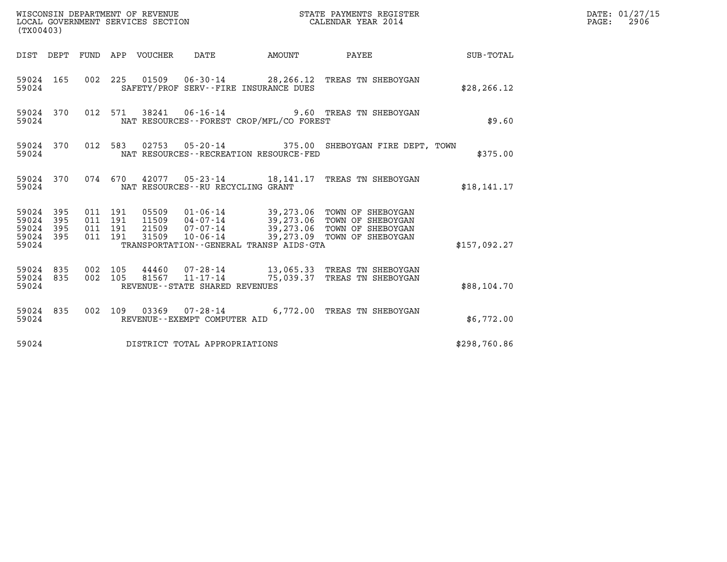WISCONSIN DEPARTMENT OF REVENUE
LOCAL GOVERNMENT SERVICES SECTION
(TX00403)

STATE PAYMENTS REGISTER
CALENDAR YEAR 2014

DATE: 01/27/15
PAGE: 2906

| DIST | DEPT | FUND | APP | VOUCHER | DATE | AMOUNT | PAYEE | SUB-TOTAL |
|---|---|---|---|---|---|---|---|---|
| 59024 | 165 | 002 | 225 | 01509 | 06-30-14 | 28,266.12 | TREAS TN SHEBOYGAN | |
| 59024 | | | | | SAFETY/PROF SERV--FIRE INSURANCE DUES | | | $28,266.12 |
| 59024 | 370 | 012 | 571 | 38241 | 06-16-14 | 9.60 | TREAS TN SHEBOYGAN | |
| 59024 | | | | | NAT RESOURCES--FOREST CROP/MFL/CO FOREST | | | $9.60 |
| 59024 | 370 | 012 | 583 | 02753 | 05-20-14 | 375.00 | SHEBOYGAN FIRE DEPT, TOWN | |
| 59024 | | | | | NAT RESOURCES--RECREATION RESOURCE-FED | | | $375.00 |
| 59024 | 370 | 074 | 670 | 42077 | 05-23-14 | 18,141.17 | TREAS TN SHEBOYGAN | |
| 59024 | | | | | NAT RESOURCES--RU RECYCLING GRANT | | | $18,141.17 |
| 59024 | 395 | 011 | 191 | 05509 | 01-06-14 | 39,273.06 | TOWN OF SHEBOYGAN | |
| 59024 | 395 | 011 | 191 | 11509 | 04-07-14 | 39,273.06 | TOWN OF SHEBOYGAN | |
| 59024 | 395 | 011 | 191 | 21509 | 07-07-14 | 39,273.06 | TOWN OF SHEBOYGAN | |
| 59024 | 395 | 011 | 191 | 31509 | 10-06-14 | 39,273.09 | TOWN OF SHEBOYGAN | |
| 59024 | | | | | TRANSPORTATION--GENERAL TRANSP AIDS-GTA | | | $157,092.27 |
| 59024 | 835 | 002 | 105 | 44460 | 07-28-14 | 13,065.33 | TREAS TN SHEBOYGAN | |
| 59024 | 835 | 002 | 105 | 81567 | 11-17-14 | 75,039.37 | TREAS TN SHEBOYGAN | |
| 59024 | | | | | REVENUE--STATE SHARED REVENUES | | | $88,104.70 |
| 59024 | 835 | 002 | 109 | 03369 | 07-28-14 | 6,772.00 | TREAS TN SHEBOYGAN | |
| 59024 | | | | | REVENUE--EXEMPT COMPUTER AID | | | $6,772.00 |
| 59024 | | | | | DISTRICT TOTAL APPROPRIATIONS | | | $298,760.86 |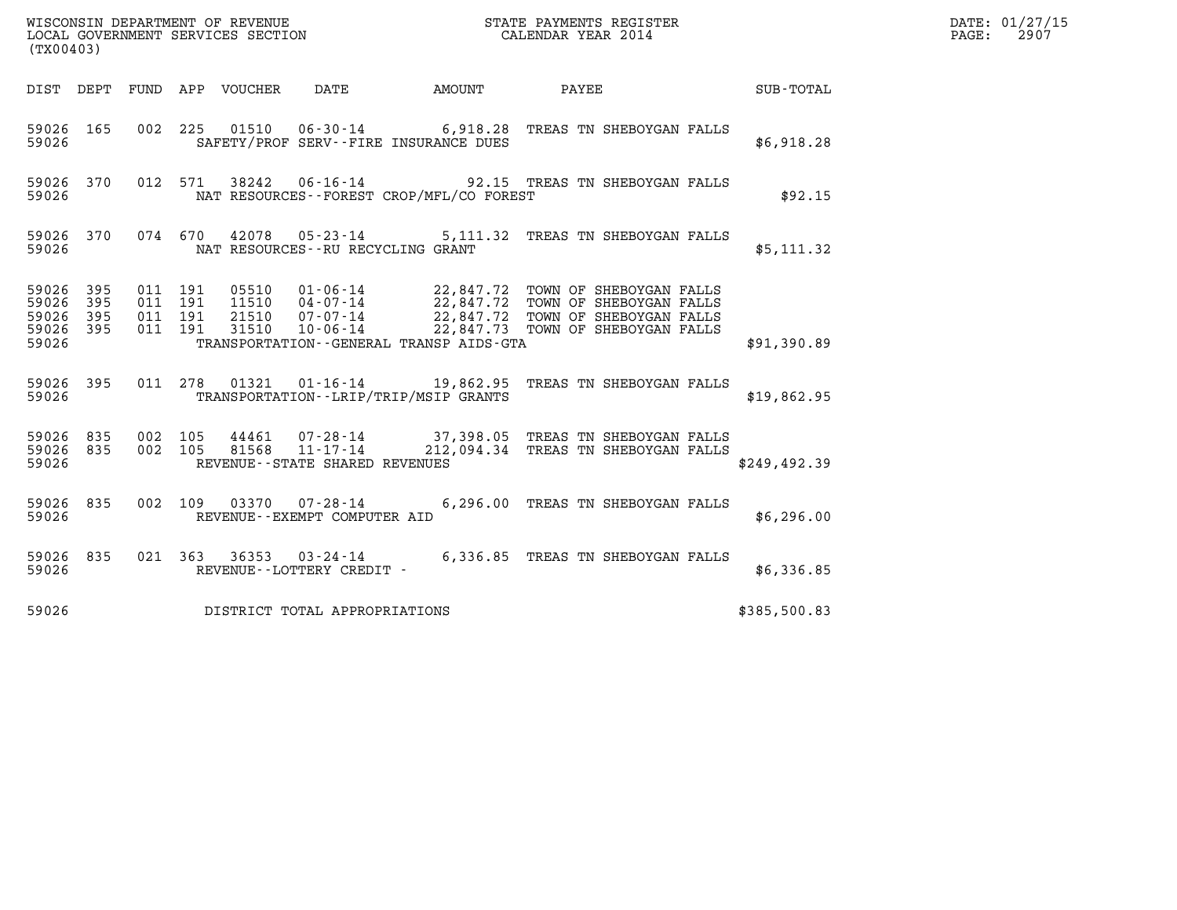WISCONSIN DEPARTMENT OF REVENUE
LOCAL GOVERNMENT SERVICES SECTION
(TX00403)

STATE PAYMENTS REGISTER
CALENDAR YEAR 2014

DATE: 01/27/15
PAGE: 2907

| DIST | DEPT | FUND | APP | VOUCHER | DATE | AMOUNT | PAYEE | SUB-TOTAL |
|---|---|---|---|---|---|---|---|---|
| 59026 | 165 | 002 | 225 | 01510 | 06-30-14 | 6,918.28 | TREAS TN SHEBOYGAN FALLS | |
| 59026 | | | | SAFETY/PROF SERV--FIRE INSURANCE DUES | | | | $6,918.28 |
| 59026 | 370 | 012 | 571 | 38242 | 06-16-14 | 92.15 | TREAS TN SHEBOYGAN FALLS | |
| 59026 | | | | NAT RESOURCES--FOREST CROP/MFL/CO FOREST | | | | $92.15 |
| 59026 | 370 | 074 | 670 | 42078 | 05-23-14 | 5,111.32 | TREAS TN SHEBOYGAN FALLS | |
| 59026 | | | | NAT RESOURCES--RU RECYCLING GRANT | | | | $5,111.32 |
| 59026 | 395 | 011 | 191 | 05510 | 01-06-14 | 22,847.72 | TOWN OF SHEBOYGAN FALLS | |
| 59026 | 395 | 011 | 191 | 11510 | 04-07-14 | 22,847.72 | TOWN OF SHEBOYGAN FALLS | |
| 59026 | 395 | 011 | 191 | 21510 | 07-07-14 | 22,847.72 | TOWN OF SHEBOYGAN FALLS | |
| 59026 | 395 | 011 | 191 | 31510 | 10-06-14 | 22,847.73 | TOWN OF SHEBOYGAN FALLS | |
| 59026 | | | | TRANSPORTATION--GENERAL TRANSP AIDS-GTA | | | | $91,390.89 |
| 59026 | 395 | 011 | 278 | 01321 | 01-16-14 | 19,862.95 | TREAS TN SHEBOYGAN FALLS | |
| 59026 | | | | TRANSPORTATION--LRIP/TRIP/MSIP GRANTS | | | | $19,862.95 |
| 59026 | 835 | 002 | 105 | 44461 | 07-28-14 | 37,398.05 | TREAS TN SHEBOYGAN FALLS | |
| 59026 | 835 | 002 | 105 | 81568 | 11-17-14 | 212,094.34 | TREAS TN SHEBOYGAN FALLS | |
| 59026 | | | | REVENUE--STATE SHARED REVENUES | | | | $249,492.39 |
| 59026 | 835 | 002 | 109 | 03370 | 07-28-14 | 6,296.00 | TREAS TN SHEBOYGAN FALLS | |
| 59026 | | | | REVENUE--EXEMPT COMPUTER AID | | | | $6,296.00 |
| 59026 | 835 | 021 | 363 | 36353 | 03-24-14 | 6,336.85 | TREAS TN SHEBOYGAN FALLS | |
| 59026 | | | | REVENUE--LOTTERY CREDIT - | | | | $6,336.85 |
| 59026 | | | | DISTRICT TOTAL APPROPRIATIONS | | | | $385,500.83 |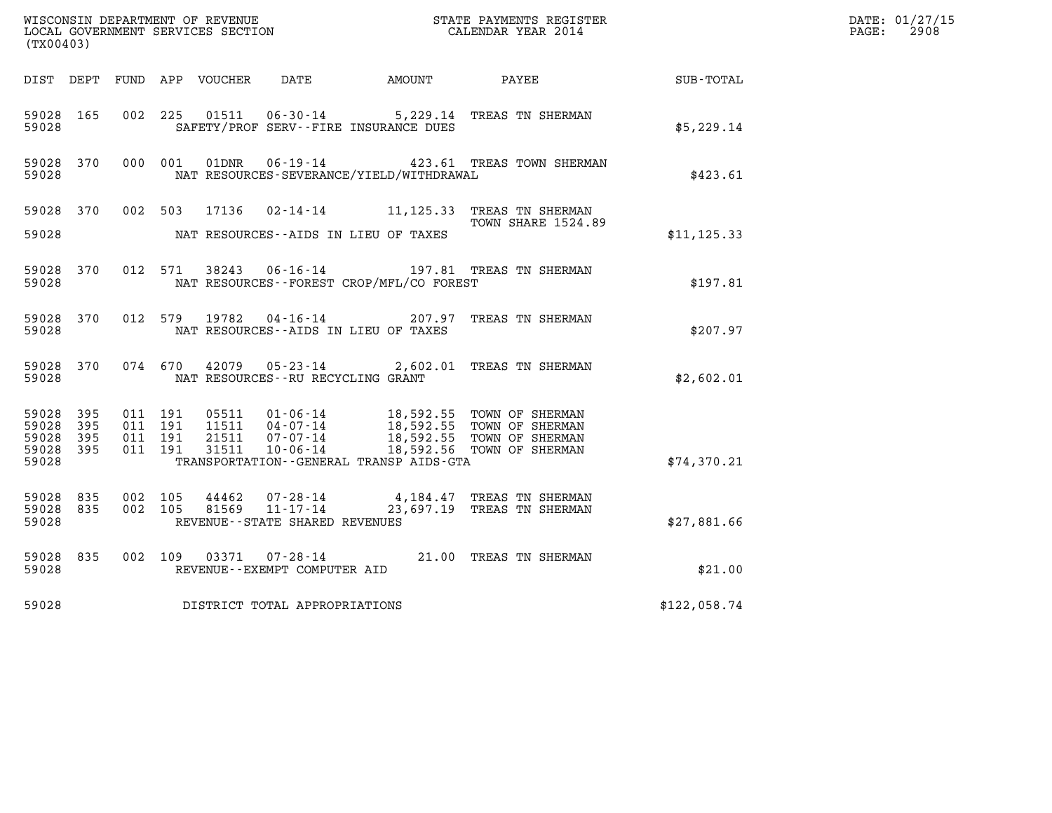WISCONSIN DEPARTMENT OF REVENUE
LOCAL GOVERNMENT SERVICES SECTION
(TX00403)

STATE PAYMENTS REGISTER
CALENDAR YEAR 2014

| DIST | DEPT | FUND | APP | VOUCHER | DATE | AMOUNT | PAYEE | SUB-TOTAL |
|---|---|---|---|---|---|---|---|---|
| 59028 | 165 | 002 | 225 | 01511 | 06-30-14 | 5,229.14 | TREAS TN SHERMAN | |
| 59028 | | | | SAFETY/PROF SERV--FIRE INSURANCE DUES | | | | $5,229.14 |
| 59028 | 370 | 000 | 001 | 01DNR | 06-19-14 | 423.61 | TREAS TOWN SHERMAN | |
| 59028 | | | | NAT RESOURCES-SEVERANCE/YIELD/WITHDRAWAL | | | | $423.61 |
| 59028 | 370 | 002 | 503 | 17136 | 02-14-14 | 11,125.33 | TREAS TN SHERMAN TOWN SHARE 1524.89 | |
| 59028 | | | | NAT RESOURCES--AIDS IN LIEU OF TAXES | | | | $11,125.33 |
| 59028 | 370 | 012 | 571 | 38243 | 06-16-14 | 197.81 | TREAS TN SHERMAN | |
| 59028 | | | | NAT RESOURCES--FOREST CROP/MFL/CO FOREST | | | | $197.81 |
| 59028 | 370 | 012 | 579 | 19782 | 04-16-14 | 207.97 | TREAS TN SHERMAN | |
| 59028 | | | | NAT RESOURCES--AIDS IN LIEU OF TAXES | | | | $207.97 |
| 59028 | 370 | 074 | 670 | 42079 | 05-23-14 | 2,602.01 | TREAS TN SHERMAN | |
| 59028 | | | | NAT RESOURCES--RU RECYCLING GRANT | | | | $2,602.01 |
| 59028 | 395 | 011 | 191 | 05511 | 01-06-14 | 18,592.55 | TOWN OF SHERMAN | |
| 59028 | 395 | 011 | 191 | 11511 | 04-07-14 | 18,592.55 | TOWN OF SHERMAN | |
| 59028 | 395 | 011 | 191 | 21511 | 07-07-14 | 18,592.55 | TOWN OF SHERMAN | |
| 59028 | 395 | 011 | 191 | 31511 | 10-06-14 | 18,592.56 | TOWN OF SHERMAN | |
| 59028 | | | | TRANSPORTATION--GENERAL TRANSP AIDS-GTA | | | | $74,370.21 |
| 59028 | 835 | 002 | 105 | 44462 | 07-28-14 | 4,184.47 | TREAS TN SHERMAN | |
| 59028 | 835 | 002 | 105 | 81569 | 11-17-14 | 23,697.19 | TREAS TN SHERMAN | |
| 59028 | | | | REVENUE--STATE SHARED REVENUES | | | | $27,881.66 |
| 59028 | 835 | 002 | 109 | 03371 | 07-28-14 | 21.00 | TREAS TN SHERMAN | |
| 59028 | | | | REVENUE--EXEMPT COMPUTER AID | | | | $21.00 |
| 59028 | | | | DISTRICT TOTAL APPROPRIATIONS | | | | $122,058.74 |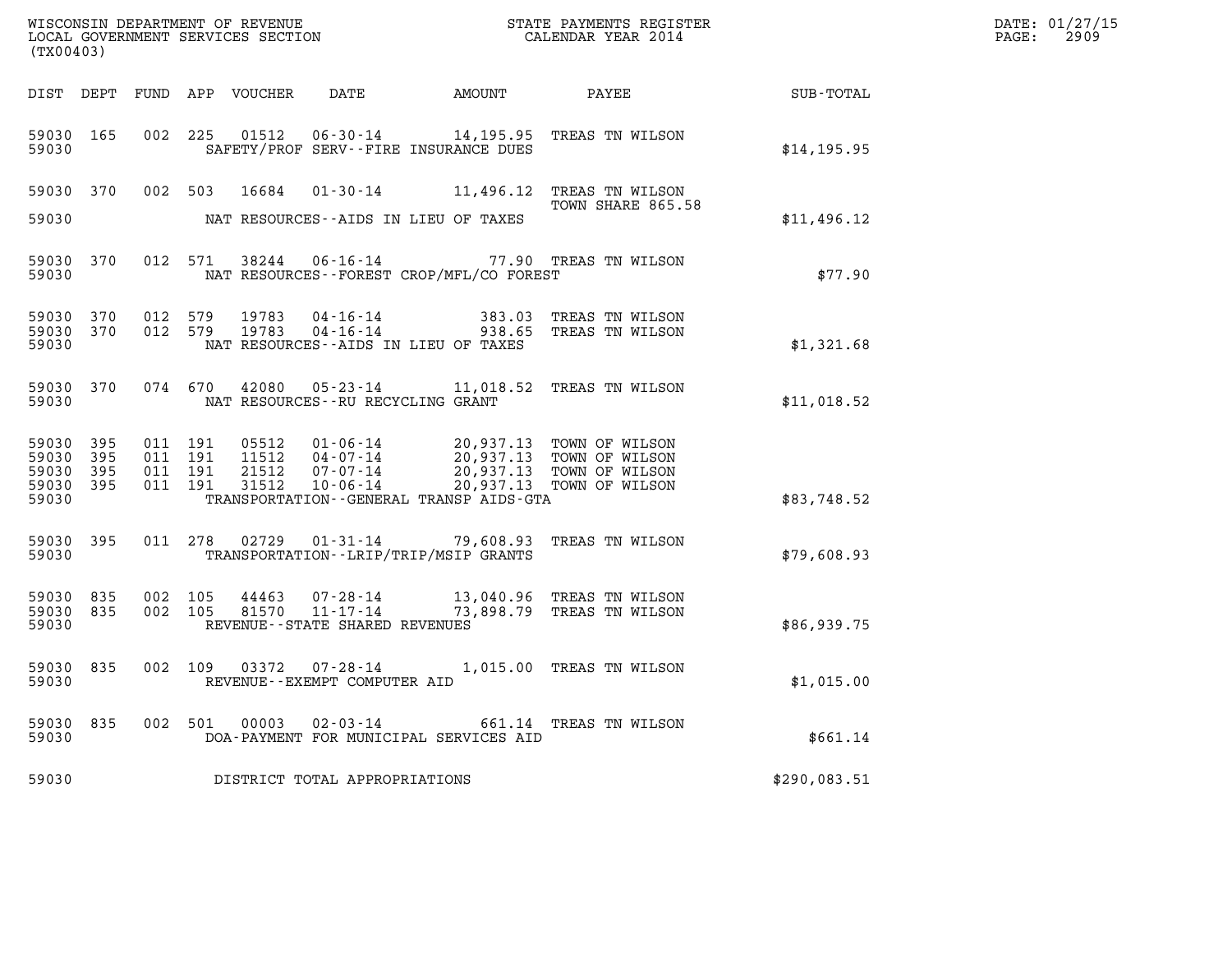WISCONSIN DEPARTMENT OF REVENUE
LOCAL GOVERNMENT SERVICES SECTION
(TX00403)

STATE PAYMENTS REGISTER
CALENDAR YEAR 2014

DATE: 01/27/15
PAGE: 2909

| DIST | DEPT | FUND | APP | VOUCHER | DATE | AMOUNT | PAYEE | SUB-TOTAL |
|---|---|---|---|---|---|---|---|---|
| 59030 | 165 | 002 | 225 | 01512 | 06-30-14 | 14,195.95 | TREAS TN WILSON | |
| 59030 | | | | | SAFETY/PROF SERV--FIRE INSURANCE DUES | | | $14,195.95 |
| 59030 | 370 | 002 | 503 | 16684 | 01-30-14 | 11,496.12 | TREAS TN WILSON TOWN SHARE 865.58 | |
| 59030 | | | | | NAT RESOURCES--AIDS IN LIEU OF TAXES | | | $11,496.12 |
| 59030 | 370 | 012 | 571 | 38244 | 06-16-14 | 77.90 | TREAS TN WILSON | |
| 59030 | | | | | NAT RESOURCES--FOREST CROP/MFL/CO FOREST | | | $77.90 |
| 59030 | 370 | 012 | 579 | 19783 | 04-16-14 | 383.03 | TREAS TN WILSON | |
| 59030 | 370 | 012 | 579 | 19783 | 04-16-14 | 938.65 | TREAS TN WILSON | |
| 59030 | | | | | NAT RESOURCES--AIDS IN LIEU OF TAXES | | | $1,321.68 |
| 59030 | 370 | 074 | 670 | 42080 | 05-23-14 | 11,018.52 | TREAS TN WILSON | |
| 59030 | | | | | NAT RESOURCES--RU RECYCLING GRANT | | | $11,018.52 |
| 59030 | 395 | 011 | 191 | 05512 | 01-06-14 | 20,937.13 | TOWN OF WILSON | |
| 59030 | 395 | 011 | 191 | 11512 | 04-07-14 | 20,937.13 | TOWN OF WILSON | |
| 59030 | 395 | 011 | 191 | 21512 | 07-07-14 | 20,937.13 | TOWN OF WILSON | |
| 59030 | 395 | 011 | 191 | 31512 | 10-06-14 | 20,937.13 | TOWN OF WILSON | |
| 59030 | | | | | TRANSPORTATION--GENERAL TRANSP AIDS-GTA | | | $83,748.52 |
| 59030 | 395 | 011 | 278 | 02729 | 01-31-14 | 79,608.93 | TREAS TN WILSON | |
| 59030 | | | | | TRANSPORTATION--LRIP/TRIP/MSIP GRANTS | | | $79,608.93 |
| 59030 | 835 | 002 | 105 | 44463 | 07-28-14 | 13,040.96 | TREAS TN WILSON | |
| 59030 | 835 | 002 | 105 | 81570 | 11-17-14 | 73,898.79 | TREAS TN WILSON | |
| 59030 | | | | | REVENUE--STATE SHARED REVENUES | | | $86,939.75 |
| 59030 | 835 | 002 | 109 | 03372 | 07-28-14 | 1,015.00 | TREAS TN WILSON | |
| 59030 | | | | | REVENUE--EXEMPT COMPUTER AID | | | $1,015.00 |
| 59030 | 835 | 002 | 501 | 00003 | 02-03-14 | 661.14 | TREAS TN WILSON | |
| 59030 | | | | | DOA-PAYMENT FOR MUNICIPAL SERVICES AID | | | $661.14 |
| 59030 | | | | | DISTRICT TOTAL APPROPRIATIONS | | | $290,083.51 |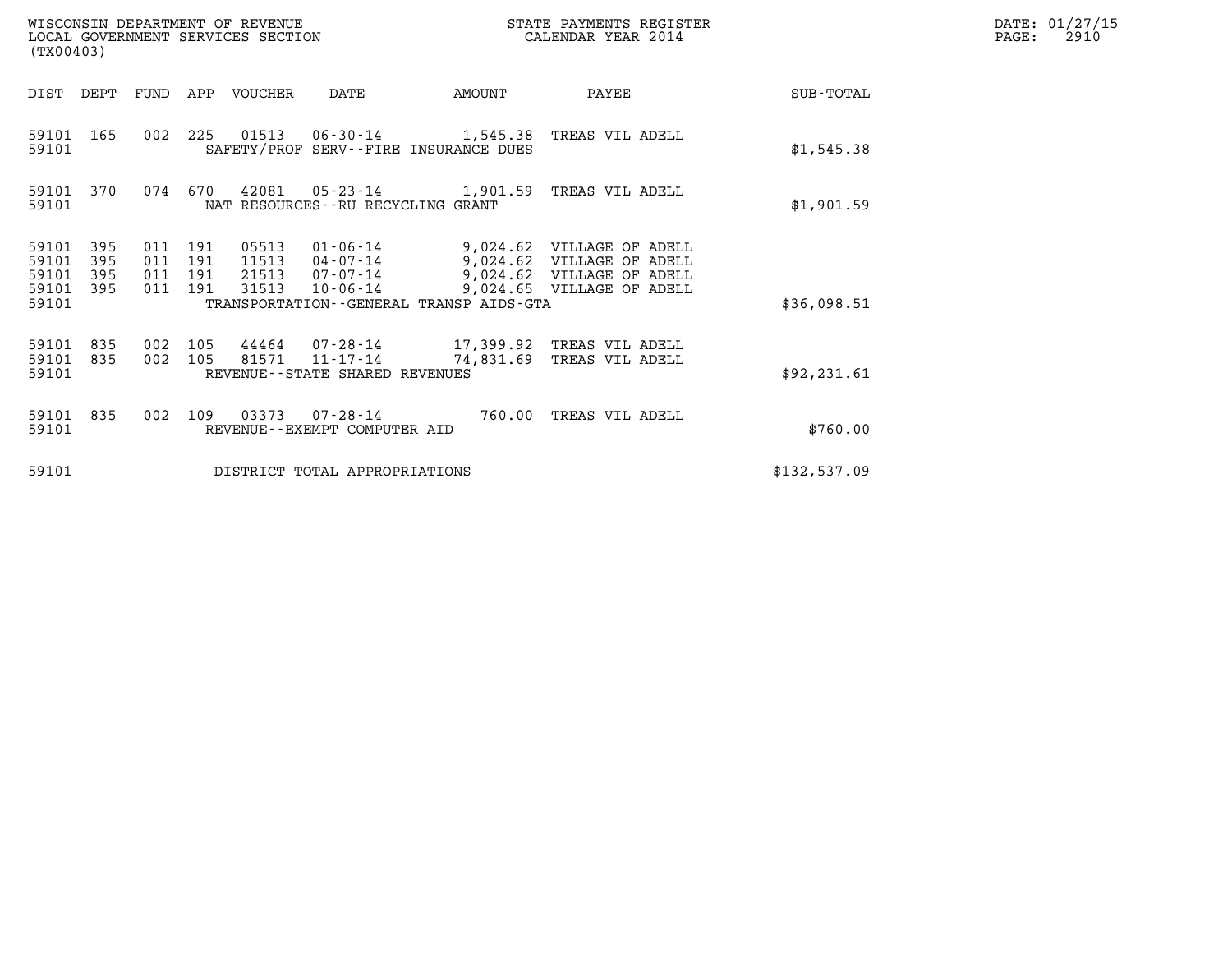| DIST | DEPT | FUND | APP | VOUCHER | DATE | AMOUNT | PAYEE | SUB-TOTAL |
|---|---|---|---|---|---|---|---|---|
| 59101 | 165 | 002 | 225 | 01513 | 06-30-14 | 1,545.38 | TREAS VIL ADELL | |
| 59101 | | | | | SAFETY/PROF SERV--FIRE INSURANCE DUES | | | $1,545.38 |
| 59101 | 370 | 074 | 670 | 42081 | 05-23-14 | 1,901.59 | TREAS VIL ADELL | |
| 59101 | | | | | NAT RESOURCES--RU RECYCLING GRANT | | | $1,901.59 |
| 59101 | 395 | 011 | 191 | 05513 | 01-06-14 | 9,024.62 | VILLAGE OF ADELL | |
| 59101 | 395 | 011 | 191 | 11513 | 04-07-14 | 9,024.62 | VILLAGE OF ADELL | |
| 59101 | 395 | 011 | 191 | 21513 | 07-07-14 | 9,024.62 | VILLAGE OF ADELL | |
| 59101 | 395 | 011 | 191 | 31513 | 10-06-14 | 9,024.65 | VILLAGE OF ADELL | |
| 59101 | | | | | TRANSPORTATION--GENERAL TRANSP AIDS-GTA | | | $36,098.51 |
| 59101 | 835 | 002 | 105 | 44464 | 07-28-14 | 17,399.92 | TREAS VIL ADELL | |
| 59101 | 835 | 002 | 105 | 81571 | 11-17-14 | 74,831.69 | TREAS VIL ADELL | |
| 59101 | | | | | REVENUE--STATE SHARED REVENUES | | | $92,231.61 |
| 59101 | 835 | 002 | 109 | 03373 | 07-28-14 | 760.00 | TREAS VIL ADELL | |
| 59101 | | | | | REVENUE--EXEMPT COMPUTER AID | | | $760.00 |
| 59101 | | | | | DISTRICT TOTAL APPROPRIATIONS | | | $132,537.09 |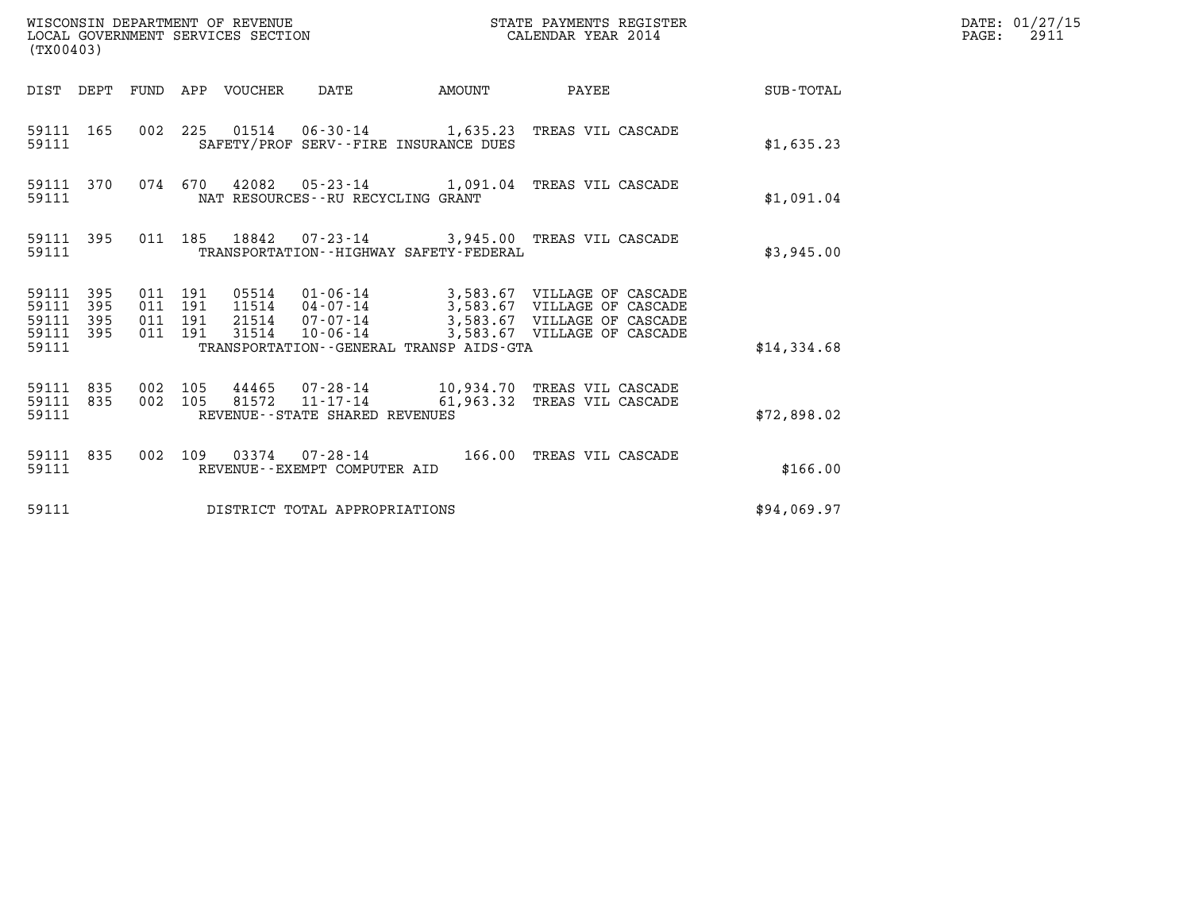WISCONSIN DEPARTMENT OF REVENUE
LOCAL GOVERNMENT SERVICES SECTION
(TX00403)

STATE PAYMENTS REGISTER
CALENDAR YEAR 2014

DATE: 01/27/15
PAGE: 2911

| DIST | DEPT | FUND | APP | VOUCHER | DATE | AMOUNT | PAYEE | SUB-TOTAL |
|---|---|---|---|---|---|---|---|---|
| 59111 | 165 | 002 | 225 | 01514 | 06-30-14 | 1,635.23 | TREAS VIL CASCADE | |
| 59111 | | | | SAFETY/PROF SERV--FIRE INSURANCE DUES | | | | $1,635.23 |
| 59111 | 370 | 074 | 670 | 42082 | 05-23-14 | 1,091.04 | TREAS VIL CASCADE | |
| 59111 | | | | NAT RESOURCES--RU RECYCLING GRANT | | | | $1,091.04 |
| 59111 | 395 | 011 | 185 | 18842 | 07-23-14 | 3,945.00 | TREAS VIL CASCADE | |
| 59111 | | | | TRANSPORTATION--HIGHWAY SAFETY-FEDERAL | | | | $3,945.00 |
| 59111 | 395 | 011 | 191 | 05514 | 01-06-14 | 3,583.67 | VILLAGE OF CASCADE | |
| 59111 | 395 | 011 | 191 | 11514 | 04-07-14 | 3,583.67 | VILLAGE OF CASCADE | |
| 59111 | 395 | 011 | 191 | 21514 | 07-07-14 | 3,583.67 | VILLAGE OF CASCADE | |
| 59111 | 395 | 011 | 191 | 31514 | 10-06-14 | 3,583.67 | VILLAGE OF CASCADE | |
| 59111 | | | | TRANSPORTATION--GENERAL TRANSP AIDS-GTA | | | | $14,334.68 |
| 59111 | 835 | 002 | 105 | 44465 | 07-28-14 | 10,934.70 | TREAS VIL CASCADE | |
| 59111 | 835 | 002 | 105 | 81572 | 11-17-14 | 61,963.32 | TREAS VIL CASCADE | |
| 59111 | | | | REVENUE--STATE SHARED REVENUES | | | | $72,898.02 |
| 59111 | 835 | 002 | 109 | 03374 | 07-28-14 | 166.00 | TREAS VIL CASCADE | |
| 59111 | | | | REVENUE--EXEMPT COMPUTER AID | | | | $166.00 |
| 59111 | | | | DISTRICT TOTAL APPROPRIATIONS | | | | $94,069.97 |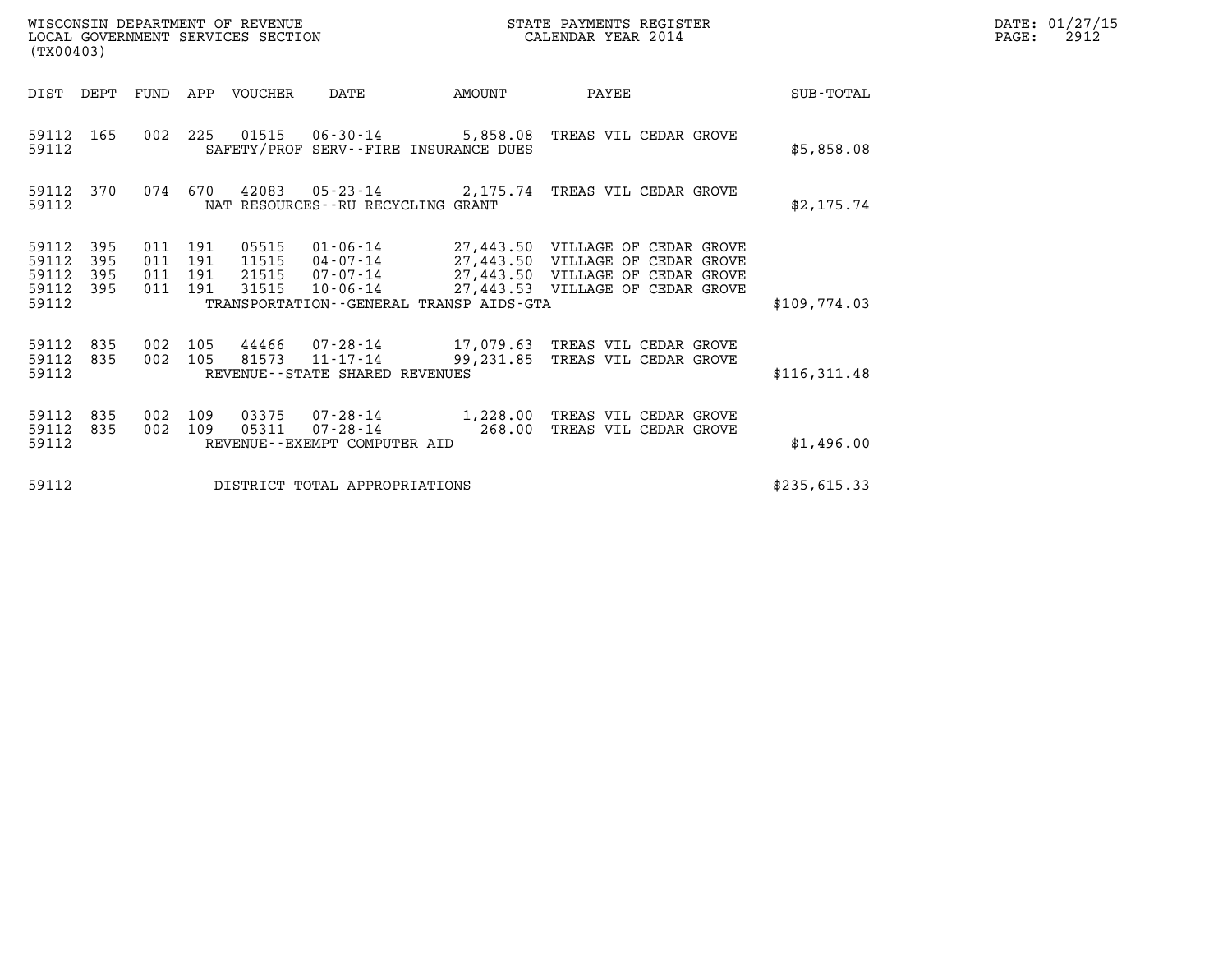WISCONSIN DEPARTMENT OF REVENUE
LOCAL GOVERNMENT SERVICES SECTION
(TX00403)

STATE PAYMENTS REGISTER
CALENDAR YEAR 2014

DATE: 01/27/15
PAGE: 2912

| DIST | DEPT | FUND | APP | VOUCHER | DATE | AMOUNT | PAYEE | SUB-TOTAL |
|---|---|---|---|---|---|---|---|---|
| 59112 | 165 | 002 | 225 | 01515 | 06-30-14 | 5,858.08 | TREAS VIL CEDAR GROVE | |
| 59112 | | | | | SAFETY/PROF SERV--FIRE INSURANCE DUES | | | $5,858.08 |
| 59112 | 370 | 074 | 670 | 42083 | 05-23-14 | 2,175.74 | TREAS VIL CEDAR GROVE | |
| 59112 | | | | | NAT RESOURCES--RU RECYCLING GRANT | | | $2,175.74 |
| 59112 | 395 | 011 | 191 | 05515 | 01-06-14 | 27,443.50 | VILLAGE OF CEDAR GROVE | |
| 59112 | 395 | 011 | 191 | 11515 | 04-07-14 | 27,443.50 | VILLAGE OF CEDAR GROVE | |
| 59112 | 395 | 011 | 191 | 21515 | 07-07-14 | 27,443.50 | VILLAGE OF CEDAR GROVE | |
| 59112 | 395 | 011 | 191 | 31515 | 10-06-14 | 27,443.53 | VILLAGE OF CEDAR GROVE | |
| 59112 | | | | | TRANSPORTATION--GENERAL TRANSP AIDS-GTA | | | $109,774.03 |
| 59112 | 835 | 002 | 105 | 44466 | 07-28-14 | 17,079.63 | TREAS VIL CEDAR GROVE | |
| 59112 | 835 | 002 | 105 | 81573 | 11-17-14 | 99,231.85 | TREAS VIL CEDAR GROVE | |
| 59112 | | | | | REVENUE--STATE SHARED REVENUES | | | $116,311.48 |
| 59112 | 835 | 002 | 109 | 03375 | 07-28-14 | 1,228.00 | TREAS VIL CEDAR GROVE | |
| 59112 | 835 | 002 | 109 | 05311 | 07-28-14 | 268.00 | TREAS VIL CEDAR GROVE | |
| 59112 | | | | | REVENUE--EXEMPT COMPUTER AID | | | $1,496.00 |
| 59112 | | | | | DISTRICT TOTAL APPROPRIATIONS | | | $235,615.33 |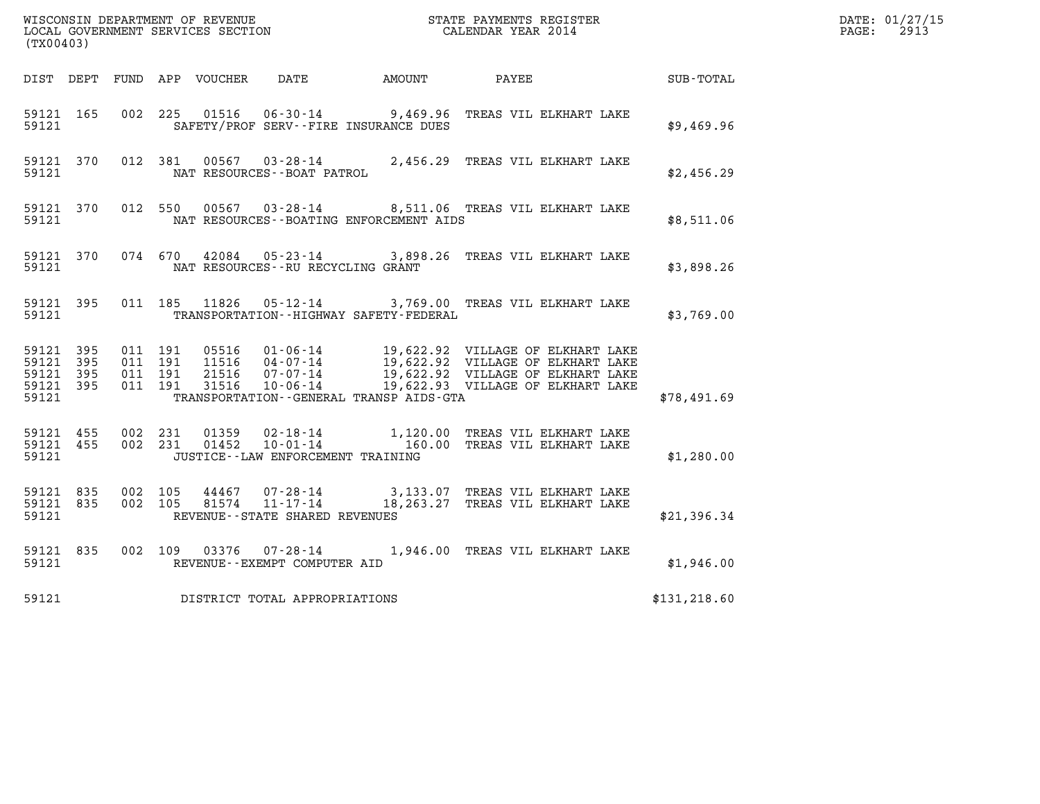WISCONSIN DEPARTMENT OF REVENUE
LOCAL GOVERNMENT SERVICES SECTION
(TX00403)

STATE PAYMENTS REGISTER
CALENDAR YEAR 2014

DATE: 01/27/15
PAGE: 2913

| DIST | DEPT | FUND | APP | VOUCHER | DATE | AMOUNT | PAYEE | SUB-TOTAL |
|---|---|---|---|---|---|---|---|---|
| 59121 | 165 | 002 | 225 | 01516 | 06-30-14 | 9,469.96 | TREAS VIL ELKHART LAKE | |
| 59121 | | | | | SAFETY/PROF SERV--FIRE INSURANCE DUES | | | $9,469.96 |
| 59121 | 370 | 012 | 381 | 00567 | 03-28-14 | 2,456.29 | TREAS VIL ELKHART LAKE | |
| 59121 | | | | | NAT RESOURCES--BOAT PATROL | | | $2,456.29 |
| 59121 | 370 | 012 | 550 | 00567 | 03-28-14 | 8,511.06 | TREAS VIL ELKHART LAKE | |
| 59121 | | | | | NAT RESOURCES--BOATING ENFORCEMENT AIDS | | | $8,511.06 |
| 59121 | 370 | 074 | 670 | 42084 | 05-23-14 | 3,898.26 | TREAS VIL ELKHART LAKE | |
| 59121 | | | | | NAT RESOURCES--RU RECYCLING GRANT | | | $3,898.26 |
| 59121 | 395 | 011 | 185 | 11826 | 05-12-14 | 3,769.00 | TREAS VIL ELKHART LAKE | |
| 59121 | | | | | TRANSPORTATION--HIGHWAY SAFETY-FEDERAL | | | $3,769.00 |
| 59121 | 395 | 011 | 191 | 05516 | 01-06-14 | 19,622.92 | VILLAGE OF ELKHART LAKE | |
| 59121 | 395 | 011 | 191 | 11516 | 04-07-14 | 19,622.92 | VILLAGE OF ELKHART LAKE | |
| 59121 | 395 | 011 | 191 | 21516 | 07-07-14 | 19,622.92 | VILLAGE OF ELKHART LAKE | |
| 59121 | 395 | 011 | 191 | 31516 | 10-06-14 | 19,622.93 | VILLAGE OF ELKHART LAKE | |
| 59121 | | | | | TRANSPORTATION--GENERAL TRANSP AIDS-GTA | | | $78,491.69 |
| 59121 | 455 | 002 | 231 | 01359 | 02-18-14 | 1,120.00 | TREAS VIL ELKHART LAKE | |
| 59121 | 455 | 002 | 231 | 01452 | 10-01-14 | 160.00 | TREAS VIL ELKHART LAKE | |
| 59121 | | | | | JUSTICE--LAW ENFORCEMENT TRAINING | | | $1,280.00 |
| 59121 | 835 | 002 | 105 | 44467 | 07-28-14 | 3,133.07 | TREAS VIL ELKHART LAKE | |
| 59121 | 835 | 002 | 105 | 81574 | 11-17-14 | 18,263.27 | TREAS VIL ELKHART LAKE | |
| 59121 | | | | | REVENUE--STATE SHARED REVENUES | | | $21,396.34 |
| 59121 | 835 | 002 | 109 | 03376 | 07-28-14 | 1,946.00 | TREAS VIL ELKHART LAKE | |
| 59121 | | | | | REVENUE--EXEMPT COMPUTER AID | | | $1,946.00 |
| 59121 | | | | | DISTRICT TOTAL APPROPRIATIONS | | | $131,218.60 |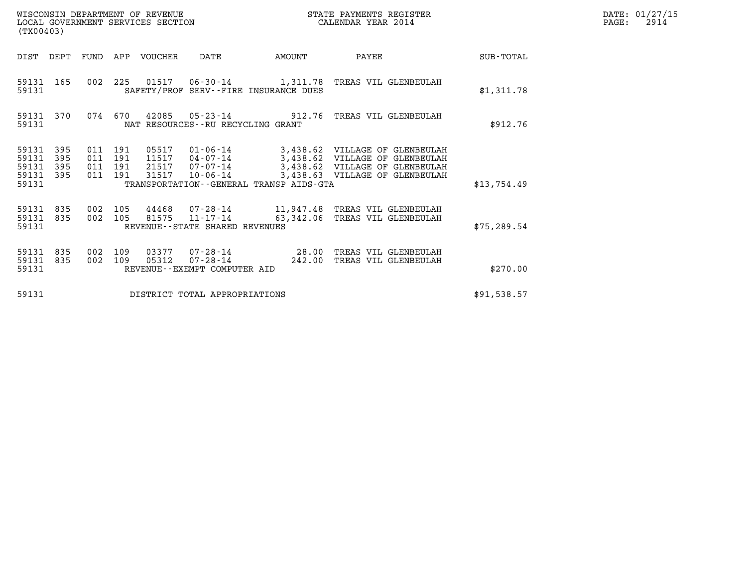WISCONSIN DEPARTMENT OF REVENUE
LOCAL GOVERNMENT SERVICES SECTION
(TX00403)

STATE PAYMENTS REGISTER
CALENDAR YEAR 2014

DATE: 01/27/15
PAGE: 2914

| DIST | DEPT | FUND | APP | VOUCHER | DATE | AMOUNT | PAYEE | SUB-TOTAL |
|---|---|---|---|---|---|---|---|---|
| 59131 | 165 | 002 | 225 | 01517 | 06-30-14 | 1,311.78 | TREAS VIL GLENBEULAH | |
| 59131 | | | | | SAFETY/PROF SERV--FIRE INSURANCE DUES | | | $1,311.78 |
| 59131 | 370 | 074 | 670 | 42085 | 05-23-14 | 912.76 | TREAS VIL GLENBEULAH | |
| 59131 | | | | | NAT RESOURCES--RU RECYCLING GRANT | | | $912.76 |
| 59131 | 395 | 011 | 191 | 05517 | 01-06-14 | 3,438.62 | VILLAGE OF GLENBEULAH | |
| 59131 | 395 | 011 | 191 | 11517 | 04-07-14 | 3,438.62 | VILLAGE OF GLENBEULAH | |
| 59131 | 395 | 011 | 191 | 21517 | 07-07-14 | 3,438.62 | VILLAGE OF GLENBEULAH | |
| 59131 | 395 | 011 | 191 | 31517 | 10-06-14 | 3,438.63 | VILLAGE OF GLENBEULAH | |
| 59131 | | | | | TRANSPORTATION--GENERAL TRANSP AIDS-GTA | | | $13,754.49 |
| 59131 | 835 | 002 | 105 | 44468 | 07-28-14 | 11,947.48 | TREAS VIL GLENBEULAH | |
| 59131 | 835 | 002 | 105 | 81575 | 11-17-14 | 63,342.06 | TREAS VIL GLENBEULAH | |
| 59131 | | | | | REVENUE--STATE SHARED REVENUES | | | $75,289.54 |
| 59131 | 835 | 002 | 109 | 03377 | 07-28-14 | 28.00 | TREAS VIL GLENBEULAH | |
| 59131 | 835 | 002 | 109 | 05312 | 07-28-14 | 242.00 | TREAS VIL GLENBEULAH | |
| 59131 | | | | | REVENUE--EXEMPT COMPUTER AID | | | $270.00 |
| 59131 | | | | | DISTRICT TOTAL APPROPRIATIONS | | | $91,538.57 |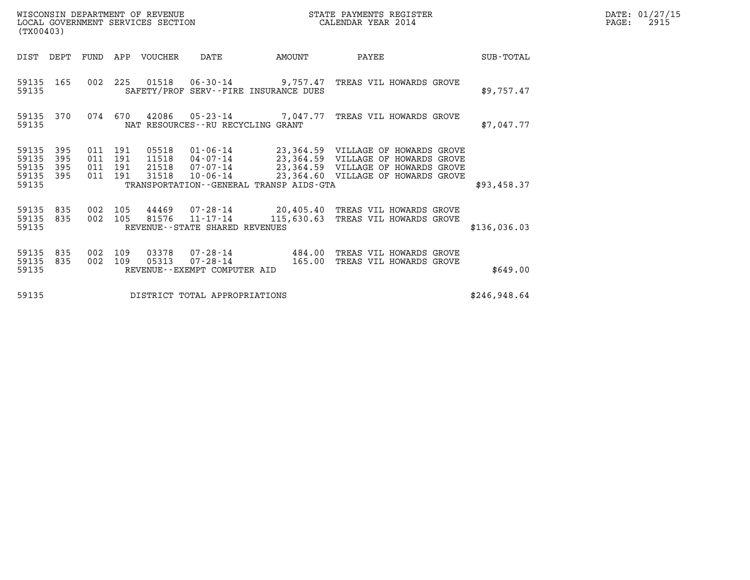WISCONSIN DEPARTMENT OF REVENUE
LOCAL GOVERNMENT SERVICES SECTION
(TX00403)

STATE PAYMENTS REGISTER
CALENDAR YEAR 2014

| DIST | DEPT | FUND | APP | VOUCHER | DATE | AMOUNT | PAYEE | SUB-TOTAL |
|---|---|---|---|---|---|---|---|---|
| 59135 | 165 | 002 | 225 | 01518 | 06-30-14 | 9,757.47 | TREAS VIL HOWARDS GROVE | |
| 59135 | | | | | SAFETY/PROF SERV--FIRE INSURANCE DUES | | | $9,757.47 |
| 59135 | 370 | 074 | 670 | 42086 | 05-23-14 | 7,047.77 | TREAS VIL HOWARDS GROVE | |
| 59135 | | | | | NAT RESOURCES--RU RECYCLING GRANT | | | $7,047.77 |
| 59135 | 395 | 011 | 191 | 05518 | 01-06-14 | 23,364.59 | VILLAGE OF HOWARDS GROVE | |
| 59135 | 395 | 011 | 191 | 11518 | 04-07-14 | 23,364.59 | VILLAGE OF HOWARDS GROVE | |
| 59135 | 395 | 011 | 191 | 21518 | 07-07-14 | 23,364.59 | VILLAGE OF HOWARDS GROVE | |
| 59135 | 395 | 011 | 191 | 31518 | 10-06-14 | 23,364.60 | VILLAGE OF HOWARDS GROVE | |
| 59135 | | | | | TRANSPORTATION--GENERAL TRANSP AIDS-GTA | | | $93,458.37 |
| 59135 | 835 | 002 | 105 | 44469 | 07-28-14 | 20,405.40 | TREAS VIL HOWARDS GROVE | |
| 59135 | 835 | 002 | 105 | 81576 | 11-17-14 | 115,630.63 | TREAS VIL HOWARDS GROVE | |
| 59135 | | | | | REVENUE--STATE SHARED REVENUES | | | $136,036.03 |
| 59135 | 835 | 002 | 109 | 03378 | 07-28-14 | 484.00 | TREAS VIL HOWARDS GROVE | |
| 59135 | 835 | 002 | 109 | 05313 | 07-28-14 | 165.00 | TREAS VIL HOWARDS GROVE | |
| 59135 | | | | | REVENUE--EXEMPT COMPUTER AID | | | $649.00 |
| 59135 | | | | | DISTRICT TOTAL APPROPRIATIONS | | | $246,948.64 |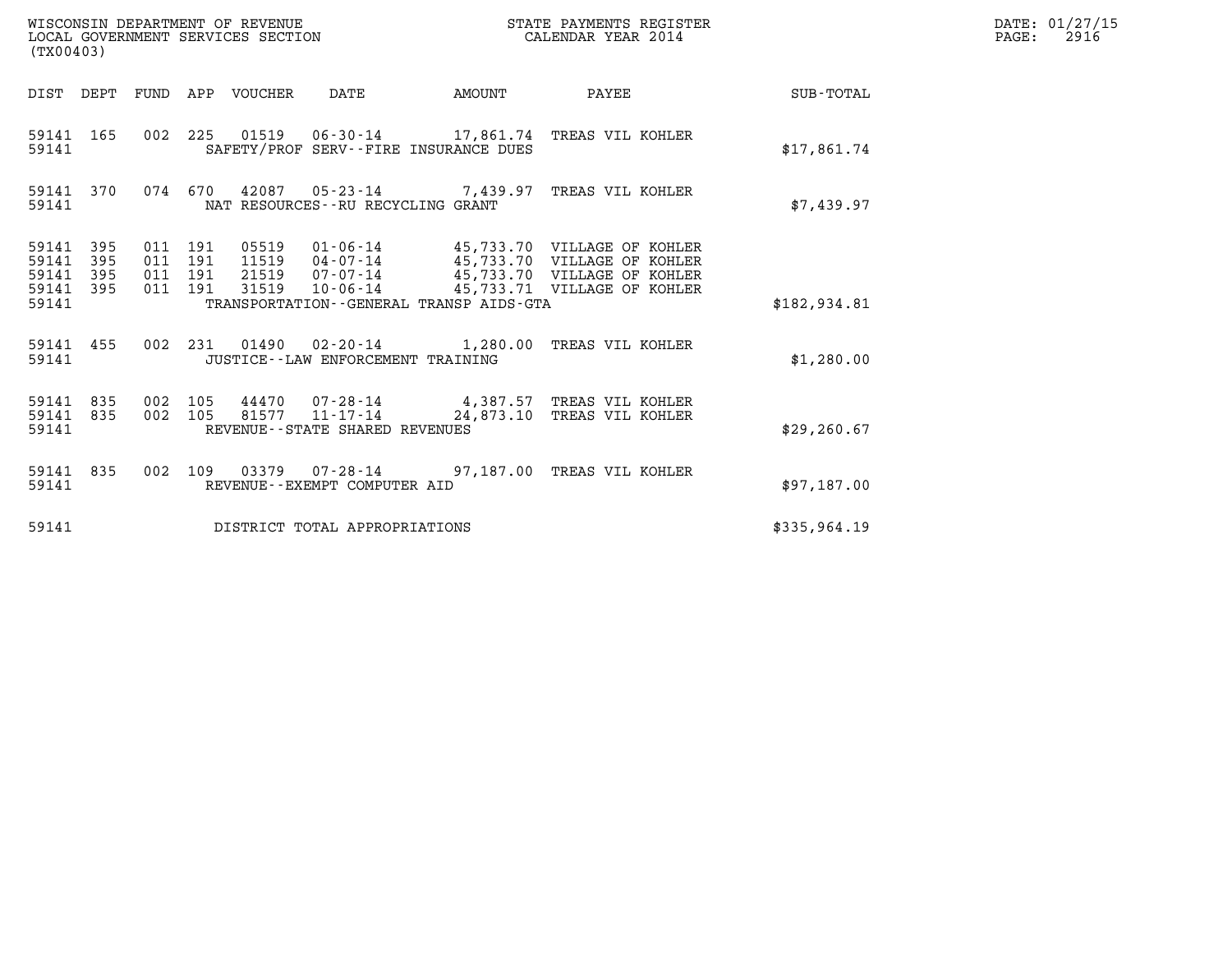WISCONSIN DEPARTMENT OF REVENUE
LOCAL GOVERNMENT SERVICES SECTION
(TX00403)

STATE PAYMENTS REGISTER
CALENDAR YEAR 2014

DATE: 01/27/15
PAGE: 2916

| DIST | DEPT | FUND | APP | VOUCHER | DATE | AMOUNT | PAYEE | SUB-TOTAL |
|---|---|---|---|---|---|---|---|---|
| 59141 | 165 | 002 | 225 | 01519 | 06-30-14 | 17,861.74 | TREAS VIL KOHLER | |
| 59141 | | | | | SAFETY/PROF SERV--FIRE INSURANCE DUES | | | $17,861.74 |
| 59141 | 370 | 074 | 670 | 42087 | 05-23-14 | 7,439.97 | TREAS VIL KOHLER | |
| 59141 | | | | | NAT RESOURCES--RU RECYCLING GRANT | | | $7,439.97 |
| 59141 | 395 | 011 | 191 | 05519 | 01-06-14 | 45,733.70 | VILLAGE OF KOHLER | |
| 59141 | 395 | 011 | 191 | 11519 | 04-07-14 | 45,733.70 | VILLAGE OF KOHLER | |
| 59141 | 395 | 011 | 191 | 21519 | 07-07-14 | 45,733.70 | VILLAGE OF KOHLER | |
| 59141 | 395 | 011 | 191 | 31519 | 10-06-14 | 45,733.71 | VILLAGE OF KOHLER | |
| 59141 | | | | | TRANSPORTATION--GENERAL TRANSP AIDS-GTA | | | $182,934.81 |
| 59141 | 455 | 002 | 231 | 01490 | 02-20-14 | 1,280.00 | TREAS VIL KOHLER | |
| 59141 | | | | | JUSTICE--LAW ENFORCEMENT TRAINING | | | $1,280.00 |
| 59141 | 835 | 002 | 105 | 44470 | 07-28-14 | 4,387.57 | TREAS VIL KOHLER | |
| 59141 | 835 | 002 | 105 | 81577 | 11-17-14 | 24,873.10 | TREAS VIL KOHLER | |
| 59141 | | | | | REVENUE--STATE SHARED REVENUES | | | $29,260.67 |
| 59141 | 835 | 002 | 109 | 03379 | 07-28-14 | 97,187.00 | TREAS VIL KOHLER | |
| 59141 | | | | | REVENUE--EXEMPT COMPUTER AID | | | $97,187.00 |
| 59141 | | | | | DISTRICT TOTAL APPROPRIATIONS | | | $335,964.19 |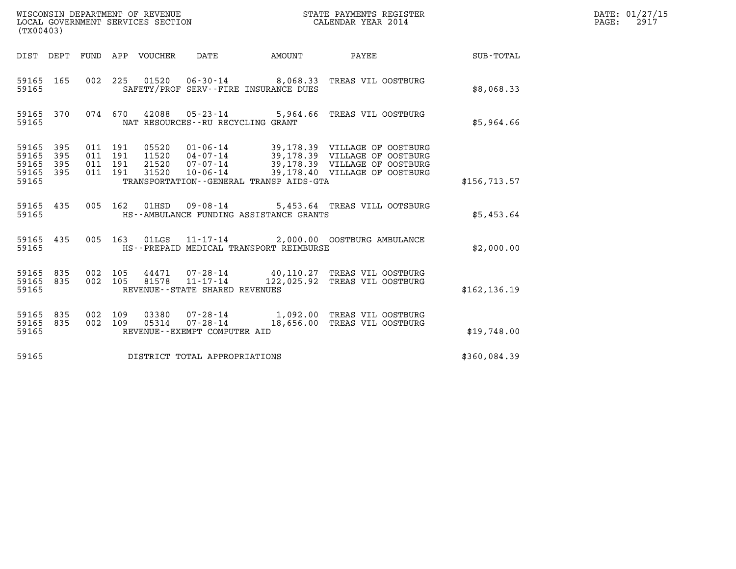WISCONSIN DEPARTMENT OF REVENUE
LOCAL GOVERNMENT SERVICES SECTION
(TX00403)

STATE PAYMENTS REGISTER
CALENDAR YEAR 2014

DATE: 01/27/15
PAGE: 2917

| DIST | DEPT | FUND | APP | VOUCHER | DATE | AMOUNT | PAYEE | SUB-TOTAL |
|---|---|---|---|---|---|---|---|---|
| 59165 | 165 | 002 | 225 | 01520 | 06-30-14 | 8,068.33 | TREAS VIL OOSTBURG | |
| 59165 | | | | SAFETY/PROF SERV--FIRE INSURANCE DUES | | | | $8,068.33 |
| 59165 | 370 | 074 | 670 | 42088 | 05-23-14 | 5,964.66 | TREAS VIL OOSTBURG | |
| 59165 | | | | NAT RESOURCES--RU RECYCLING GRANT | | | | $5,964.66 |
| 59165 | 395 | 011 | 191 | 05520 | 01-06-14 | 39,178.39 | VILLAGE OF OOSTBURG | |
| 59165 | 395 | 011 | 191 | 11520 | 04-07-14 | 39,178.39 | VILLAGE OF OOSTBURG | |
| 59165 | 395 | 011 | 191 | 21520 | 07-07-14 | 39,178.39 | VILLAGE OF OOSTBURG | |
| 59165 | 395 | 011 | 191 | 31520 | 10-06-14 | 39,178.40 | VILLAGE OF OOSTBURG | |
| 59165 | | | | TRANSPORTATION--GENERAL TRANSP AIDS-GTA | | | | $156,713.57 |
| 59165 | 435 | 005 | 162 | 01HSD | 09-08-14 | 5,453.64 | TREAS VILL OOTSBURG | |
| 59165 | | | | HS--AMBULANCE FUNDING ASSISTANCE GRANTS | | | | $5,453.64 |
| 59165 | 435 | 005 | 163 | 01LGS | 11-17-14 | 2,000.00 | OOSTBURG AMBULANCE | |
| 59165 | | | | HS--PREPAID MEDICAL TRANSPORT REIMBURSE | | | | $2,000.00 |
| 59165 | 835 | 002 | 105 | 44471 | 07-28-14 | 40,110.27 | TREAS VIL OOSTBURG | |
| 59165 | 835 | 002 | 105 | 81578 | 11-17-14 | 122,025.92 | TREAS VIL OOSTBURG | |
| 59165 | | | | REVENUE--STATE SHARED REVENUES | | | | $162,136.19 |
| 59165 | 835 | 002 | 109 | 03380 | 07-28-14 | 1,092.00 | TREAS VIL OOSTBURG | |
| 59165 | 835 | 002 | 109 | 05314 | 07-28-14 | 18,656.00 | TREAS VIL OOSTBURG | |
| 59165 | | | | REVENUE--EXEMPT COMPUTER AID | | | | $19,748.00 |
| 59165 | | | | DISTRICT TOTAL APPROPRIATIONS | | | | $360,084.39 |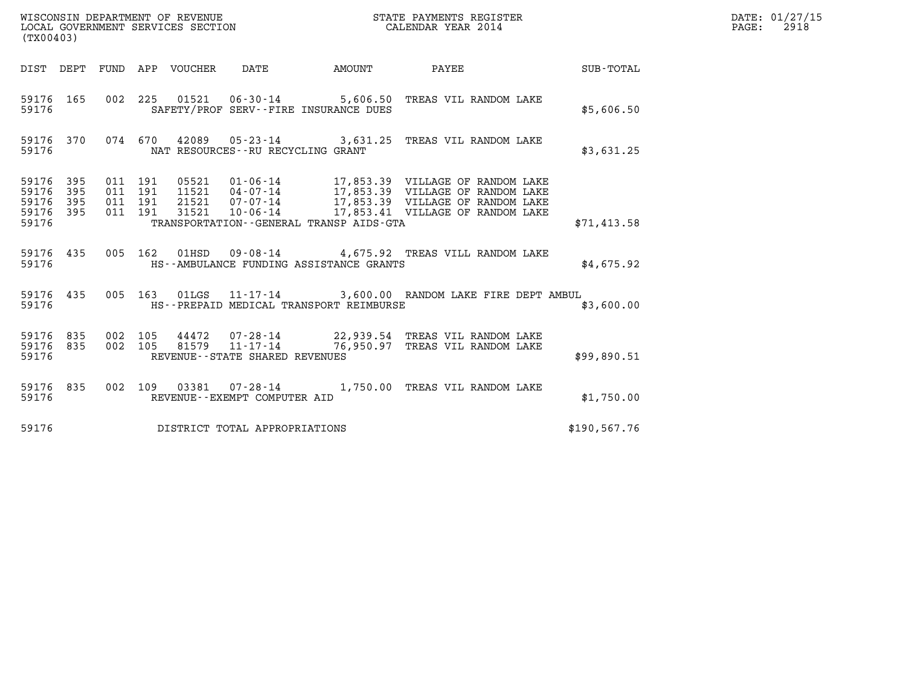WISCONSIN DEPARTMENT OF REVENUE
LOCAL GOVERNMENT SERVICES SECTION
(TX00403)

STATE PAYMENTS REGISTER
CALENDAR YEAR 2014

DATE: 01/27/15
PAGE: 2918

| DIST | DEPT | FUND | APP | VOUCHER | DATE | AMOUNT | PAYEE | SUB-TOTAL |
|---|---|---|---|---|---|---|---|---|
| 59176 | 165 | 002 | 225 | 01521 | 06-30-14 | 5,606.50 | TREAS VIL RANDOM LAKE | |
| 59176 | | | | | SAFETY/PROF SERV--FIRE INSURANCE DUES | | | $5,606.50 |
| 59176 | 370 | 074 | 670 | 42089 | 05-23-14 | 3,631.25 | TREAS VIL RANDOM LAKE | |
| 59176 | | | | | NAT RESOURCES--RU RECYCLING GRANT | | | $3,631.25 |
| 59176 | 395 | 011 | 191 | 05521 | 01-06-14 | 17,853.39 | VILLAGE OF RANDOM LAKE | |
| 59176 | 395 | 011 | 191 | 11521 | 04-07-14 | 17,853.39 | VILLAGE OF RANDOM LAKE | |
| 59176 | 395 | 011 | 191 | 21521 | 07-07-14 | 17,853.39 | VILLAGE OF RANDOM LAKE | |
| 59176 | 395 | 011 | 191 | 31521 | 10-06-14 | 17,853.41 | VILLAGE OF RANDOM LAKE | |
| 59176 | | | | | TRANSPORTATION--GENERAL TRANSP AIDS-GTA | | | $71,413.58 |
| 59176 | 435 | 005 | 162 | 01HSD | 09-08-14 | 4,675.92 | TREAS VILL RANDOM LAKE | |
| 59176 | | | | | HS--AMBULANCE FUNDING ASSISTANCE GRANTS | | | $4,675.92 |
| 59176 | 435 | 005 | 163 | 01LGS | 11-17-14 | 3,600.00 | RANDOM LAKE FIRE DEPT AMBUL | |
| 59176 | | | | | HS--PREPAID MEDICAL TRANSPORT REIMBURSE | | | $3,600.00 |
| 59176 | 835 | 002 | 105 | 44472 | 07-28-14 | 22,939.54 | TREAS VIL RANDOM LAKE | |
| 59176 | 835 | 002 | 105 | 81579 | 11-17-14 | 76,950.97 | TREAS VIL RANDOM LAKE | |
| 59176 | | | | | REVENUE--STATE SHARED REVENUES | | | $99,890.51 |
| 59176 | 835 | 002 | 109 | 03381 | 07-28-14 | 1,750.00 | TREAS VIL RANDOM LAKE | |
| 59176 | | | | | REVENUE--EXEMPT COMPUTER AID | | | $1,750.00 |
| 59176 | | | | | DISTRICT TOTAL APPROPRIATIONS | | | $190,567.76 |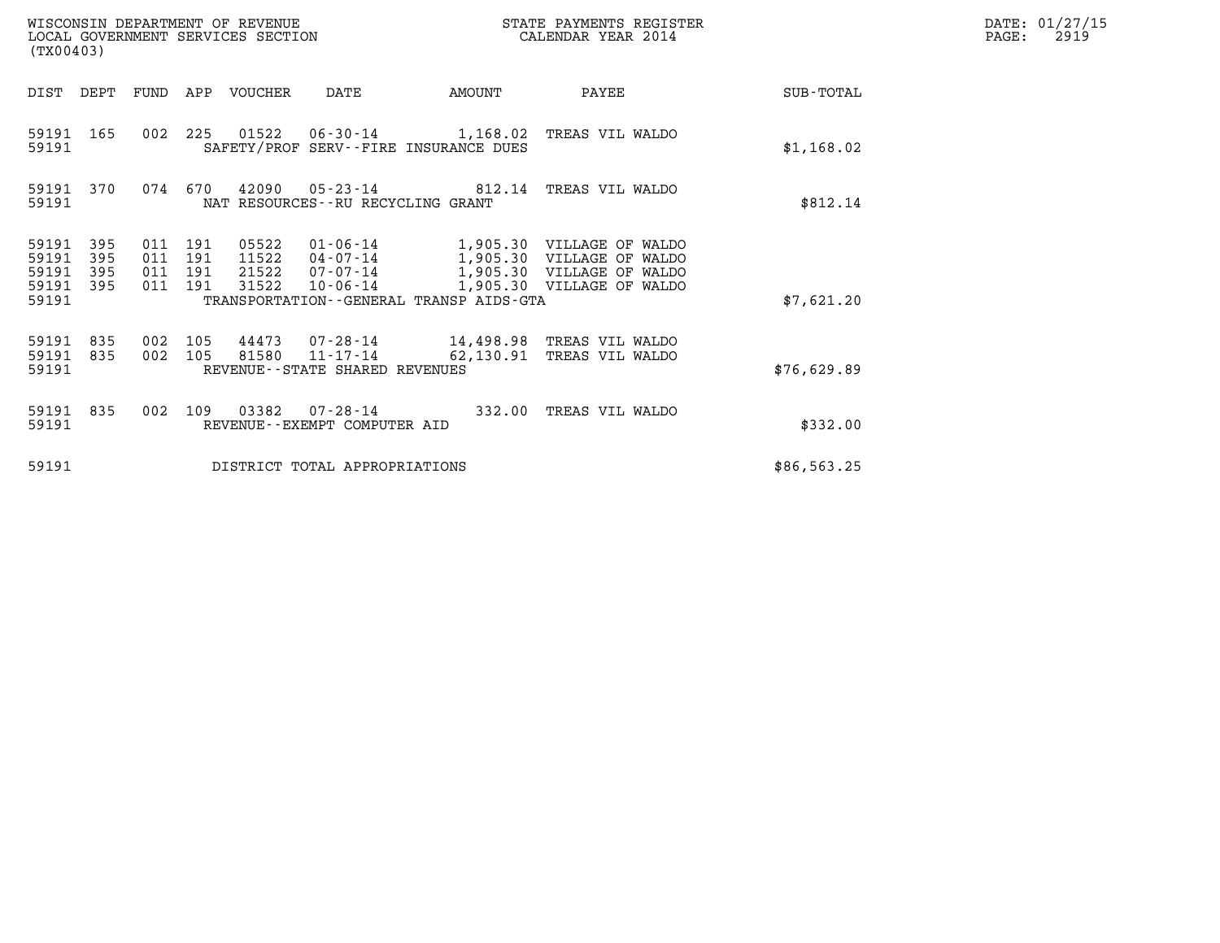WISCONSIN DEPARTMENT OF REVENUE
LOCAL GOVERNMENT SERVICES SECTION
(TX00403)

STATE PAYMENTS REGISTER
CALENDAR YEAR 2014

DATE: 01/27/15
PAGE: 2919

| DIST | DEPT | FUND | APP | VOUCHER | DATE | AMOUNT | PAYEE | SUB-TOTAL |
|---|---|---|---|---|---|---|---|---|
| 59191 | 165 | 002 | 225 | 01522 | 06-30-14 | 1,168.02 | TREAS VIL WALDO | |
| 59191 | | | | | SAFETY/PROF SERV--FIRE INSURANCE DUES | | | $1,168.02 |
| 59191 | 370 | 074 | 670 | 42090 | 05-23-14 | 812.14 | TREAS VIL WALDO | |
| 59191 | | | | | NAT RESOURCES--RU RECYCLING GRANT | | | $812.14 |
| 59191 | 395 | 011 | 191 | 05522 | 01-06-14 | 1,905.30 | VILLAGE OF WALDO | |
| 59191 | 395 | 011 | 191 | 11522 | 04-07-14 | 1,905.30 | VILLAGE OF WALDO | |
| 59191 | 395 | 011 | 191 | 21522 | 07-07-14 | 1,905.30 | VILLAGE OF WALDO | |
| 59191 | 395 | 011 | 191 | 31522 | 10-06-14 | 1,905.30 | VILLAGE OF WALDO | |
| 59191 | | | | | TRANSPORTATION--GENERAL TRANSP AIDS-GTA | | | $7,621.20 |
| 59191 | 835 | 002 | 105 | 44473 | 07-28-14 | 14,498.98 | TREAS VIL WALDO | |
| 59191 | 835 | 002 | 105 | 81580 | 11-17-14 | 62,130.91 | TREAS VIL WALDO | |
| 59191 | | | | | REVENUE--STATE SHARED REVENUES | | | $76,629.89 |
| 59191 | 835 | 002 | 109 | 03382 | 07-28-14 | 332.00 | TREAS VIL WALDO | |
| 59191 | | | | | REVENUE--EXEMPT COMPUTER AID | | | $332.00 |
| 59191 | | | | | DISTRICT TOTAL APPROPRIATIONS | | | $86,563.25 |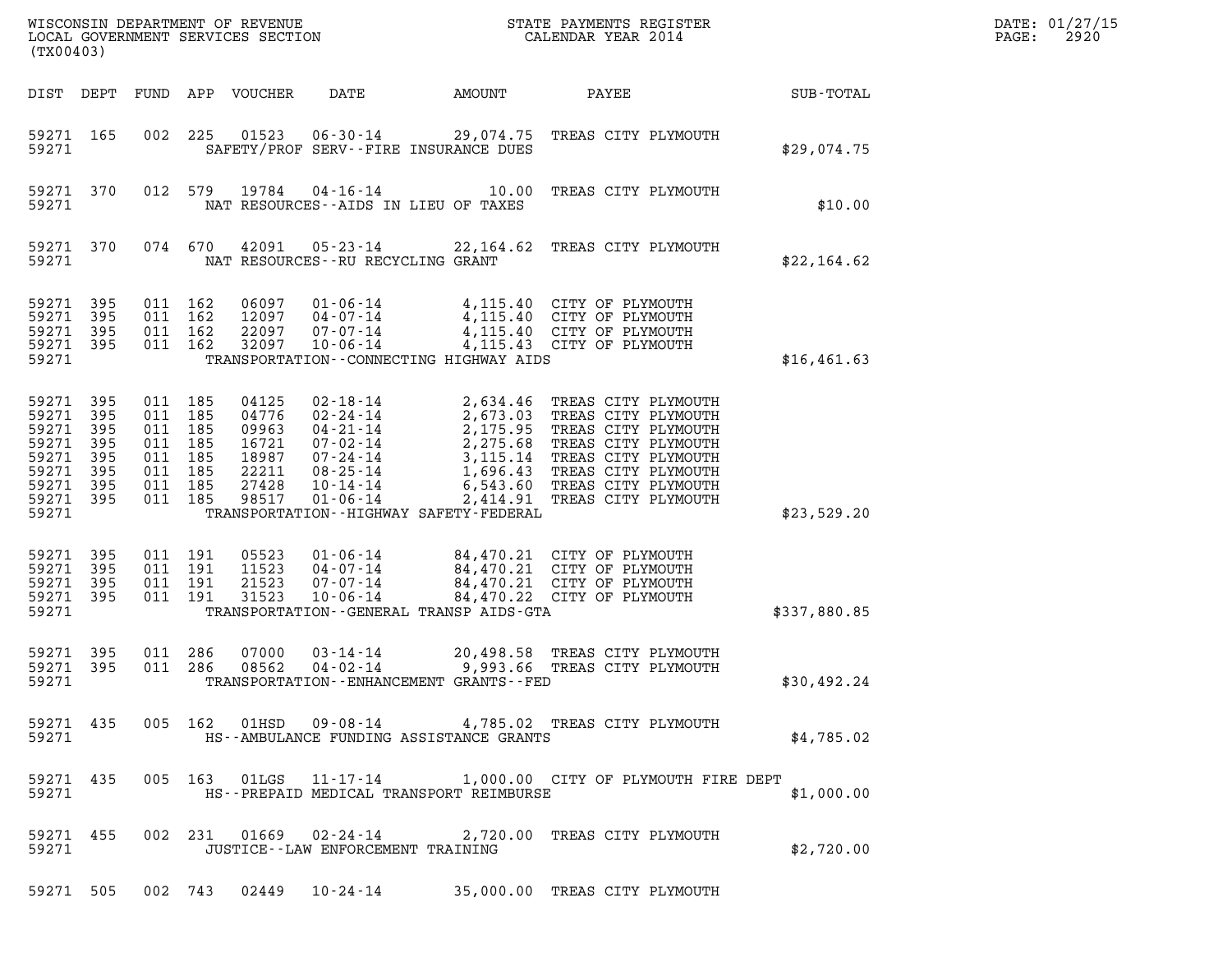WISCONSIN DEPARTMENT OF REVENUE
LOCAL GOVERNMENT SERVICES SECTION
(TX00403)

STATE PAYMENTS REGISTER
CALENDAR YEAR 2014

DATE: 01/27/15
PAGE: 2920

| DIST | DEPT | FUND | APP | VOUCHER | DATE | AMOUNT | PAYEE | SUB-TOTAL |
|---|---|---|---|---|---|---|---|---|
| 59271 | 165 | 002 | 225 | 01523 | 06-30-14 | 29,074.75 | TREAS CITY PLYMOUTH | |
| 59271 | | | | | SAFETY/PROF SERV--FIRE INSURANCE DUES | | | $29,074.75 |
| 59271 | 370 | 012 | 579 | 19784 | 04-16-14 | 10.00 | TREAS CITY PLYMOUTH | |
| 59271 | | | | | NAT RESOURCES--AIDS IN LIEU OF TAXES | | | $10.00 |
| 59271 | 370 | 074 | 670 | 42091 | 05-23-14 | 22,164.62 | TREAS CITY PLYMOUTH | |
| 59271 | | | | | NAT RESOURCES--RU RECYCLING GRANT | | | $22,164.62 |
| 59271 | 395 | 011 | 162 | 06097 | 01-06-14 | 4,115.40 | CITY OF PLYMOUTH | |
| 59271 | 395 | 011 | 162 | 12097 | 04-07-14 | 4,115.40 | CITY OF PLYMOUTH | |
| 59271 | 395 | 011 | 162 | 22097 | 07-07-14 | 4,115.40 | CITY OF PLYMOUTH | |
| 59271 | 395 | 011 | 162 | 32097 | 10-06-14 | 4,115.43 | CITY OF PLYMOUTH | |
| 59271 | | | | | TRANSPORTATION--CONNECTING HIGHWAY AIDS | | | $16,461.63 |
| 59271 | 395 | 011 | 185 | 04125 | 02-18-14 | 2,634.46 | TREAS CITY PLYMOUTH | |
| 59271 | 395 | 011 | 185 | 04776 | 02-24-14 | 2,673.03 | TREAS CITY PLYMOUTH | |
| 59271 | 395 | 011 | 185 | 09963 | 04-21-14 | 2,175.95 | TREAS CITY PLYMOUTH | |
| 59271 | 395 | 011 | 185 | 16721 | 07-02-14 | 2,275.68 | TREAS CITY PLYMOUTH | |
| 59271 | 395 | 011 | 185 | 18987 | 07-24-14 | 3,115.14 | TREAS CITY PLYMOUTH | |
| 59271 | 395 | 011 | 185 | 22211 | 08-25-14 | 1,696.43 | TREAS CITY PLYMOUTH | |
| 59271 | 395 | 011 | 185 | 27428 | 10-14-14 | 6,543.60 | TREAS CITY PLYMOUTH | |
| 59271 | 395 | 011 | 185 | 98517 | 01-06-14 | 2,414.91 | TREAS CITY PLYMOUTH | |
| 59271 | | | | | TRANSPORTATION--HIGHWAY SAFETY-FEDERAL | | | $23,529.20 |
| 59271 | 395 | 011 | 191 | 05523 | 01-06-14 | 84,470.21 | CITY OF PLYMOUTH | |
| 59271 | 395 | 011 | 191 | 11523 | 04-07-14 | 84,470.21 | CITY OF PLYMOUTH | |
| 59271 | 395 | 011 | 191 | 21523 | 07-07-14 | 84,470.21 | CITY OF PLYMOUTH | |
| 59271 | 395 | 011 | 191 | 31523 | 10-06-14 | 84,470.22 | CITY OF PLYMOUTH | |
| 59271 | | | | | TRANSPORTATION--GENERAL TRANSP AIDS-GTA | | | $337,880.85 |
| 59271 | 395 | 011 | 286 | 07000 | 03-14-14 | 20,498.58 | TREAS CITY PLYMOUTH | |
| 59271 | 395 | 011 | 286 | 08562 | 04-02-14 | 9,993.66 | TREAS CITY PLYMOUTH | |
| 59271 | | | | | TRANSPORTATION--ENHANCEMENT GRANTS--FED | | | $30,492.24 |
| 59271 | 435 | 005 | 162 | 01HSD | 09-08-14 | 4,785.02 | TREAS CITY PLYMOUTH | |
| 59271 | | | | | HS--AMBULANCE FUNDING ASSISTANCE GRANTS | | | $4,785.02 |
| 59271 | 435 | 005 | 163 | 01LGS | 11-17-14 | 1,000.00 | CITY OF PLYMOUTH FIRE DEPT | |
| 59271 | | | | | HS--PREPAID MEDICAL TRANSPORT REIMBURSE | | | $1,000.00 |
| 59271 | 455 | 002 | 231 | 01669 | 02-24-14 | 2,720.00 | TREAS CITY PLYMOUTH | |
| 59271 | | | | | JUSTICE--LAW ENFORCEMENT TRAINING | | | $2,720.00 |
| 59271 | 505 | 002 | 743 | 02449 | 10-24-14 | 35,000.00 | TREAS CITY PLYMOUTH | |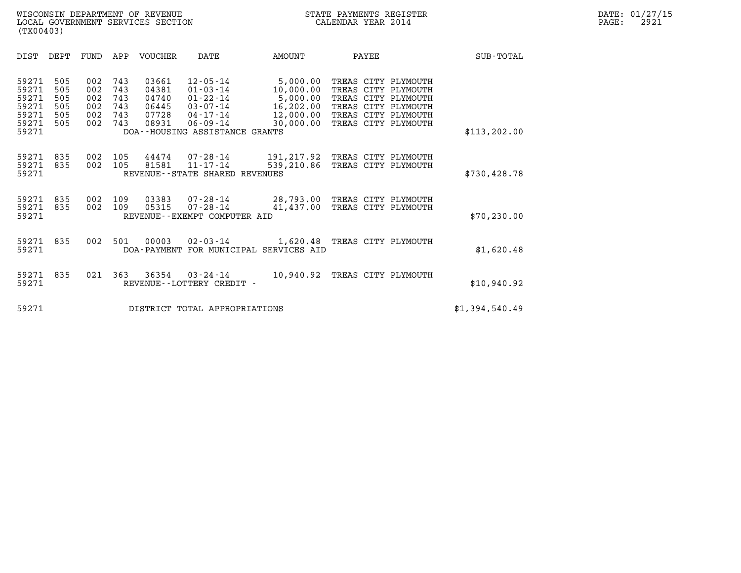WISCONSIN DEPARTMENT OF REVENUE
LOCAL GOVERNMENT SERVICES SECTION
(TX00403)

STATE PAYMENTS REGISTER
CALENDAR YEAR 2014

| DIST | DEPT | FUND | APP | VOUCHER | DATE | AMOUNT | PAYEE | SUB-TOTAL |
|---|---|---|---|---|---|---|---|---|
| 59271 | 505 | 002 | 743 | 03661 | 12-05-14 | 5,000.00 | TREAS CITY PLYMOUTH | |
| 59271 | 505 | 002 | 743 | 04381 | 01-03-14 | 10,000.00 | TREAS CITY PLYMOUTH | |
| 59271 | 505 | 002 | 743 | 04740 | 01-22-14 | 5,000.00 | TREAS CITY PLYMOUTH | |
| 59271 | 505 | 002 | 743 | 06445 | 03-07-14 | 16,202.00 | TREAS CITY PLYMOUTH | |
| 59271 | 505 | 002 | 743 | 07728 | 04-17-14 | 12,000.00 | TREAS CITY PLYMOUTH | |
| 59271 | 505 | 002 | 743 | 08931 | 06-09-14 | 30,000.00 | TREAS CITY PLYMOUTH | |
| 59271 | | | | | DOA--HOUSING ASSISTANCE GRANTS | | | $113,202.00 |
| 59271 | 835 | 002 | 105 | 44474 | 07-28-14 | 191,217.92 | TREAS CITY PLYMOUTH | |
| 59271 | 835 | 002 | 105 | 81581 | 11-17-14 | 539,210.86 | TREAS CITY PLYMOUTH | |
| 59271 | | | | | REVENUE--STATE SHARED REVENUES | | | $730,428.78 |
| 59271 | 835 | 002 | 109 | 03383 | 07-28-14 | 28,793.00 | TREAS CITY PLYMOUTH | |
| 59271 | 835 | 002 | 109 | 05315 | 07-28-14 | 41,437.00 | TREAS CITY PLYMOUTH | |
| 59271 | | | | | REVENUE--EXEMPT COMPUTER AID | | | $70,230.00 |
| 59271 | 835 | 002 | 501 | 00003 | 02-03-14 | 1,620.48 | TREAS CITY PLYMOUTH | |
| 59271 | | | | | DOA-PAYMENT FOR MUNICIPAL SERVICES AID | | | $1,620.48 |
| 59271 | 835 | 021 | 363 | 36354 | 03-24-14 | 10,940.92 | TREAS CITY PLYMOUTH | |
| 59271 | | | | | REVENUE--LOTTERY CREDIT - | | | $10,940.92 |
| 59271 | | | | | DISTRICT TOTAL APPROPRIATIONS | | | $1,394,540.49 |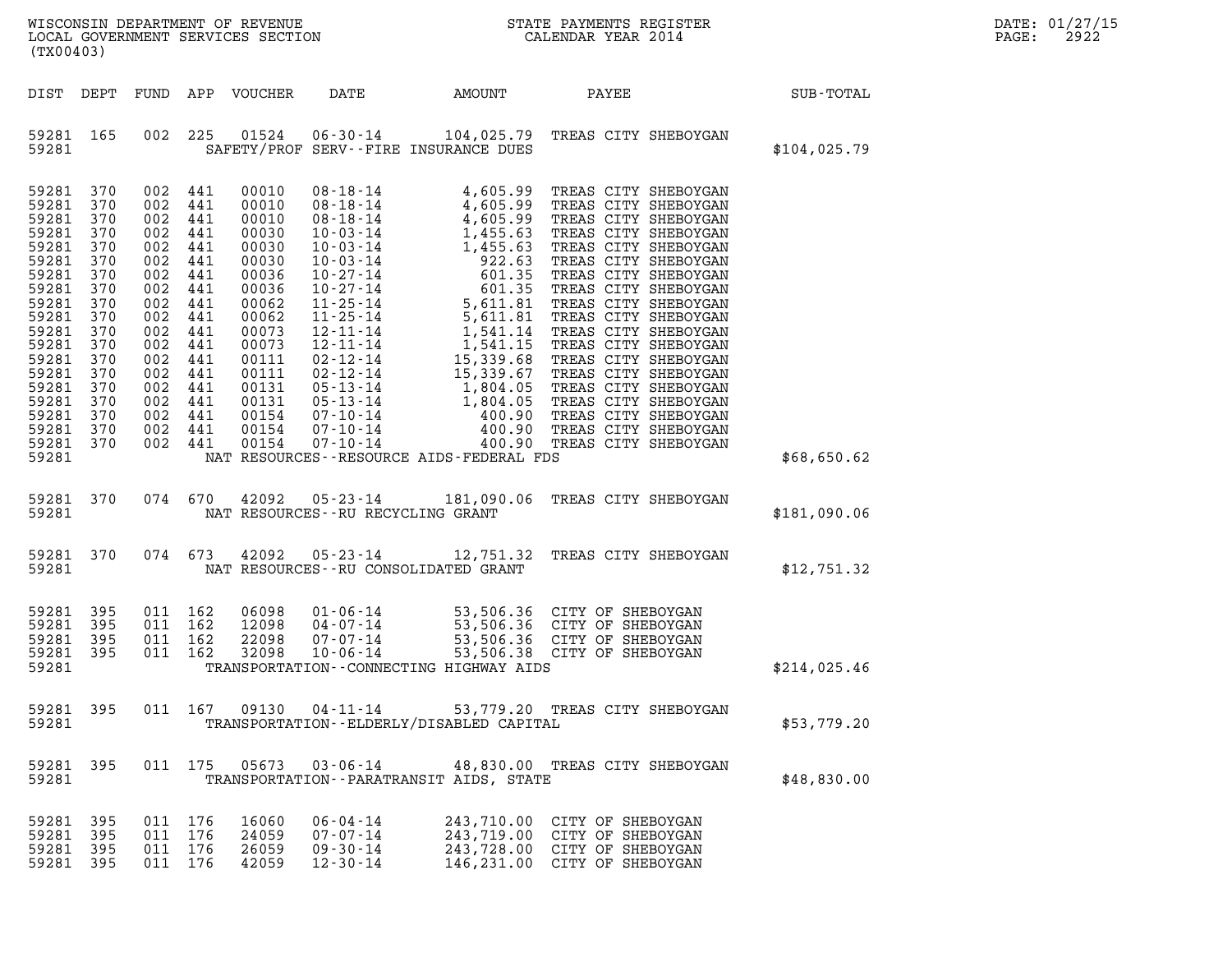WISCONSIN DEPARTMENT OF REVENUE
LOCAL GOVERNMENT SERVICES SECTION
(TX00403)

STATE PAYMENTS REGISTER
CALENDAR YEAR 2014

DATE: 01/27/15
PAGE: 2922

| DIST | DEPT | FUND | APP | VOUCHER | DATE | AMOUNT | PAYEE | SUB-TOTAL |
|---|---|---|---|---|---|---|---|---|
| 59281 | 165 | 002 | 225 | 01524 | 06-30-14 | 104,025.79 | TREAS CITY SHEBOYGAN | |
| 59281 | | | | | SAFETY/PROF SERV--FIRE INSURANCE DUES | | | $104,025.79 |
| 59281 | 370 | 002 | 441 | 00010 | 08-18-14 | 4,605.99 | TREAS CITY SHEBOYGAN | |
| 59281 | 370 | 002 | 441 | 00010 | 08-18-14 | 4,605.99 | TREAS CITY SHEBOYGAN | |
| 59281 | 370 | 002 | 441 | 00010 | 08-18-14 | 4,605.99 | TREAS CITY SHEBOYGAN | |
| 59281 | 370 | 002 | 441 | 00030 | 10-03-14 | 1,455.63 | TREAS CITY SHEBOYGAN | |
| 59281 | 370 | 002 | 441 | 00030 | 10-03-14 | 1,455.63 | TREAS CITY SHEBOYGAN | |
| 59281 | 370 | 002 | 441 | 00030 | 10-03-14 | 922.63 | TREAS CITY SHEBOYGAN | |
| 59281 | 370 | 002 | 441 | 00036 | 10-27-14 | 601.35 | TREAS CITY SHEBOYGAN | |
| 59281 | 370 | 002 | 441 | 00036 | 10-27-14 | 601.35 | TREAS CITY SHEBOYGAN | |
| 59281 | 370 | 002 | 441 | 00062 | 11-25-14 | 5,611.81 | TREAS CITY SHEBOYGAN | |
| 59281 | 370 | 002 | 441 | 00062 | 11-25-14 | 5,611.81 | TREAS CITY SHEBOYGAN | |
| 59281 | 370 | 002 | 441 | 00073 | 12-11-14 | 1,541.14 | TREAS CITY SHEBOYGAN | |
| 59281 | 370 | 002 | 441 | 00073 | 12-11-14 | 1,541.15 | TREAS CITY SHEBOYGAN | |
| 59281 | 370 | 002 | 441 | 00111 | 02-12-14 | 15,339.68 | TREAS CITY SHEBOYGAN | |
| 59281 | 370 | 002 | 441 | 00111 | 02-12-14 | 15,339.67 | TREAS CITY SHEBOYGAN | |
| 59281 | 370 | 002 | 441 | 00131 | 05-13-14 | 1,804.05 | TREAS CITY SHEBOYGAN | |
| 59281 | 370 | 002 | 441 | 00131 | 05-13-14 | 1,804.05 | TREAS CITY SHEBOYGAN | |
| 59281 | 370 | 002 | 441 | 00154 | 07-10-14 | 400.90 | TREAS CITY SHEBOYGAN | |
| 59281 | 370 | 002 | 441 | 00154 | 07-10-14 | 400.90 | TREAS CITY SHEBOYGAN | |
| 59281 | 370 | 002 | 441 | 00154 | 07-10-14 | 400.90 | TREAS CITY SHEBOYGAN | |
| 59281 | | | | | NAT RESOURCES--RESOURCE AIDS-FEDERAL FDS | | | $68,650.62 |
| 59281 | 370 | 074 | 670 | 42092 | 05-23-14 | 181,090.06 | TREAS CITY SHEBOYGAN | |
| 59281 | | | | | NAT RESOURCES--RU RECYCLING GRANT | | | $181,090.06 |
| 59281 | 370 | 074 | 673 | 42092 | 05-23-14 | 12,751.32 | TREAS CITY SHEBOYGAN | |
| 59281 | | | | | NAT RESOURCES--RU CONSOLIDATED GRANT | | | $12,751.32 |
| 59281 | 395 | 011 | 162 | 06098 | 01-06-14 | 53,506.36 | CITY OF SHEBOYGAN | |
| 59281 | 395 | 011 | 162 | 12098 | 04-07-14 | 53,506.36 | CITY OF SHEBOYGAN | |
| 59281 | 395 | 011 | 162 | 22098 | 07-07-14 | 53,506.36 | CITY OF SHEBOYGAN | |
| 59281 | 395 | 011 | 162 | 32098 | 10-06-14 | 53,506.38 | CITY OF SHEBOYGAN | |
| 59281 | | | | | TRANSPORTATION--CONNECTING HIGHWAY AIDS | | | $214,025.46 |
| 59281 | 395 | 011 | 167 | 09130 | 04-11-14 | 53,779.20 | TREAS CITY SHEBOYGAN | |
| 59281 | | | | | TRANSPORTATION--ELDERLY/DISABLED CAPITAL | | | $53,779.20 |
| 59281 | 395 | 011 | 175 | 05673 | 03-06-14 | 48,830.00 | TREAS CITY SHEBOYGAN | |
| 59281 | | | | | TRANSPORTATION--PARATRANSIT AIDS, STATE | | | $48,830.00 |
| 59281 | 395 | 011 | 176 | 16060 | 06-04-14 | 243,710.00 | CITY OF SHEBOYGAN | |
| 59281 | 395 | 011 | 176 | 24059 | 07-07-14 | 243,719.00 | CITY OF SHEBOYGAN | |
| 59281 | 395 | 011 | 176 | 26059 | 09-30-14 | 243,728.00 | CITY OF SHEBOYGAN | |
| 59281 | 395 | 011 | 176 | 42059 | 12-30-14 | 146,231.00 | CITY OF SHEBOYGAN | |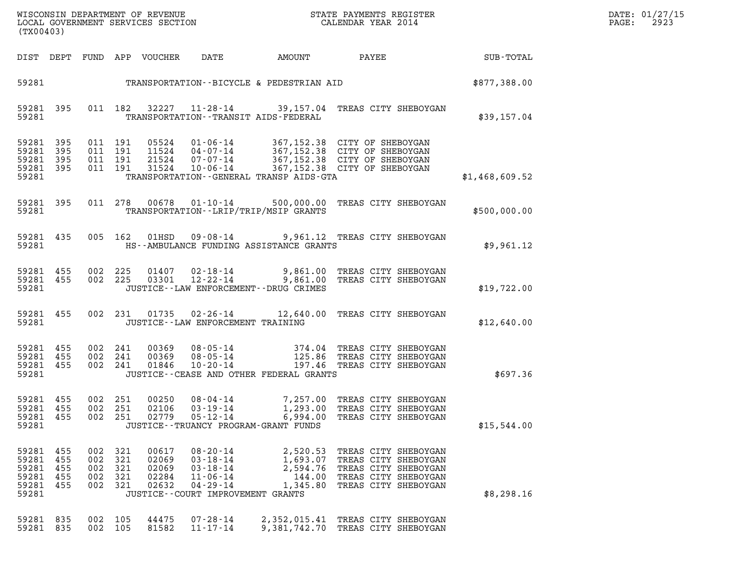WISCONSIN DEPARTMENT OF REVENUE
LOCAL GOVERNMENT SERVICES SECTION
(TX00403)

STATE PAYMENTS REGISTER
CALENDAR YEAR 2014

DATE: 01/27/15

| DIST | DEPT | FUND | APP | VOUCHER | DATE | AMOUNT | PAYEE | SUB-TOTAL |
|---|---|---|---|---|---|---|---|---|
| 59281 | | | | | TRANSPORTATION--BICYCLE & PEDESTRIAN AID | | | $877,388.00 |
| 59281 | 395 | 011 | 182 | 32227 | 11-28-14 | 39,157.04 | TREAS CITY SHEBOYGAN | |
| 59281 | | | | | TRANSPORTATION--TRANSIT AIDS-FEDERAL | | | $39,157.04 |
| 59281 | 395 | 011 | 191 | 05524 | 01-06-14 | 367,152.38 | CITY OF SHEBOYGAN | |
| 59281 | 395 | 011 | 191 | 11524 | 04-07-14 | 367,152.38 | CITY OF SHEBOYGAN | |
| 59281 | 395 | 011 | 191 | 21524 | 07-07-14 | 367,152.38 | CITY OF SHEBOYGAN | |
| 59281 | 395 | 011 | 191 | 31524 | 10-06-14 | 367,152.38 | CITY OF SHEBOYGAN | |
| 59281 | | | | | TRANSPORTATION--GENERAL TRANSP AIDS-GTA | | | $1,468,609.52 |
| 59281 | 395 | 011 | 278 | 00678 | 01-10-14 | 500,000.00 | TREAS CITY SHEBOYGAN | |
| 59281 | | | | | TRANSPORTATION--LRIP/TRIP/MSIP GRANTS | | | $500,000.00 |
| 59281 | 435 | 005 | 162 | 01HSD | 09-08-14 | 9,961.12 | TREAS CITY SHEBOYGAN | |
| 59281 | | | | | HS--AMBULANCE FUNDING ASSISTANCE GRANTS | | | $9,961.12 |
| 59281 | 455 | 002 | 225 | 01407 | 02-18-14 | 9,861.00 | TREAS CITY SHEBOYGAN | |
| 59281 | 455 | 002 | 225 | 03301 | 12-22-14 | 9,861.00 | TREAS CITY SHEBOYGAN | |
| 59281 | | | | | JUSTICE--LAW ENFORCEMENT--DRUG CRIMES | | | $19,722.00 |
| 59281 | 455 | 002 | 231 | 01735 | 02-26-14 | 12,640.00 | TREAS CITY SHEBOYGAN | |
| 59281 | | | | | JUSTICE--LAW ENFORCEMENT TRAINING | | | $12,640.00 |
| 59281 | 455 | 002 | 241 | 00369 | 08-05-14 | 374.04 | TREAS CITY SHEBOYGAN | |
| 59281 | 455 | 002 | 241 | 00369 | 08-05-14 | 125.86 | TREAS CITY SHEBOYGAN | |
| 59281 | 455 | 002 | 241 | 01846 | 10-20-14 | 197.46 | TREAS CITY SHEBOYGAN | |
| 59281 | | | | | JUSTICE--CEASE AND OTHER FEDERAL GRANTS | | | $697.36 |
| 59281 | 455 | 002 | 251 | 00250 | 08-04-14 | 7,257.00 | TREAS CITY SHEBOYGAN | |
| 59281 | 455 | 002 | 251 | 02106 | 03-19-14 | 1,293.00 | TREAS CITY SHEBOYGAN | |
| 59281 | 455 | 002 | 251 | 02779 | 05-12-14 | 6,994.00 | TREAS CITY SHEBOYGAN | |
| 59281 | | | | | JUSTICE--TRUANCY PROGRAM-GRANT FUNDS | | | $15,544.00 |
| 59281 | 455 | 002 | 321 | 00617 | 08-20-14 | 2,520.53 | TREAS CITY SHEBOYGAN | |
| 59281 | 455 | 002 | 321 | 02069 | 03-18-14 | 1,693.07 | TREAS CITY SHEBOYGAN | |
| 59281 | 455 | 002 | 321 | 02069 | 03-18-14 | 2,594.76 | TREAS CITY SHEBOYGAN | |
| 59281 | 455 | 002 | 321 | 02284 | 11-06-14 | 144.00 | TREAS CITY SHEBOYGAN | |
| 59281 | 455 | 002 | 321 | 02632 | 04-29-14 | 1,345.80 | TREAS CITY SHEBOYGAN | |
| 59281 | | | | | JUSTICE--COURT IMPROVEMENT GRANTS | | | $8,298.16 |
| 59281 | 835 | 002 | 105 | 44475 | 07-28-14 | 2,352,015.41 | TREAS CITY SHEBOYGAN | |
| 59281 | 835 | 002 | 105 | 81582 | 11-17-14 | 9,381,742.70 | TREAS CITY SHEBOYGAN | |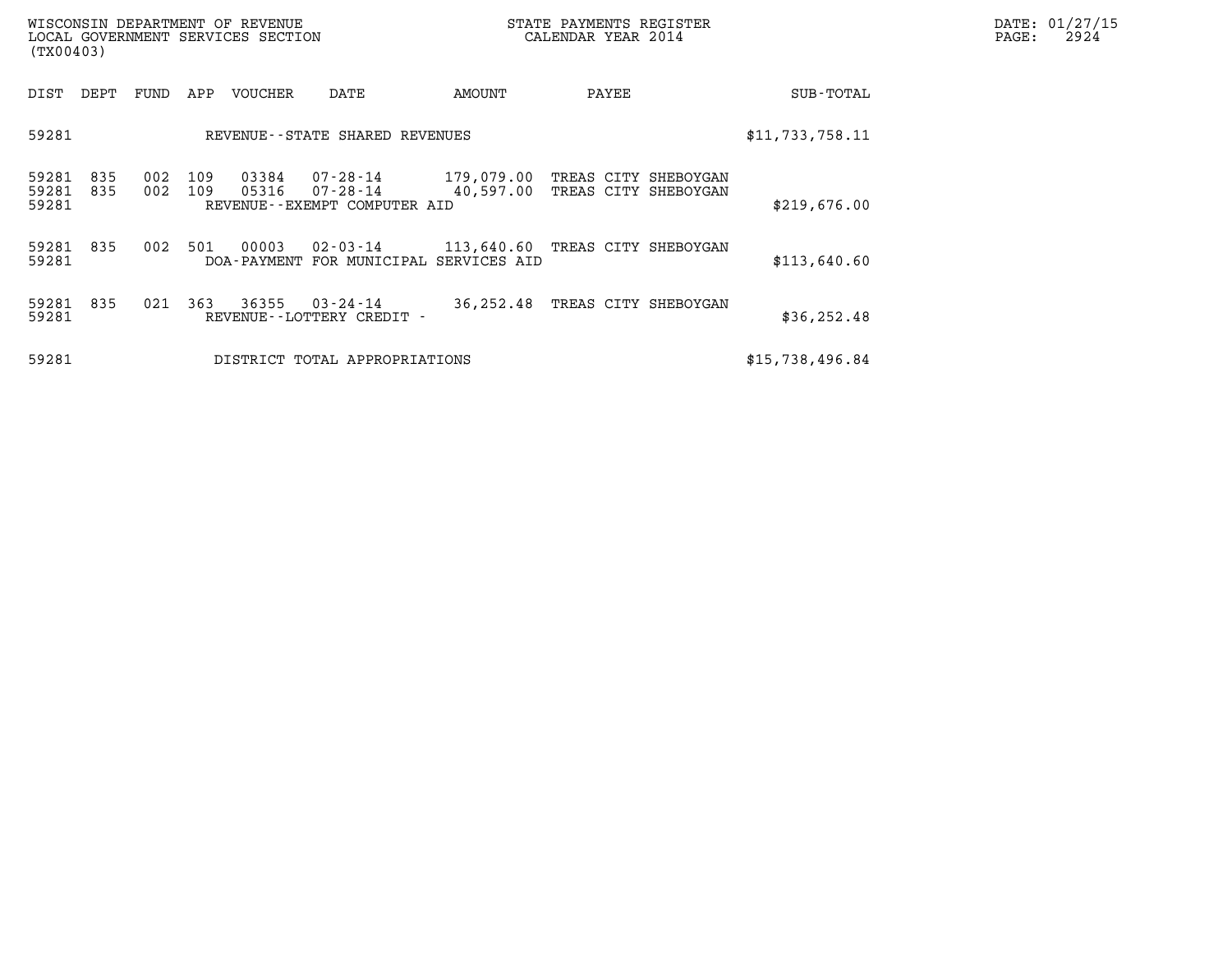WISCONSIN DEPARTMENT OF REVENUE
LOCAL GOVERNMENT SERVICES SECTION
(TX00403)

STATE PAYMENTS REGISTER
CALENDAR YEAR 2014

DATE: 01/27/15

| DIST | DEPT | FUND | APP | VOUCHER | DATE | AMOUNT | PAYEE | SUB-TOTAL |
|---|---|---|---|---|---|---|---|---|
| 59281 | | | | REVENUE--STATE SHARED REVENUES | | | | $11,733,758.11 |
| 59281 | 835 | 002 | 109 | 03384 | 07-28-14 | 179,079.00 | TREAS CITY SHEBOYGAN | |
| 59281 | 835 | 002 | 109 | 05316 | 07-28-14 | 40,597.00 | TREAS CITY SHEBOYGAN | |
| 59281 | | | | REVENUE--EXEMPT COMPUTER AID | | | | $219,676.00 |
| 59281 | 835 | 002 | 501 | 00003 | 02-03-14 | 113,640.60 | TREAS CITY SHEBOYGAN | |
| 59281 | | | | DOA-PAYMENT FOR MUNICIPAL SERVICES AID | | | | $113,640.60 |
| 59281 | 835 | 021 | 363 | 36355 | 03-24-14 | 36,252.48 | TREAS CITY SHEBOYGAN | |
| 59281 | | | | REVENUE--LOTTERY CREDIT - | | | | $36,252.48 |
| 59281 | | | | DISTRICT TOTAL APPROPRIATIONS | | | | $15,738,496.84 |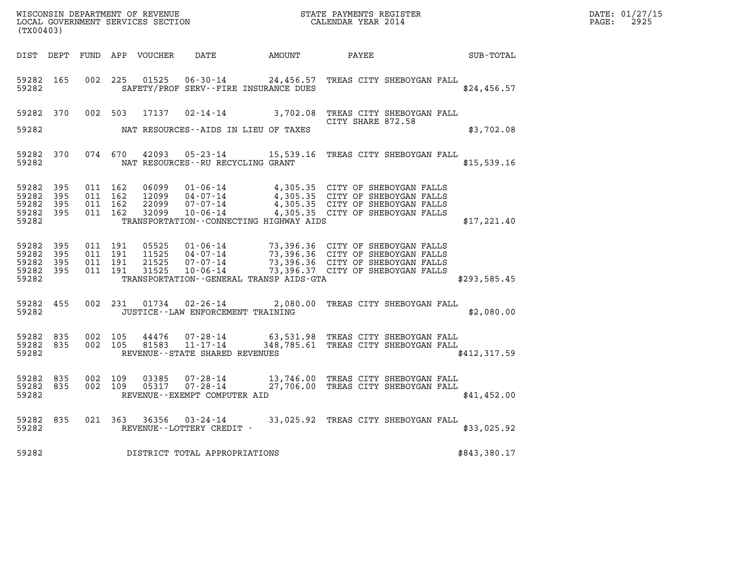WISCONSIN DEPARTMENT OF REVENUE
LOCAL GOVERNMENT SERVICES SECTION
(TX00403)

STATE PAYMENTS REGISTER
CALENDAR YEAR 2014

DATE: 01/27/15

| DIST | DEPT | FUND | APP | VOUCHER | DATE | AMOUNT | PAYEE | SUB-TOTAL |
|---|---|---|---|---|---|---|---|---|
| 59282 | 165 | 002 | 225 | 01525 | 06-30-14 | 24,456.57 | TREAS CITY SHEBOYGAN FALL | |
| 59282 | | | | | SAFETY/PROF SERV--FIRE INSURANCE DUES | | | $24,456.57 |
| 59282 | 370 | 002 | 503 | 17137 | 02-14-14 | 3,702.08 | TREAS CITY SHEBOYGAN FALL CITY SHARE 872.58 | |
| 59282 | | | | | NAT RESOURCES--AIDS IN LIEU OF TAXES | | | $3,702.08 |
| 59282 | 370 | 074 | 670 | 42093 | 05-23-14 | 15,539.16 | TREAS CITY SHEBOYGAN FALL | |
| 59282 | | | | | NAT RESOURCES--RU RECYCLING GRANT | | | $15,539.16 |
| 59282 | 395 | 011 | 162 | 06099 | 01-06-14 | 4,305.35 | CITY OF SHEBOYGAN FALLS | |
| 59282 | 395 | 011 | 162 | 12099 | 04-07-14 | 4,305.35 | CITY OF SHEBOYGAN FALLS | |
| 59282 | 395 | 011 | 162 | 22099 | 07-07-14 | 4,305.35 | CITY OF SHEBOYGAN FALLS | |
| 59282 | 395 | 011 | 162 | 32099 | 10-06-14 | 4,305.35 | CITY OF SHEBOYGAN FALLS | |
| 59282 | | | | | TRANSPORTATION--CONNECTING HIGHWAY AIDS | | | $17,221.40 |
| 59282 | 395 | 011 | 191 | 05525 | 01-06-14 | 73,396.36 | CITY OF SHEBOYGAN FALLS | |
| 59282 | 395 | 011 | 191 | 11525 | 04-07-14 | 73,396.36 | CITY OF SHEBOYGAN FALLS | |
| 59282 | 395 | 011 | 191 | 21525 | 07-07-14 | 73,396.36 | CITY OF SHEBOYGAN FALLS | |
| 59282 | 395 | 011 | 191 | 31525 | 10-06-14 | 73,396.37 | CITY OF SHEBOYGAN FALLS | |
| 59282 | | | | | TRANSPORTATION--GENERAL TRANSP AIDS-GTA | | | $293,585.45 |
| 59282 | 455 | 002 | 231 | 01734 | 02-26-14 | 2,080.00 | TREAS CITY SHEBOYGAN FALL | |
| 59282 | | | | | JUSTICE--LAW ENFORCEMENT TRAINING | | | $2,080.00 |
| 59282 | 835 | 002 | 105 | 44476 | 07-28-14 | 63,531.98 | TREAS CITY SHEBOYGAN FALL | |
| 59282 | 835 | 002 | 105 | 81583 | 11-17-14 | 348,785.61 | TREAS CITY SHEBOYGAN FALL | |
| 59282 | | | | | REVENUE--STATE SHARED REVENUES | | | $412,317.59 |
| 59282 | 835 | 002 | 109 | 03385 | 07-28-14 | 13,746.00 | TREAS CITY SHEBOYGAN FALL | |
| 59282 | 835 | 002 | 109 | 05317 | 07-28-14 | 27,706.00 | TREAS CITY SHEBOYGAN FALL | |
| 59282 | | | | | REVENUE--EXEMPT COMPUTER AID | | | $41,452.00 |
| 59282 | 835 | 021 | 363 | 36356 | 03-24-14 | 33,025.92 | TREAS CITY SHEBOYGAN FALL | |
| 59282 | | | | | REVENUE--LOTTERY CREDIT - | | | $33,025.92 |
| 59282 | | | | | DISTRICT TOTAL APPROPRIATIONS | | | $843,380.17 |